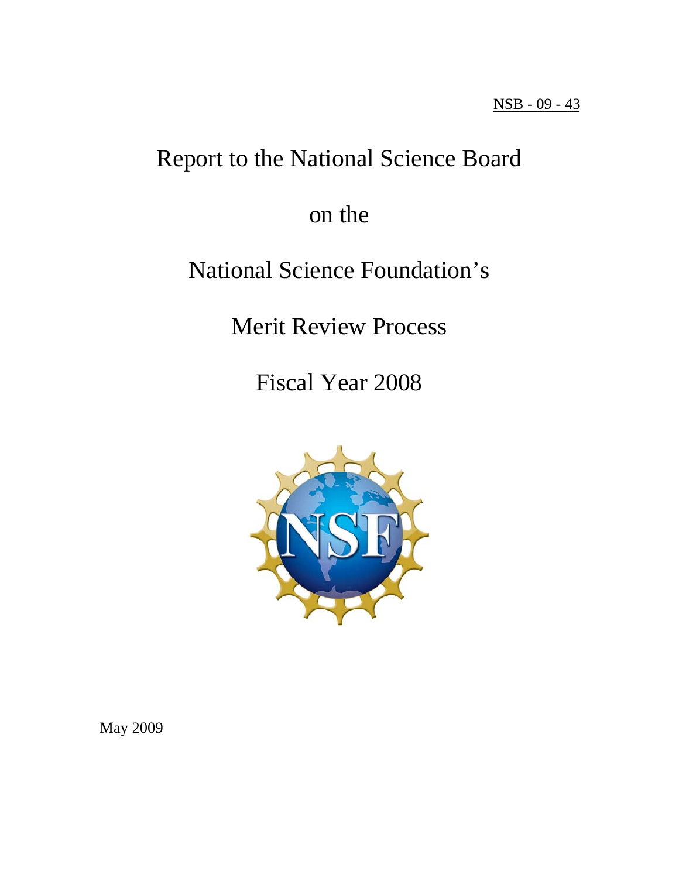NSB - 09 - 43

# Report to the National Science Board

# on the

# National Science Foundation's

# Merit Review Process

# Fiscal Year 2008

May 2009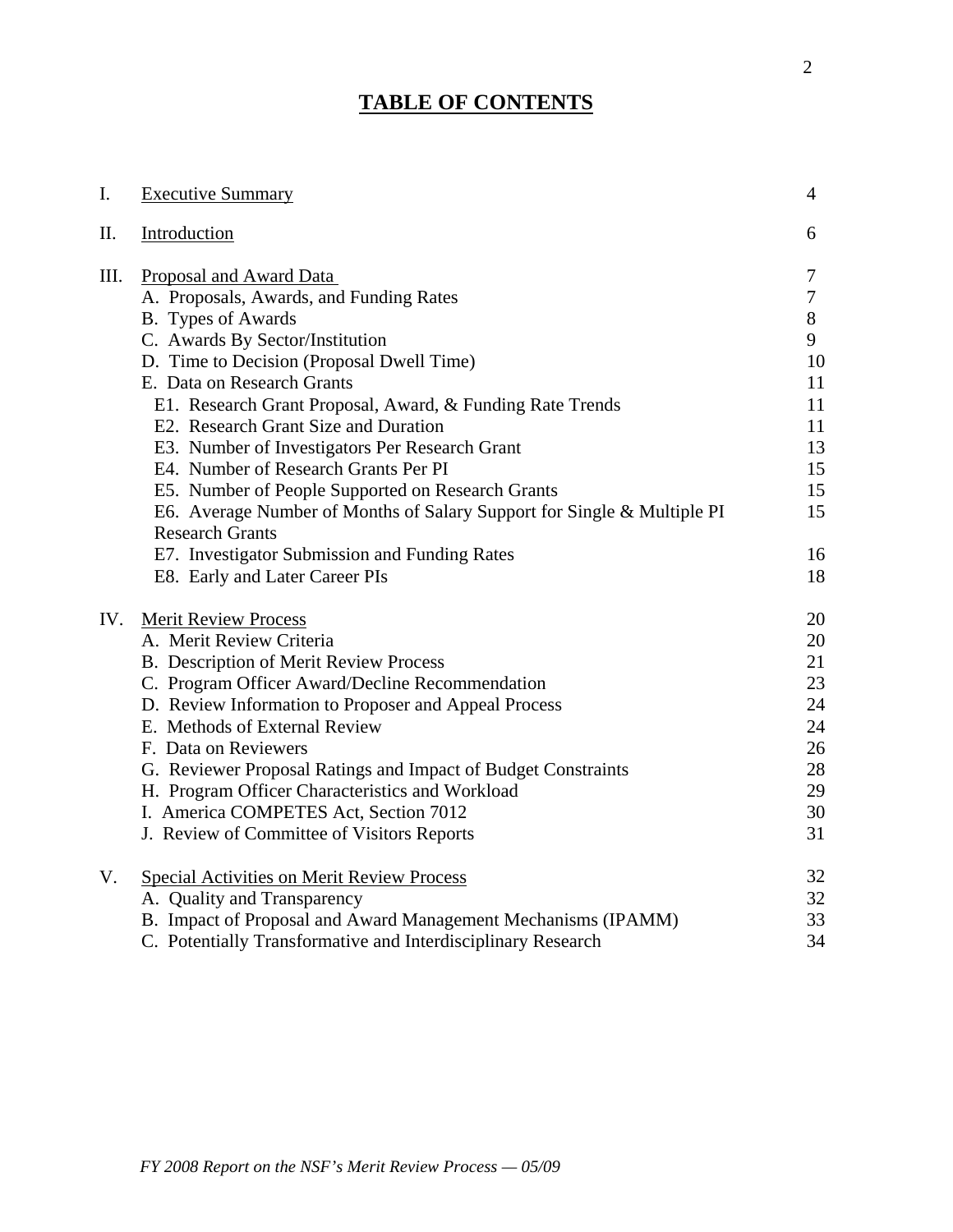# TABLE OF CONTENTS

| | | |
|---|---|---|
| I. | Executive Summary | 4 |
| II. | Introduction | 6 |
| III. | Proposal and Award Data | 7 |
| | A. Proposals, Awards, and Funding Rates | 7 |
| | B. Types of Awards | 8 |
| | C. Awards By Sector/Institution | 9 |
| | D. Time to Decision (Proposal Dwell Time) | 10 |
| | E. Data on Research Grants | 11 |
| | E1. Research Grant Proposal, Award, & Funding Rate Trends | 11 |
| | E2. Research Grant Size and Duration | 11 |
| | E3. Number of Investigators Per Research Grant | 13 |
| | E4. Number of Research Grants Per PI | 15 |
| | E5. Number of People Supported on Research Grants | 15 |
| | E6. Average Number of Months of Salary Support for Single & Multiple PI Research Grants | 15 |
| | E7. Investigator Submission and Funding Rates | 16 |
| | E8. Early and Later Career PIs | 18 |
| IV. | Merit Review Process | 20 |
| | A. Merit Review Criteria | 20 |
| | B. Description of Merit Review Process | 21 |
| | C. Program Officer Award/Decline Recommendation | 23 |
| | D. Review Information to Proposer and Appeal Process | 24 |
| | E. Methods of External Review | 24 |
| | F. Data on Reviewers | 26 |
| | G. Reviewer Proposal Ratings and Impact of Budget Constraints | 28 |
| | H. Program Officer Characteristics and Workload | 29 |
| | I. America COMPETES Act, Section 7012 | 30 |
| | J. Review of Committee of Visitors Reports | 31 |
| V. | Special Activities on Merit Review Process | 32 |
| | A. Quality and Transparency | 32 |
| | B. Impact of Proposal and Award Management Mechanisms (IPAMM) | 33 |
| | C. Potentially Transformative and Interdisciplinary Research | 34 |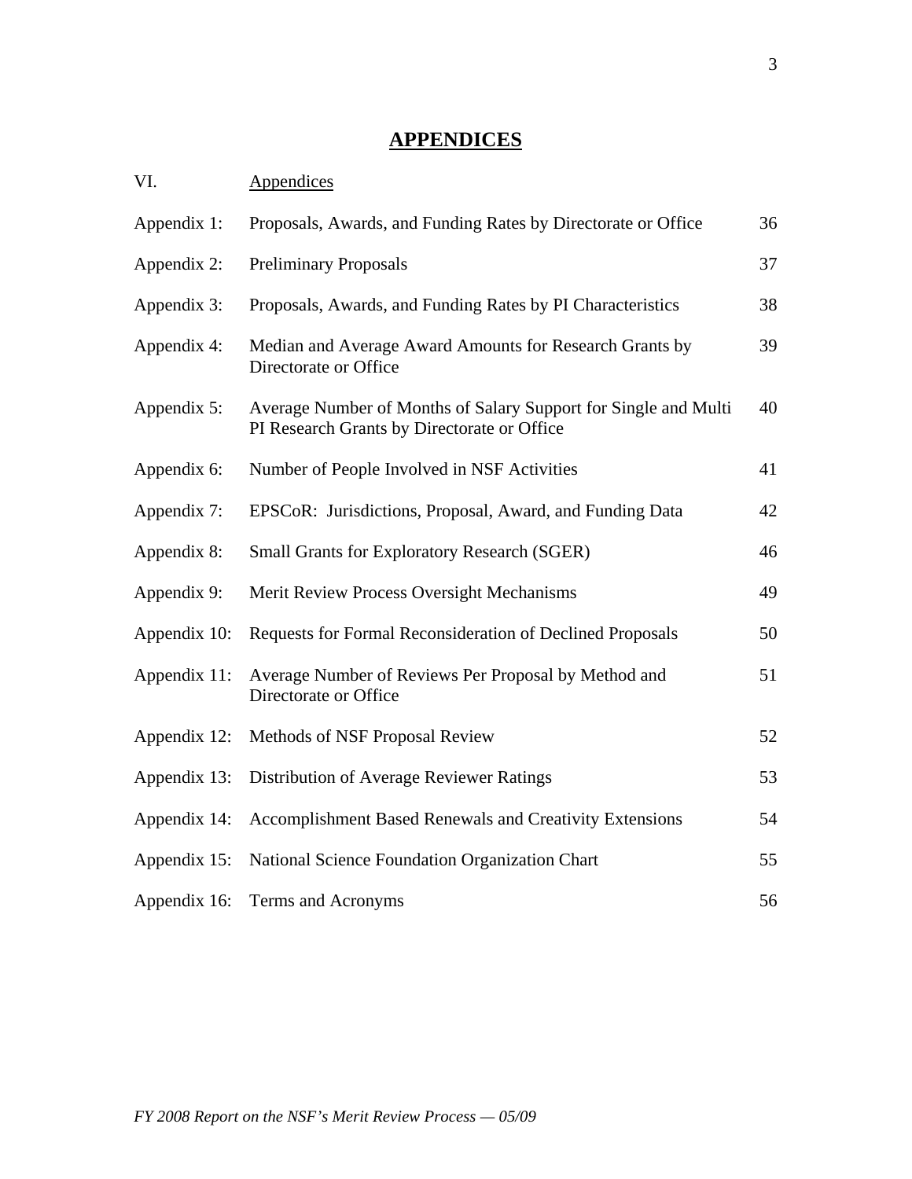# APPENDICES

| VI. | Appendices | |
|---|---|---|
| Appendix 1: | Proposals, Awards, and Funding Rates by Directorate or Office | 36 |
| Appendix 2: | Preliminary Proposals | 37 |
| Appendix 3: | Proposals, Awards, and Funding Rates by PI Characteristics | 38 |
| Appendix 4: | Median and Average Award Amounts for Research Grants by Directorate or Office | 39 |
| Appendix 5: | Average Number of Months of Salary Support for Single and Multi PI Research Grants by Directorate or Office | 40 |
| Appendix 6: | Number of People Involved in NSF Activities | 41 |
| Appendix 7: | EPSCoR: Jurisdictions, Proposal, Award, and Funding Data | 42 |
| Appendix 8: | Small Grants for Exploratory Research (SGER) | 46 |
| Appendix 9: | Merit Review Process Oversight Mechanisms | 49 |
| Appendix 10: | Requests for Formal Reconsideration of Declined Proposals | 50 |
| Appendix 11: | Average Number of Reviews Per Proposal by Method and Directorate or Office | 51 |
| Appendix 12: | Methods of NSF Proposal Review | 52 |
| Appendix 13: | Distribution of Average Reviewer Ratings | 53 |
| Appendix 14: | Accomplishment Based Renewals and Creativity Extensions | 54 |
| Appendix 15: | National Science Foundation Organization Chart | 55 |
| Appendix 16: | Terms and Acronyms | 56 |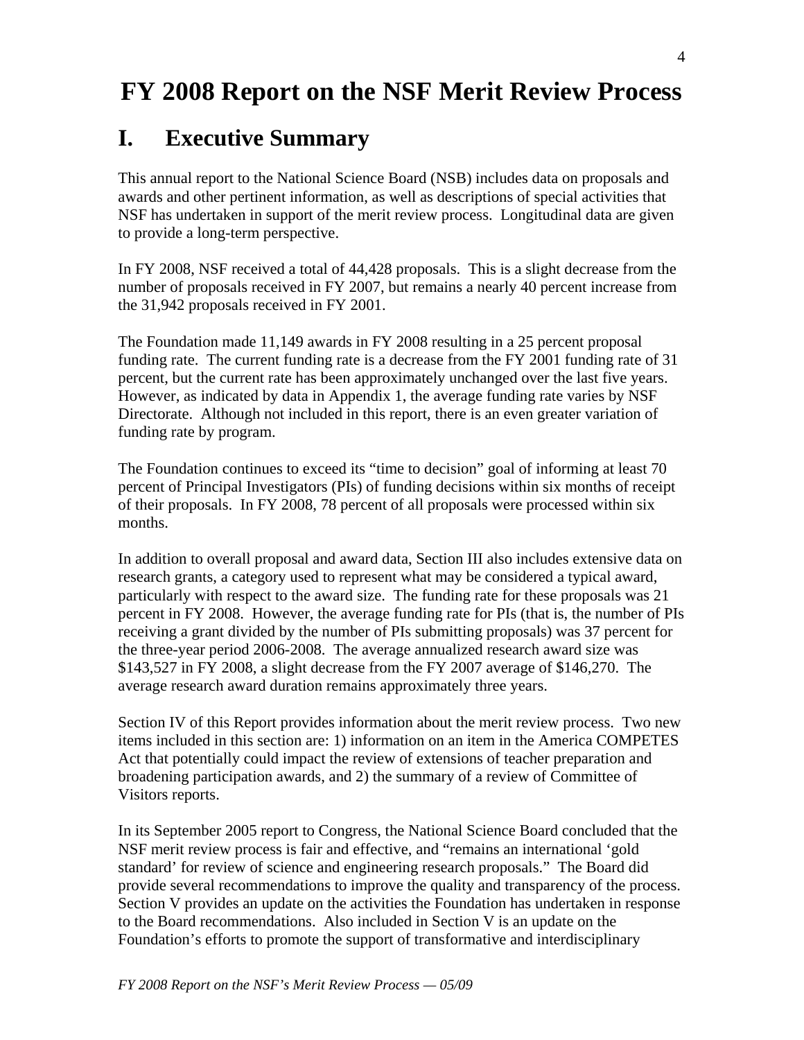# FY 2008 Report on the NSF Merit Review Process

## I. Executive Summary

This annual report to the National Science Board (NSB) includes data on proposals and awards and other pertinent information, as well as descriptions of special activities that NSF has undertaken in support of the merit review process. Longitudinal data are given to provide a long-term perspective.

In FY 2008, NSF received a total of 44,428 proposals. This is a slight decrease from the number of proposals received in FY 2007, but remains a nearly 40 percent increase from the 31,942 proposals received in FY 2001.

The Foundation made 11,149 awards in FY 2008 resulting in a 25 percent proposal funding rate. The current funding rate is a decrease from the FY 2001 funding rate of 31 percent, but the current rate has been approximately unchanged over the last five years. However, as indicated by data in Appendix 1, the average funding rate varies by NSF Directorate. Although not included in this report, there is an even greater variation of funding rate by program.

The Foundation continues to exceed its "time to decision" goal of informing at least 70 percent of Principal Investigators (PIs) of funding decisions within six months of receipt of their proposals. In FY 2008, 78 percent of all proposals were processed within six months.

In addition to overall proposal and award data, Section III also includes extensive data on research grants, a category used to represent what may be considered a typical award, particularly with respect to the award size. The funding rate for these proposals was 21 percent in FY 2008. However, the average funding rate for PIs (that is, the number of PIs receiving a grant divided by the number of PIs submitting proposals) was 37 percent for the three-year period 2006-2008. The average annualized research award size was $143,527 in FY 2008, a slight decrease from the FY 2007 average of $146,270. The average research award duration remains approximately three years.

Section IV of this Report provides information about the merit review process. Two new items included in this section are: 1) information on an item in the America COMPETES Act that potentially could impact the review of extensions of teacher preparation and broadening participation awards, and 2) the summary of a review of Committee of Visitors reports.

In its September 2005 report to Congress, the National Science Board concluded that the NSF merit review process is fair and effective, and "remains an international 'gold standard' for review of science and engineering research proposals." The Board did provide several recommendations to improve the quality and transparency of the process. Section V provides an update on the activities the Foundation has undertaken in response to the Board recommendations. Also included in Section V is an update on the Foundation's efforts to promote the support of transformative and interdisciplinary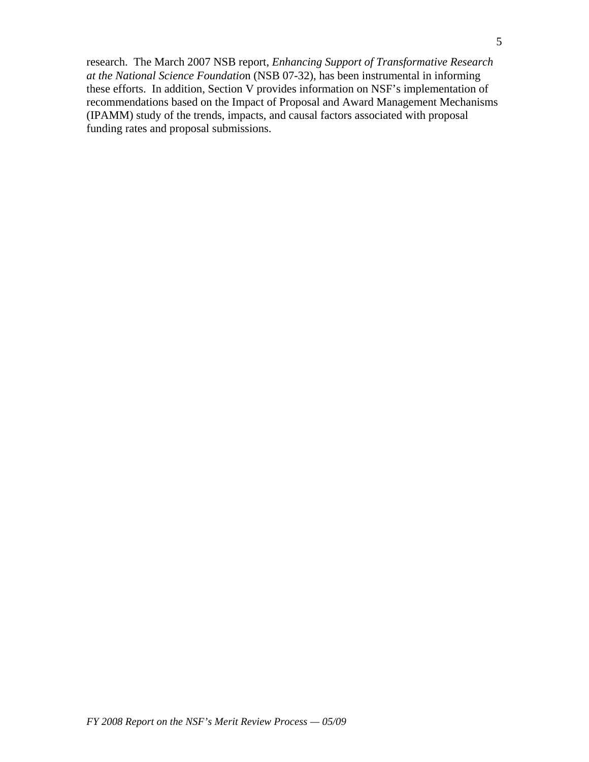research. The March 2007 NSB report, *Enhancing Support of Transformative Research at the National Science Foundation* (NSB 07-32), has been instrumental in informing these efforts. In addition, Section V provides information on NSF's implementation of recommendations based on the Impact of Proposal and Award Management Mechanisms (IPAMM) study of the trends, impacts, and causal factors associated with proposal funding rates and proposal submissions.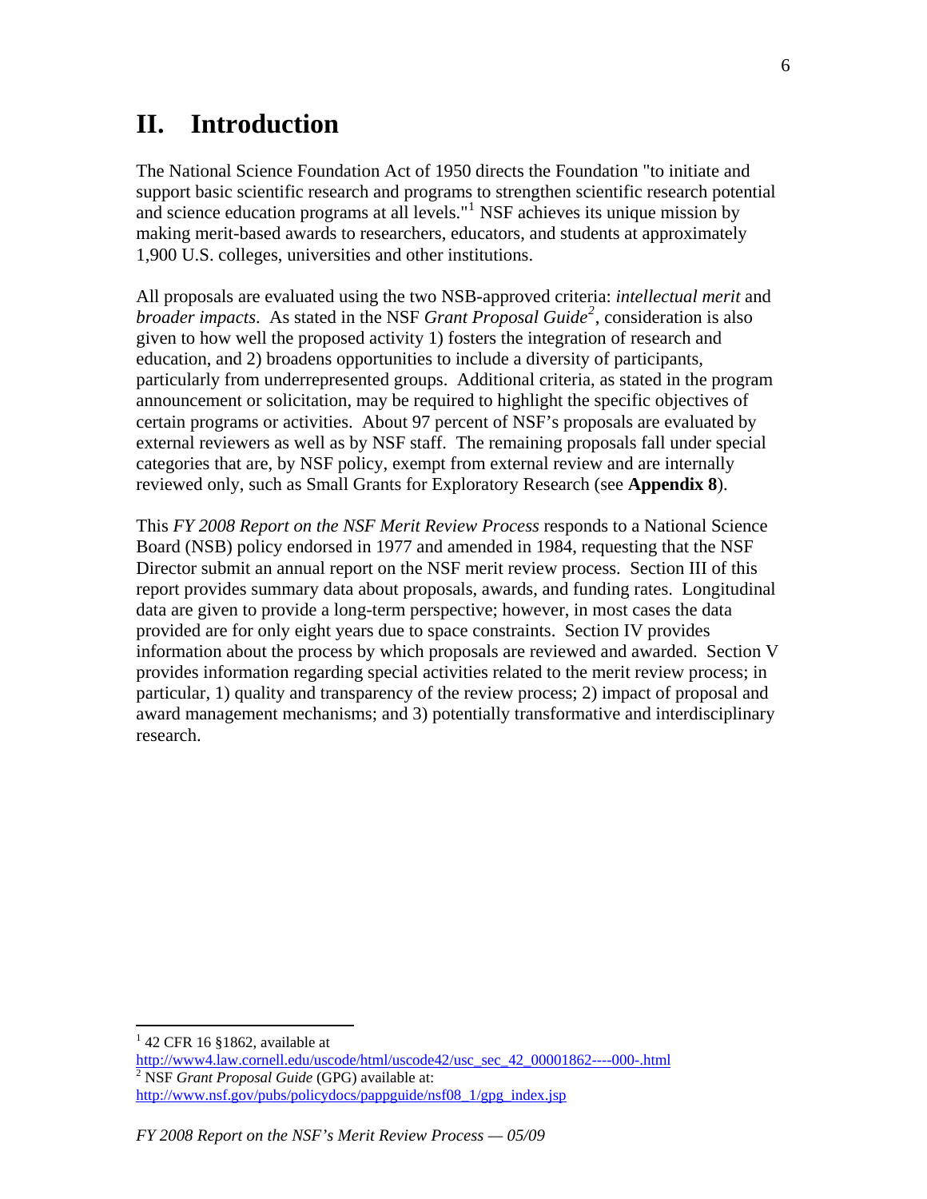## II. Introduction

The National Science Foundation Act of 1950 directs the Foundation "to initiate and support basic scientific research and programs to strengthen scientific research potential and science education programs at all levels."[1] NSF achieves its unique mission by making merit-based awards to researchers, educators, and students at approximately 1,900 U.S. colleges, universities and other institutions.

All proposals are evaluated using the two NSB-approved criteria: *intellectual merit* and *broader impacts*. As stated in the NSF *Grant Proposal Guide*[2], consideration is also given to how well the proposed activity 1) fosters the integration of research and education, and 2) broadens opportunities to include a diversity of participants, particularly from underrepresented groups. Additional criteria, as stated in the program announcement or solicitation, may be required to highlight the specific objectives of certain programs or activities. About 97 percent of NSF's proposals are evaluated by external reviewers as well as by NSF staff. The remaining proposals fall under special categories that are, by NSF policy, exempt from external review and are internally reviewed only, such as Small Grants for Exploratory Research (see **Appendix 8**).

This *FY 2008 Report on the NSF Merit Review Process* responds to a National Science Board (NSB) policy endorsed in 1977 and amended in 1984, requesting that the NSF Director submit an annual report on the NSF merit review process. Section III of this report provides summary data about proposals, awards, and funding rates. Longitudinal data are given to provide a long-term perspective; however, in most cases the data provided are for only eight years due to space constraints. Section IV provides information about the process by which proposals are reviewed and awarded. Section V provides information regarding special activities related to the merit review process; in particular, 1) quality and transparency of the review process; 2) impact of proposal and award management mechanisms; and 3) potentially transformative and interdisciplinary research.

---

[1] 42 CFR 16 §1862, available at http://www4.law.cornell.edu/uscode/html/uscode42/usc_sec_42_00001862----000-.html

[2] NSF *Grant Proposal Guide* (GPG) available at: http://www.nsf.gov/pubs/policydocs/pappguide/nsf08_1/gpg_index.jsp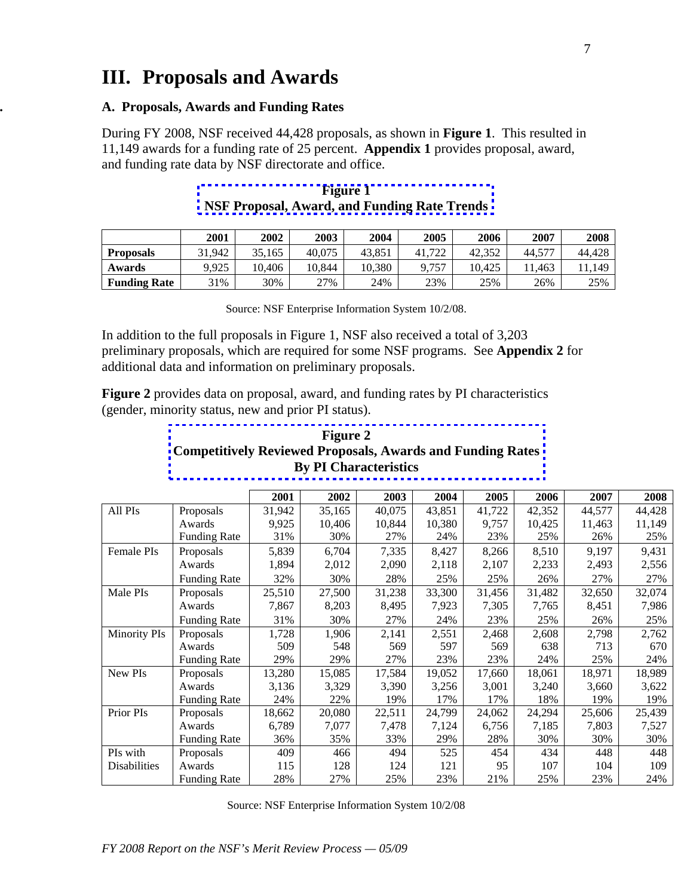# III. Proposals and Awards

## A. Proposals, Awards and Funding Rates

During FY 2008, NSF received 44,428 proposals, as shown in **Figure 1**. This resulted in 11,149 awards for a funding rate of 25 percent. **Appendix 1** provides proposal, award, and funding rate data by NSF directorate and office.

**Figure 1**
**NSF Proposal, Award, and Funding Rate Trends**

| | 2001 | 2002 | 2003 | 2004 | 2005 | 2006 | 2007 | 2008 |
|---|---|---|---|---|---|---|---|---|
| **Proposals** | 31,942 | 35,165 | 40,075 | 43,851 | 41,722 | 42,352 | 44,577 | 44,428 |
| **Awards** | 9,925 | 10,406 | 10,844 | 10,380 | 9,757 | 10,425 | 11,463 | 11,149 |
| **Funding Rate** | 31% | 30% | 27% | 24% | 23% | 25% | 26% | 25% |

Source: NSF Enterprise Information System 10/2/08.

In addition to the full proposals in Figure 1, NSF also received a total of 3,203 preliminary proposals, which are required for some NSF programs. See **Appendix 2** for additional data and information on preliminary proposals.

**Figure 2** provides data on proposal, award, and funding rates by PI characteristics (gender, minority status, new and prior PI status).

**Figure 2**
**Competitively Reviewed Proposals, Awards and Funding Rates By PI Characteristics**

| | | 2001 | 2002 | 2003 | 2004 | 2005 | 2006 | 2007 | 2008 |
|---|---|---|---|---|---|---|---|---|---|
| All PIs | Proposals | 31,942 | 35,165 | 40,075 | 43,851 | 41,722 | 42,352 | 44,577 | 44,428 |
| | Awards | 9,925 | 10,406 | 10,844 | 10,380 | 9,757 | 10,425 | 11,463 | 11,149 |
| | Funding Rate | 31% | 30% | 27% | 24% | 23% | 25% | 26% | 25% |
| Female PIs | Proposals | 5,839 | 6,704 | 7,335 | 8,427 | 8,266 | 8,510 | 9,197 | 9,431 |
| | Awards | 1,894 | 2,012 | 2,090 | 2,118 | 2,107 | 2,233 | 2,493 | 2,556 |
| | Funding Rate | 32% | 30% | 28% | 25% | 25% | 26% | 27% | 27% |
| Male PIs | Proposals | 25,510 | 27,500 | 31,238 | 33,300 | 31,456 | 31,482 | 32,650 | 32,074 |
| | Awards | 7,867 | 8,203 | 8,495 | 7,923 | 7,305 | 7,765 | 8,451 | 7,986 |
| | Funding Rate | 31% | 30% | 27% | 24% | 23% | 25% | 26% | 25% |
| Minority PIs | Proposals | 1,728 | 1,906 | 2,141 | 2,551 | 2,468 | 2,608 | 2,798 | 2,762 |
| | Awards | 509 | 548 | 569 | 597 | 569 | 638 | 713 | 670 |
| | Funding Rate | 29% | 29% | 27% | 23% | 23% | 24% | 25% | 24% |
| New PIs | Proposals | 13,280 | 15,085 | 17,584 | 19,052 | 17,660 | 18,061 | 18,971 | 18,989 |
| | Awards | 3,136 | 3,329 | 3,390 | 3,256 | 3,001 | 3,240 | 3,660 | 3,622 |
| | Funding Rate | 24% | 22% | 19% | 17% | 17% | 18% | 19% | 19% |
| Prior PIs | Proposals | 18,662 | 20,080 | 22,511 | 24,799 | 24,062 | 24,294 | 25,606 | 25,439 |
| | Awards | 6,789 | 7,077 | 7,478 | 7,124 | 6,756 | 7,185 | 7,803 | 7,527 |
| | Funding Rate | 36% | 35% | 33% | 29% | 28% | 30% | 30% | 30% |
| PIs with Disabilities | Proposals | 409 | 466 | 494 | 525 | 454 | 434 | 448 | 448 |
| | Awards | 115 | 128 | 124 | 121 | 95 | 107 | 104 | 109 |
| | Funding Rate | 28% | 27% | 25% | 23% | 21% | 25% | 23% | 24% |

Source: NSF Enterprise Information System 10/2/08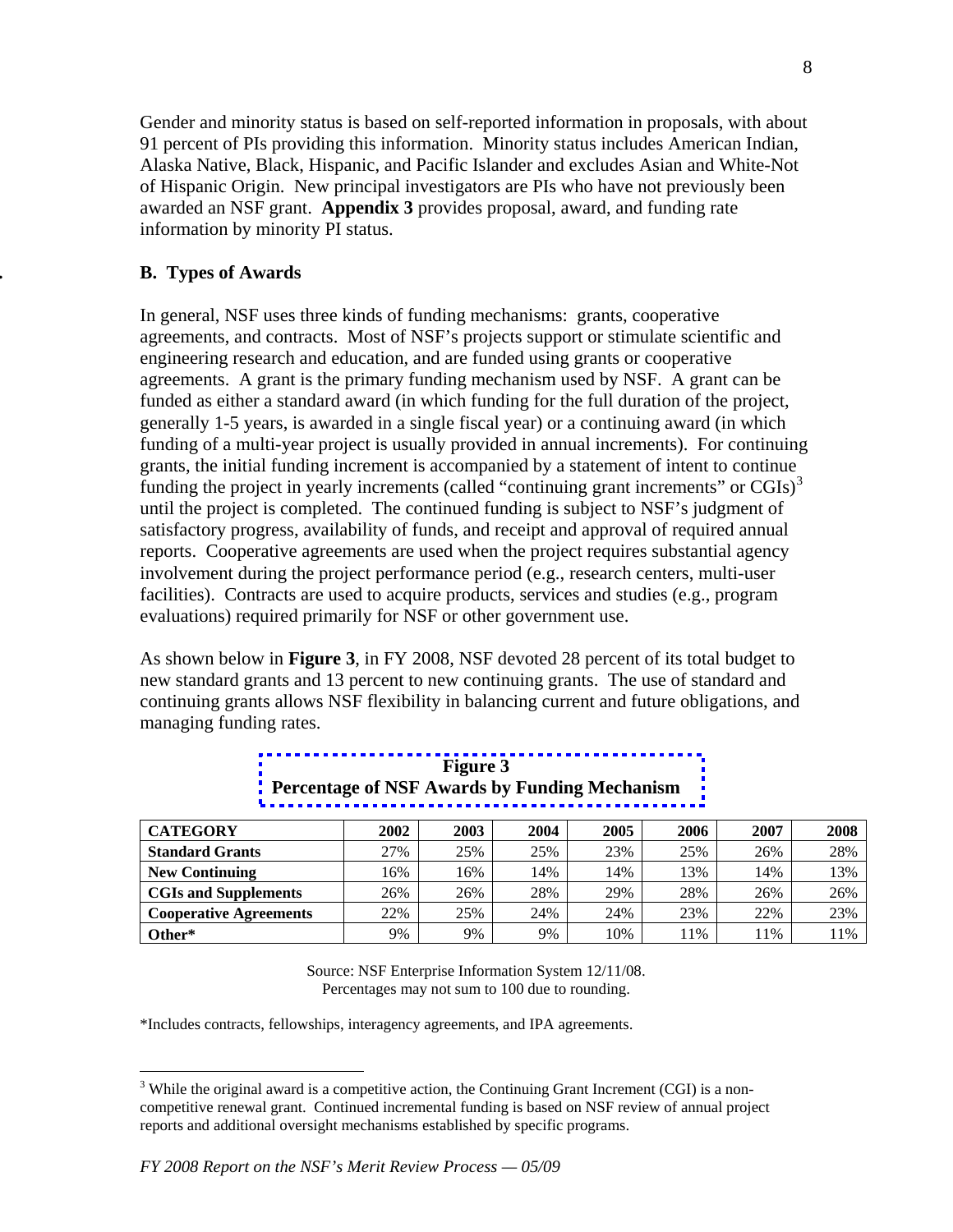Gender and minority status is based on self-reported information in proposals, with about 91 percent of PIs providing this information. Minority status includes American Indian, Alaska Native, Black, Hispanic, and Pacific Islander and excludes Asian and White-Not of Hispanic Origin. New principal investigators are PIs who have not previously been awarded an NSF grant. **Appendix 3** provides proposal, award, and funding rate information by minority PI status.

### B. Types of Awards

In general, NSF uses three kinds of funding mechanisms: grants, cooperative agreements, and contracts. Most of NSF's projects support or stimulate scientific and engineering research and education, and are funded using grants or cooperative agreements. A grant is the primary funding mechanism used by NSF. A grant can be funded as either a standard award (in which funding for the full duration of the project, generally 1-5 years, is awarded in a single fiscal year) or a continuing award (in which funding of a multi-year project is usually provided in annual increments). For continuing grants, the initial funding increment is accompanied by a statement of intent to continue funding the project in yearly increments (called "continuing grant increments" or CGIs)[3] until the project is completed. The continued funding is subject to NSF's judgment of satisfactory progress, availability of funds, and receipt and approval of required annual reports. Cooperative agreements are used when the project requires substantial agency involvement during the project performance period (e.g., research centers, multi-user facilities). Contracts are used to acquire products, services and studies (e.g., program evaluations) required primarily for NSF or other government use.

As shown below in **Figure 3**, in FY 2008, NSF devoted 28 percent of its total budget to new standard grants and 13 percent to new continuing grants. The use of standard and continuing grants allows NSF flexibility in balancing current and future obligations, and managing funding rates.

**Figure 3**
**Percentage of NSF Awards by Funding Mechanism**

| CATEGORY | 2002 | 2003 | 2004 | 2005 | 2006 | 2007 | 2008 |
|---|---|---|---|---|---|---|---|
| **Standard Grants** | 27% | 25% | 25% | 23% | 25% | 26% | 28% |
| **New Continuing** | 16% | 16% | 14% | 14% | 13% | 14% | 13% |
| **CGIs and Supplements** | 26% | 26% | 28% | 29% | 28% | 26% | 26% |
| **Cooperative Agreements** | 22% | 25% | 24% | 24% | 23% | 22% | 23% |
| **Other*** | 9% | 9% | 9% | 10% | 11% | 11% | 11% |

Source: NSF Enterprise Information System 12/11/08.
Percentages may not sum to 100 due to rounding.

*Includes contracts, fellowships, interagency agreements, and IPA agreements.

[3] While the original award is a competitive action, the Continuing Grant Increment (CGI) is a non-competitive renewal grant. Continued incremental funding is based on NSF review of annual project reports and additional oversight mechanisms established by specific programs.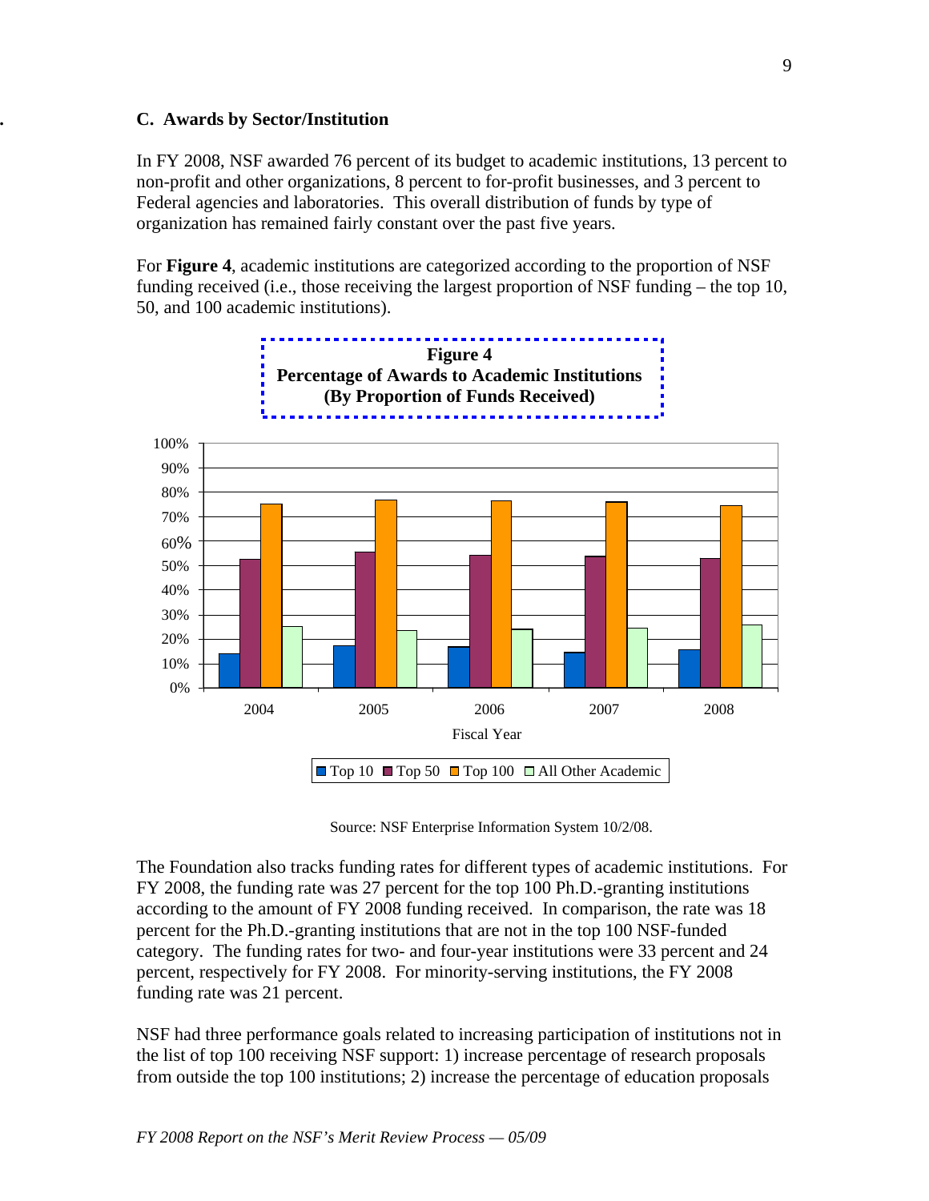### C. Awards by Sector/Institution

In FY 2008, NSF awarded 76 percent of its budget to academic institutions, 13 percent to non-profit and other organizations, 8 percent to for-profit businesses, and 3 percent to Federal agencies and laboratories. This overall distribution of funds by type of organization has remained fairly constant over the past five years.

For **Figure 4**, academic institutions are categorized according to the proportion of NSF funding received (i.e., those receiving the largest proportion of NSF funding – the top 10, 50, and 100 academic institutions).

**Figure 4**
**Percentage of Awards to Academic Institutions**
**(By Proportion of Funds Received)**

Source: NSF Enterprise Information System 10/2/08.

The Foundation also tracks funding rates for different types of academic institutions. For FY 2008, the funding rate was 27 percent for the top 100 Ph.D.-granting institutions according to the amount of FY 2008 funding received. In comparison, the rate was 18 percent for the Ph.D.-granting institutions that are not in the top 100 NSF-funded category. The funding rates for two- and four-year institutions were 33 percent and 24 percent, respectively for FY 2008. For minority-serving institutions, the FY 2008 funding rate was 21 percent.

NSF had three performance goals related to increasing participation of institutions not in the list of top 100 receiving NSF support: 1) increase percentage of research proposals from outside the top 100 institutions; 2) increase the percentage of education proposals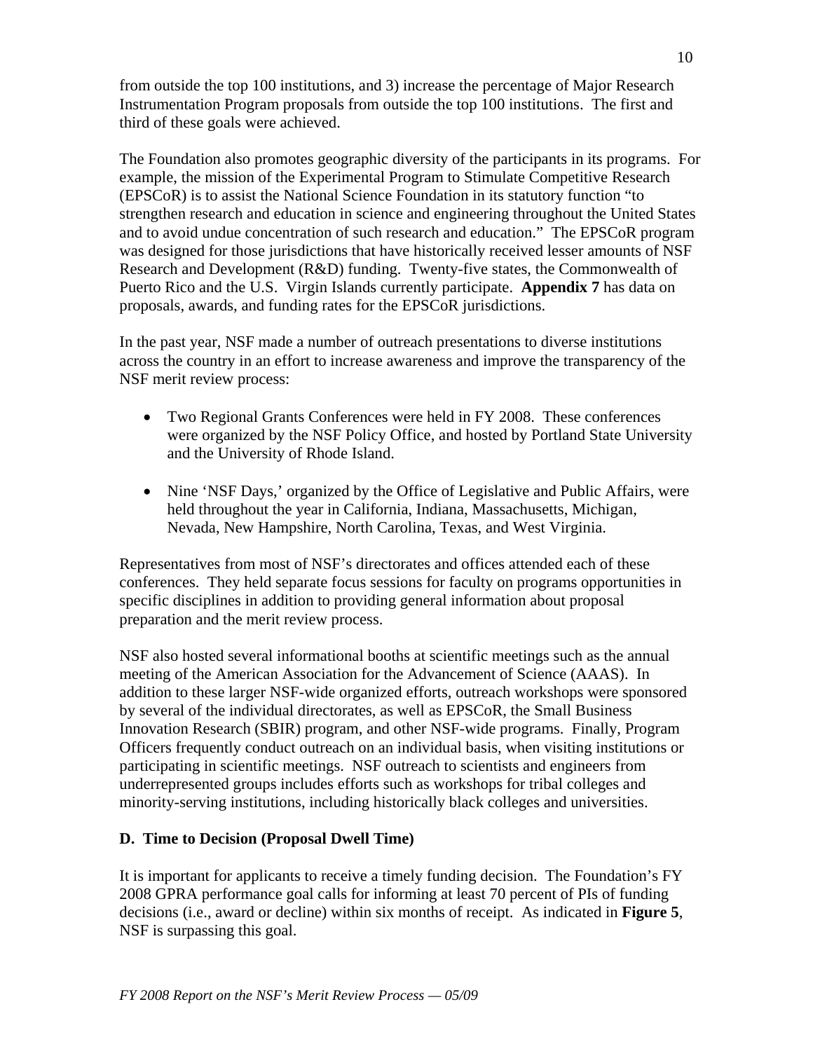from outside the top 100 institutions, and 3) increase the percentage of Major Research Instrumentation Program proposals from outside the top 100 institutions. The first and third of these goals were achieved.

The Foundation also promotes geographic diversity of the participants in its programs. For example, the mission of the Experimental Program to Stimulate Competitive Research (EPSCoR) is to assist the National Science Foundation in its statutory function "to strengthen research and education in science and engineering throughout the United States and to avoid undue concentration of such research and education." The EPSCoR program was designed for those jurisdictions that have historically received lesser amounts of NSF Research and Development (R&D) funding. Twenty-five states, the Commonwealth of Puerto Rico and the U.S. Virgin Islands currently participate. **Appendix 7** has data on proposals, awards, and funding rates for the EPSCoR jurisdictions.

In the past year, NSF made a number of outreach presentations to diverse institutions across the country in an effort to increase awareness and improve the transparency of the NSF merit review process:

- Two Regional Grants Conferences were held in FY 2008. These conferences were organized by the NSF Policy Office, and hosted by Portland State University and the University of Rhode Island.

- Nine 'NSF Days,' organized by the Office of Legislative and Public Affairs, were held throughout the year in California, Indiana, Massachusetts, Michigan, Nevada, New Hampshire, North Carolina, Texas, and West Virginia.

Representatives from most of NSF's directorates and offices attended each of these conferences. They held separate focus sessions for faculty on programs opportunities in specific disciplines in addition to providing general information about proposal preparation and the merit review process.

NSF also hosted several informational booths at scientific meetings such as the annual meeting of the American Association for the Advancement of Science (AAAS). In addition to these larger NSF-wide organized efforts, outreach workshops were sponsored by several of the individual directorates, as well as EPSCoR, the Small Business Innovation Research (SBIR) program, and other NSF-wide programs. Finally, Program Officers frequently conduct outreach on an individual basis, when visiting institutions or participating in scientific meetings. NSF outreach to scientists and engineers from underrepresented groups includes efforts such as workshops for tribal colleges and minority-serving institutions, including historically black colleges and universities.

### D. Time to Decision (Proposal Dwell Time)

It is important for applicants to receive a timely funding decision. The Foundation's FY 2008 GPRA performance goal calls for informing at least 70 percent of PIs of funding decisions (i.e., award or decline) within six months of receipt. As indicated in **Figure 5**, NSF is surpassing this goal.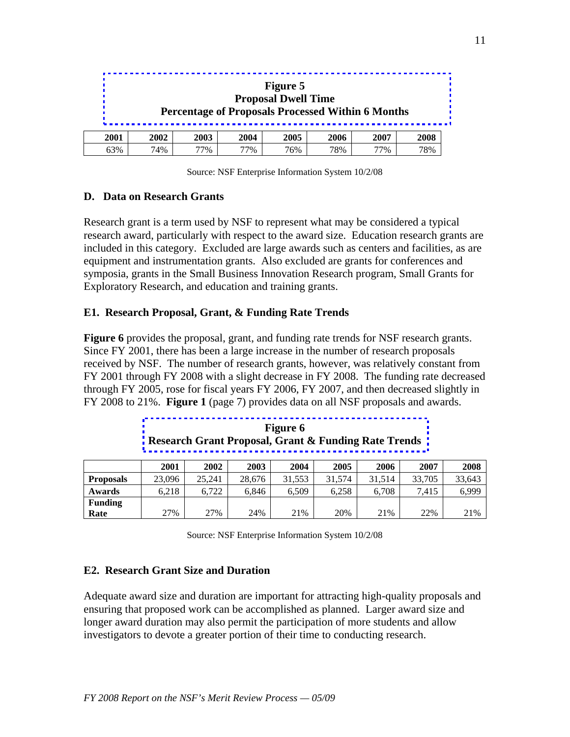**Figure 5**
**Proposal Dwell Time**
**Percentage of Proposals Processed Within 6 Months**

| 2001 | 2002 | 2003 | 2004 | 2005 | 2006 | 2007 | 2008 |
|---|---|---|---|---|---|---|---|
| 63% | 74% | 77% | 77% | 76% | 78% | 77% | 78% |

Source: NSF Enterprise Information System 10/2/08

## D. Data on Research Grants

Research grant is a term used by NSF to represent what may be considered a typical research award, particularly with respect to the award size. Education research grants are included in this category. Excluded are large awards such as centers and facilities, as are equipment and instrumentation grants. Also excluded are grants for conferences and symposia, grants in the Small Business Innovation Research program, Small Grants for Exploratory Research, and education and training grants.

### E1. Research Proposal, Grant, & Funding Rate Trends

**Figure 6** provides the proposal, grant, and funding rate trends for NSF research grants. Since FY 2001, there has been a large increase in the number of research proposals received by NSF. The number of research grants, however, was relatively constant from FY 2001 through FY 2008 with a slight decrease in FY 2008. The funding rate decreased through FY 2005, rose for fiscal years FY 2006, FY 2007, and then decreased slightly in FY 2008 to 21%. **Figure 1** (page 7) provides data on all NSF proposals and awards.

**Figure 6**
**Research Grant Proposal, Grant & Funding Rate Trends**

| | 2001 | 2002 | 2003 | 2004 | 2005 | 2006 | 2007 | 2008 |
|---|---|---|---|---|---|---|---|---|
| **Proposals** | 23,096 | 25,241 | 28,676 | 31,553 | 31,574 | 31,514 | 33,705 | 33,643 |
| **Awards** | 6,218 | 6,722 | 6,846 | 6,509 | 6,258 | 6,708 | 7,415 | 6,999 |
| **Funding Rate** | 27% | 27% | 24% | 21% | 20% | 21% | 22% | 21% |

Source: NSF Enterprise Information System 10/2/08

### E2. Research Grant Size and Duration

Adequate award size and duration are important for attracting high-quality proposals and ensuring that proposed work can be accomplished as planned. Larger award size and longer award duration may also permit the participation of more students and allow investigators to devote a greater portion of their time to conducting research.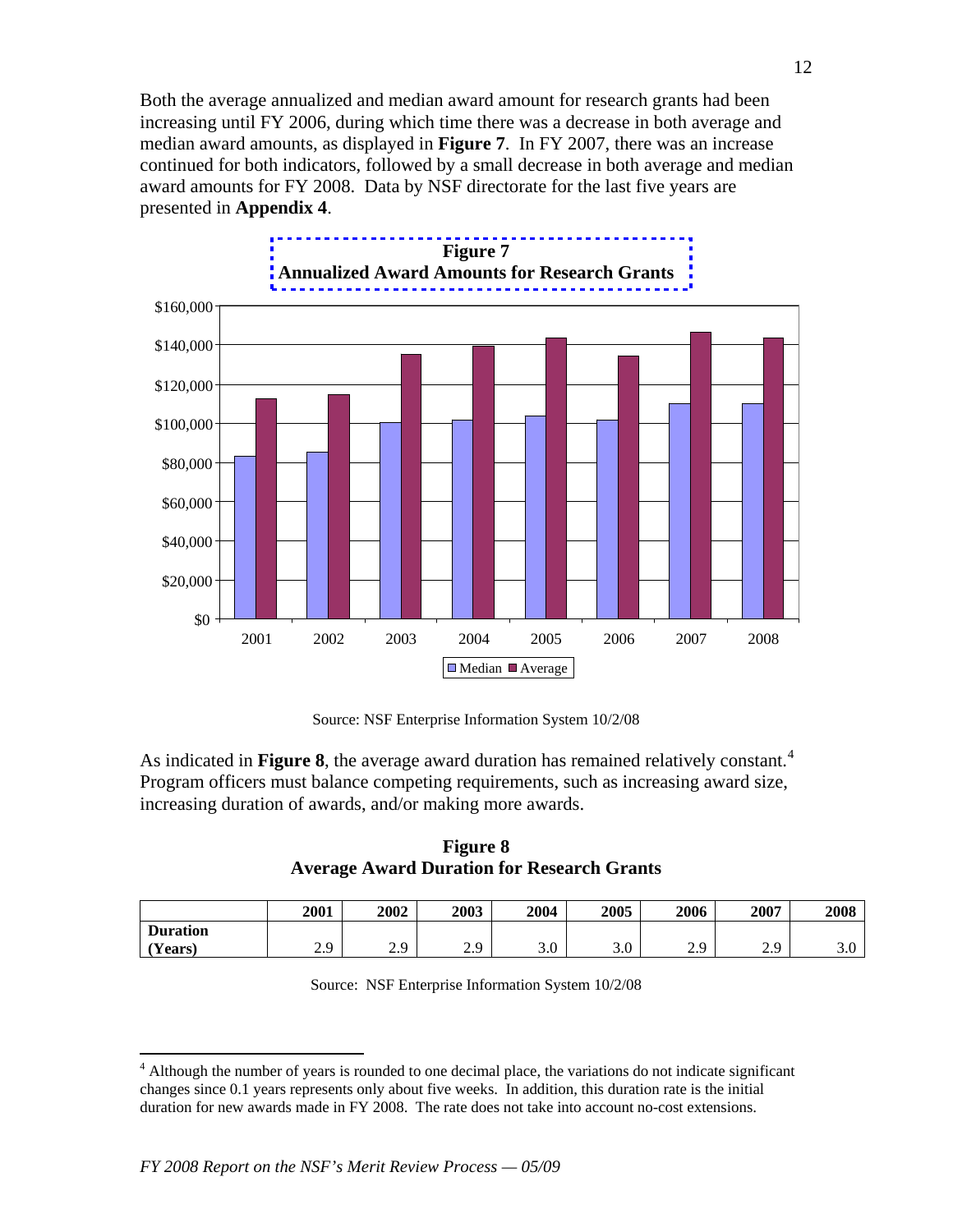Both the average annualized and median award amount for research grants had been increasing until FY 2006, during which time there was a decrease in both average and median award amounts, as displayed in **Figure 7**. In FY 2007, there was an increase continued for both indicators, followed by a small decrease in both average and median award amounts for FY 2008. Data by NSF directorate for the last five years are presented in **Appendix 4**.

**Figure 7**
**Annualized Award Amounts for Research Grants**

Source: NSF Enterprise Information System 10/2/08

As indicated in **Figure 8**, the average award duration has remained relatively constant.[4] Program officers must balance competing requirements, such as increasing award size, increasing duration of awards, and/or making more awards.

**Figure 8**
**Average Award Duration for Research Grants**

| | 2001 | 2002 | 2003 | 2004 | 2005 | 2006 | 2007 | 2008 |
|---|---|---|---|---|---|---|---|---|
| **Duration (Years)** | 2.9 | 2.9 | 2.9 | 3.0 | 3.0 | 2.9 | 2.9 | 3.0 |

Source: NSF Enterprise Information System 10/2/08

[4] Although the number of years is rounded to one decimal place, the variations do not indicate significant changes since 0.1 years represents only about five weeks. In addition, this duration rate is the initial duration for new awards made in FY 2008. The rate does not take into account no-cost extensions.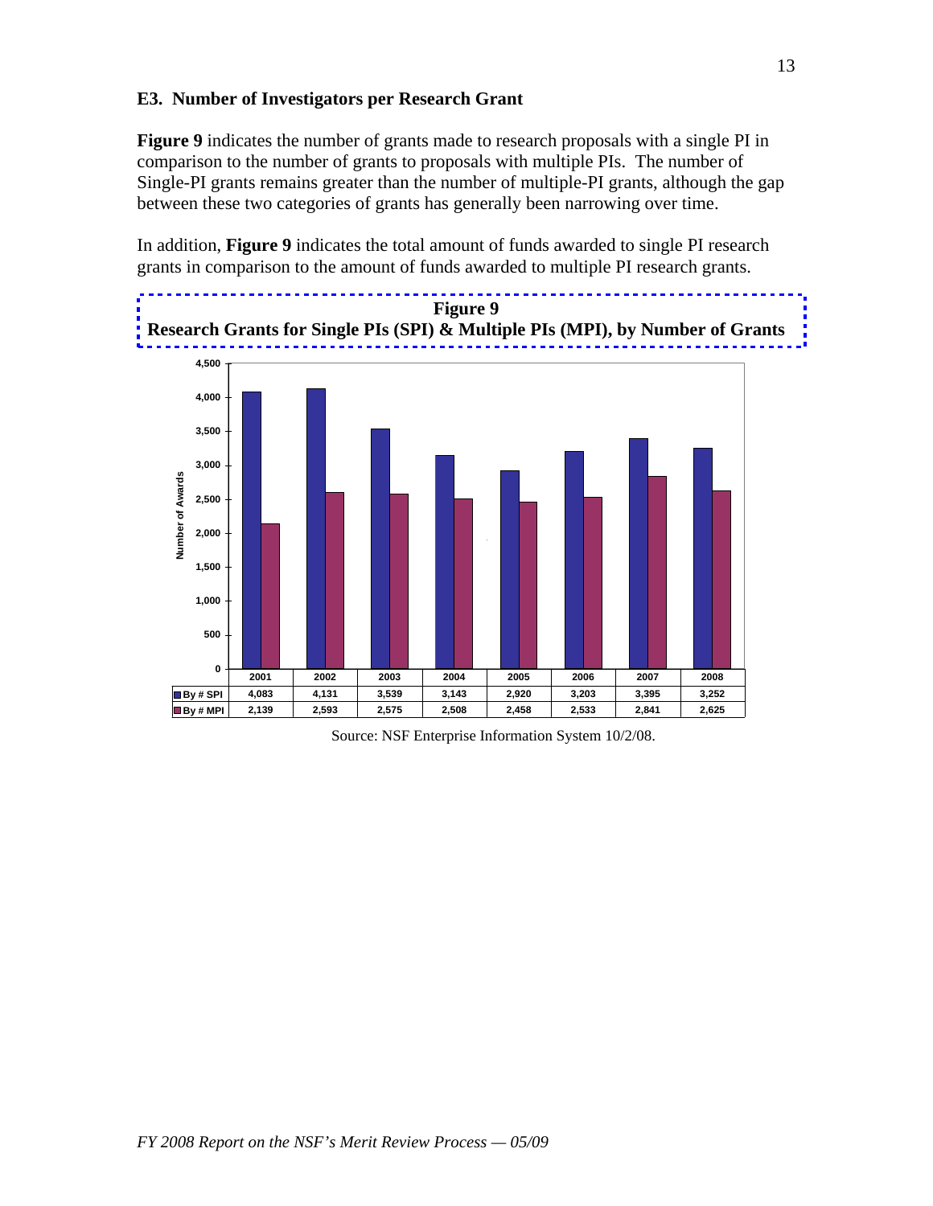### E3. Number of Investigators per Research Grant

**Figure 9** indicates the number of grants made to research proposals with a single PI in comparison to the number of grants to proposals with multiple PIs. The number of Single-PI grants remains greater than the number of multiple-PI grants, although the gap between these two categories of grants has generally been narrowing over time.

In addition, **Figure 9** indicates the total amount of funds awarded to single PI research grants in comparison to the amount of funds awarded to multiple PI research grants.

**Figure 9**
**Research Grants for Single PIs (SPI) & Multiple PIs (MPI), by Number of Grants**

| | 2001 | 2002 | 2003 | 2004 | 2005 | 2006 | 2007 | 2008 |
|---|---|---|---|---|---|---|---|---|
| By # SPI | 4,083 | 4,131 | 3,539 | 3,143 | 2,920 | 3,203 | 3,395 | 3,252 |
| By # MPI | 2,139 | 2,593 | 2,575 | 2,508 | 2,458 | 2,533 | 2,841 | 2,625 |

Source: NSF Enterprise Information System 10/2/08.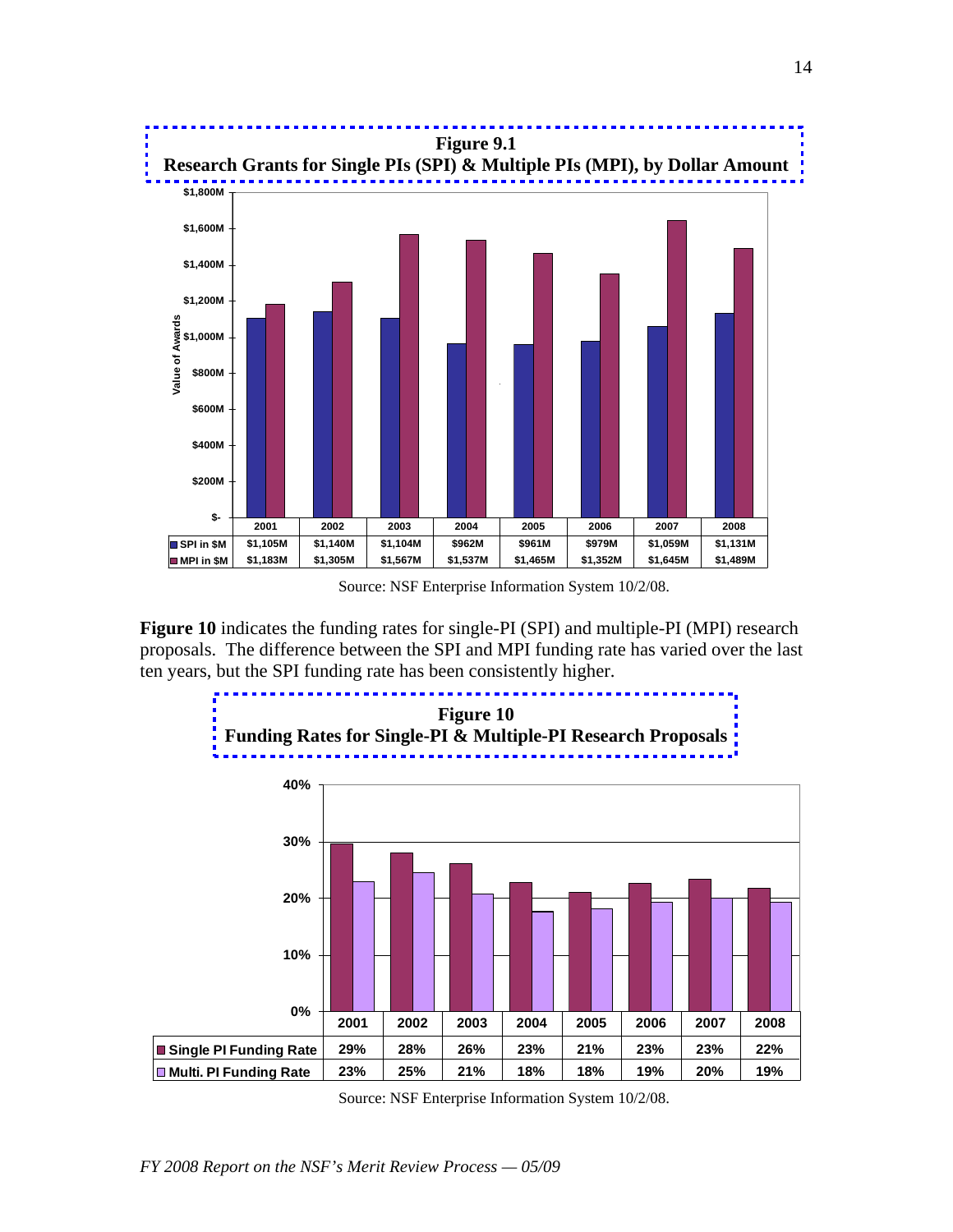**Figure 9.1**
**Research Grants for Single PIs (SPI) & Multiple PIs (MPI), by Dollar Amount**

| | 2001 | 2002 | 2003 | 2004 | 2005 | 2006 | 2007 | 2008 |
|---|---|---|---|---|---|---|---|---|
| SPI in $M | $1,105M | $1,140M | $1,104M | $962M | $961M | $979M | $1,059M | $1,131M |
| MPI in $M | $1,183M | $1,305M | $1,567M | $1,537M | $1,465M | $1,352M | $1,645M | $1,489M |

Source: NSF Enterprise Information System 10/2/08.

**Figure 10** indicates the funding rates for single-PI (SPI) and multiple-PI (MPI) research proposals. The difference between the SPI and MPI funding rate has varied over the last ten years, but the SPI funding rate has been consistently higher.

**Figure 10**
**Funding Rates for Single-PI & Multiple-PI Research Proposals**

| | 2001 | 2002 | 2003 | 2004 | 2005 | 2006 | 2007 | 2008 |
|---|---|---|---|---|---|---|---|---|
| Single PI Funding Rate | 29% | 28% | 26% | 23% | 21% | 23% | 23% | 22% |
| Multi. PI Funding Rate | 23% | 25% | 21% | 18% | 18% | 19% | 20% | 19% |

Source: NSF Enterprise Information System 10/2/08.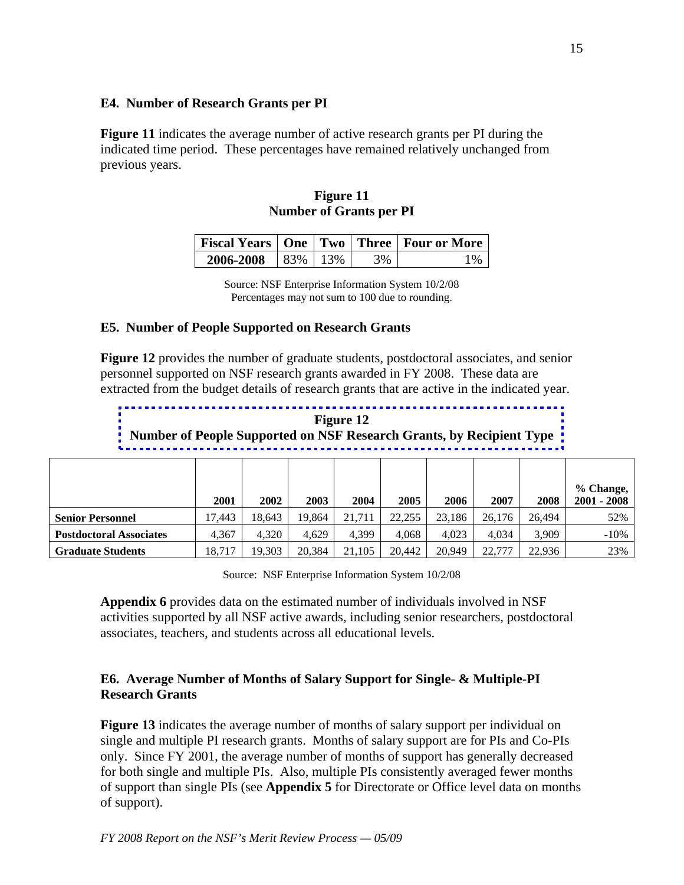### E4. Number of Research Grants per PI

**Figure 11** indicates the average number of active research grants per PI during the indicated time period. These percentages have remained relatively unchanged from previous years.

**Figure 11**
**Number of Grants per PI**

| Fiscal Years | One | Two | Three | Four or More |
|---|---|---|---|---|
| **2006-2008** | 83% | 13% | 3% | 1% |

Source: NSF Enterprise Information System 10/2/08
Percentages may not sum to 100 due to rounding.

### E5. Number of People Supported on Research Grants

**Figure 12** provides the number of graduate students, postdoctoral associates, and senior personnel supported on NSF research grants awarded in FY 2008. These data are extracted from the budget details of research grants that are active in the indicated year.

**Figure 12**
**Number of People Supported on NSF Research Grants, by Recipient Type**

| | 2001 | 2002 | 2003 | 2004 | 2005 | 2006 | 2007 | 2008 | % Change, 2001 - 2008 |
|---|---|---|---|---|---|---|---|---|---|
| **Senior Personnel** | 17,443 | 18,643 | 19,864 | 21,711 | 22,255 | 23,186 | 26,176 | 26,494 | 52% |
| **Postdoctoral Associates** | 4,367 | 4,320 | 4,629 | 4,399 | 4,068 | 4,023 | 4,034 | 3,909 | -10% |
| **Graduate Students** | 18,717 | 19,303 | 20,384 | 21,105 | 20,442 | 20,949 | 22,777 | 22,936 | 23% |

Source: NSF Enterprise Information System 10/2/08

**Appendix 6** provides data on the estimated number of individuals involved in NSF activities supported by all NSF active awards, including senior researchers, postdoctoral associates, teachers, and students across all educational levels.

### E6. Average Number of Months of Salary Support for Single- & Multiple-PI Research Grants

**Figure 13** indicates the average number of months of salary support per individual on single and multiple PI research grants. Months of salary support are for PIs and Co-PIs only. Since FY 2001, the average number of months of support has generally decreased for both single and multiple PIs. Also, multiple PIs consistently averaged fewer months of support than single PIs (see **Appendix 5** for Directorate or Office level data on months of support).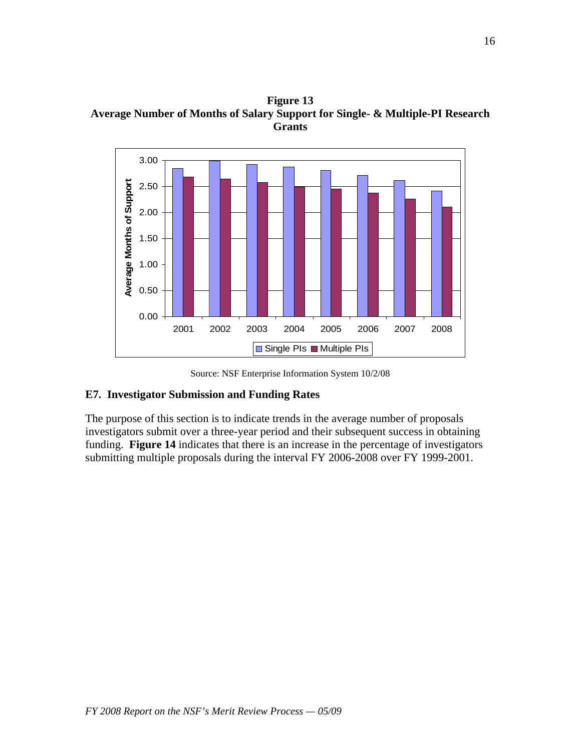**Figure 13**
**Average Number of Months of Salary Support for Single- & Multiple-PI Research Grants**

Source: NSF Enterprise Information System 10/2/08

### E7. Investigator Submission and Funding Rates

The purpose of this section is to indicate trends in the average number of proposals investigators submit over a three-year period and their subsequent success in obtaining funding. **Figure 14** indicates that there is an increase in the percentage of investigators submitting multiple proposals during the interval FY 2006-2008 over FY 1999-2001.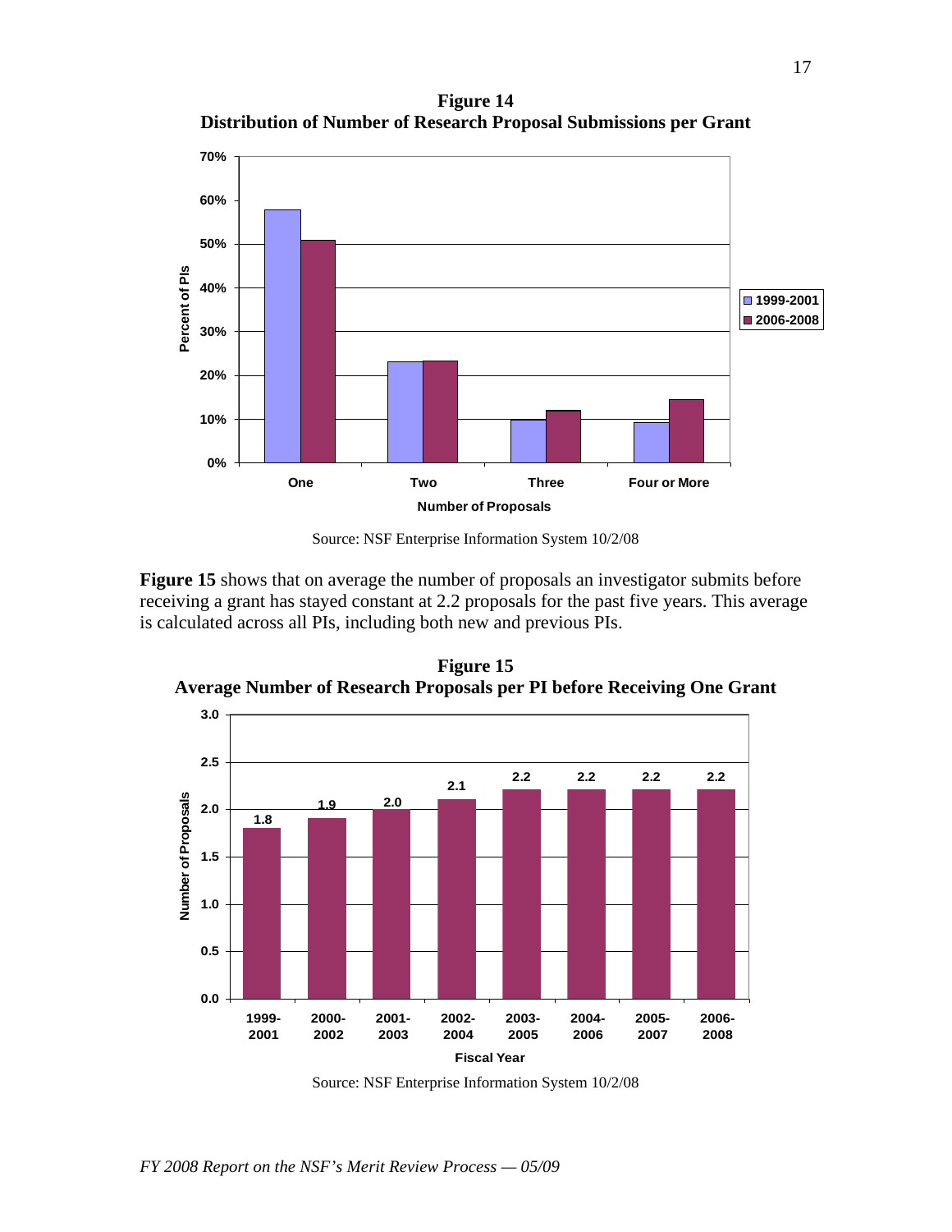**Figure 14**
**Distribution of Number of Research Proposal Submissions per Grant**

| Number of Proposals | 1999-2001 | 2006-2008 |
|---|---|---|
| One | 58% | 51% |
| Two | 23% | 23% |
| Three | 10% | 12% |
| Four or More | 9% | 14% |

Source: NSF Enterprise Information System 10/2/08

**Figure 15** shows that on average the number of proposals an investigator submits before receiving a grant has stayed constant at 2.2 proposals for the past five years. This average is calculated across all PIs, including both new and previous PIs.

**Figure 15**
**Average Number of Research Proposals per PI before Receiving One Grant**

| Fiscal Year | Number of Proposals |
|---|---|
| 1999-2001 | 1.8 |
| 2000-2002 | 1.9 |
| 2001-2003 | 2.0 |
| 2002-2004 | 2.1 |
| 2003-2005 | 2.2 |
| 2004-2006 | 2.2 |
| 2005-2007 | 2.2 |
| 2006-2008 | 2.2 |

Source: NSF Enterprise Information System 10/2/08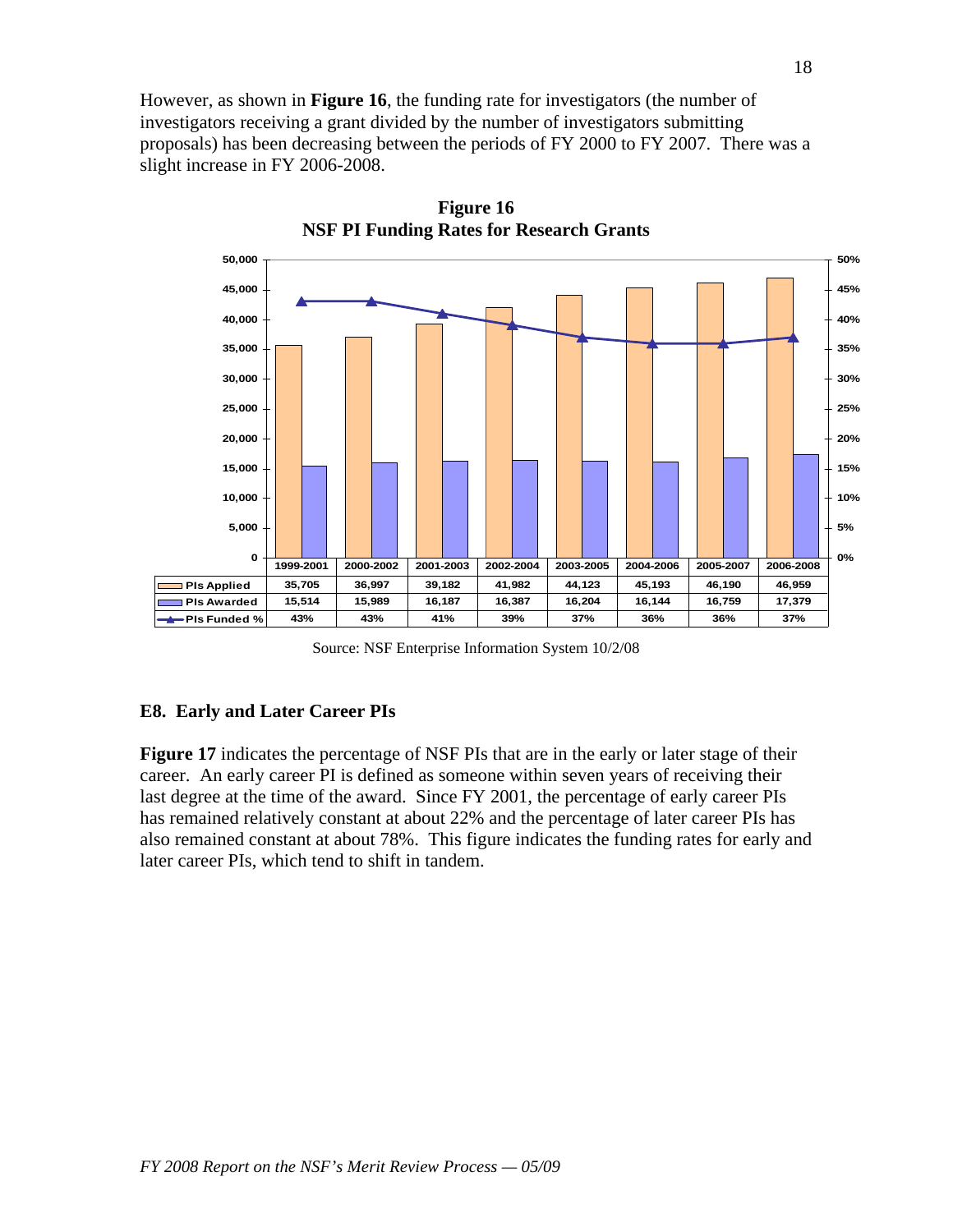However, as shown in **Figure 16**, the funding rate for investigators (the number of investigators receiving a grant divided by the number of investigators submitting proposals) has been decreasing between the periods of FY 2000 to FY 2007. There was a slight increase in FY 2006-2008.

**Figure 16**
**NSF PI Funding Rates for Research Grants**

| | 1999-2001 | 2000-2002 | 2001-2003 | 2002-2004 | 2003-2005 | 2004-2006 | 2005-2007 | 2006-2008 |
|---|---|---|---|---|---|---|---|---|
| PIs Applied | 35,705 | 36,997 | 39,182 | 41,982 | 44,123 | 45,193 | 46,190 | 46,959 |
| PIs Awarded | 15,514 | 15,989 | 16,187 | 16,387 | 16,204 | 16,144 | 16,759 | 17,379 |
| PIs Funded % | 43% | 43% | 41% | 39% | 37% | 36% | 36% | 37% |

Source: NSF Enterprise Information System 10/2/08

### E8. Early and Later Career PIs

**Figure 17** indicates the percentage of NSF PIs that are in the early or later stage of their career. An early career PI is defined as someone within seven years of receiving their last degree at the time of the award. Since FY 2001, the percentage of early career PIs has remained relatively constant at about 22% and the percentage of later career PIs has also remained constant at about 78%. This figure indicates the funding rates for early and later career PIs, which tend to shift in tandem.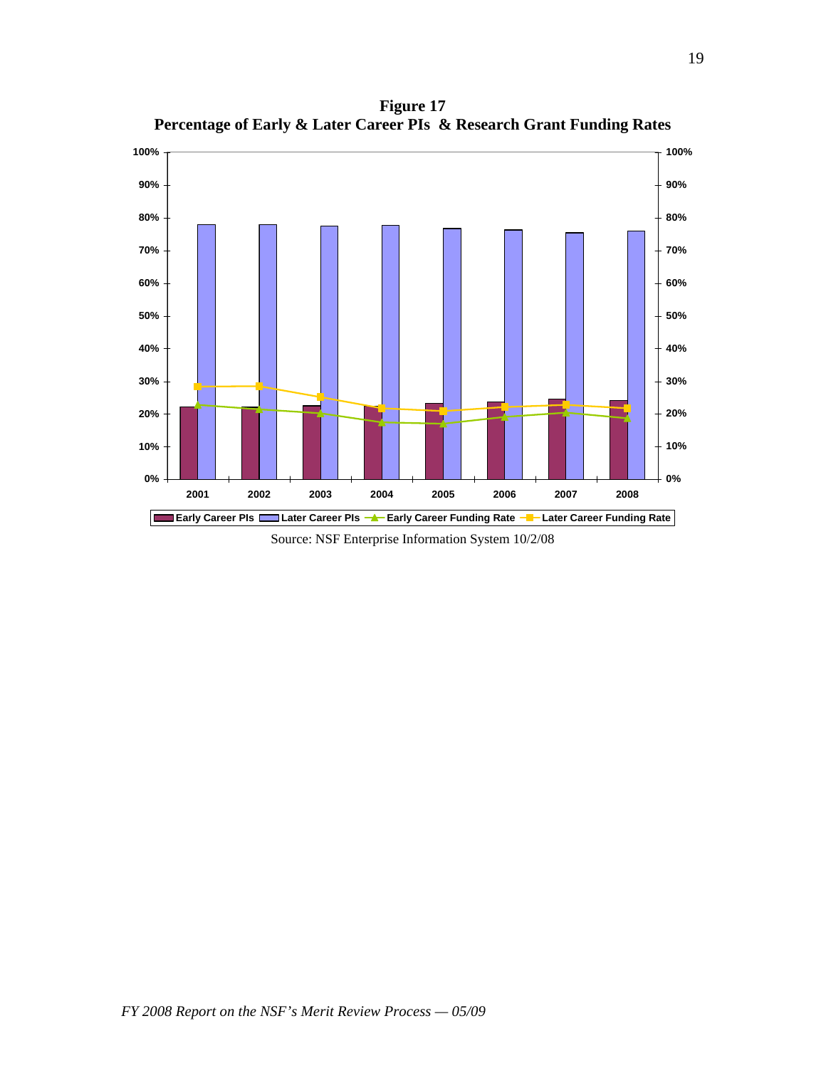**Figure 17**
**Percentage of Early & Later Career PIs & Research Grant Funding Rates**

Source: NSF Enterprise Information System 10/2/08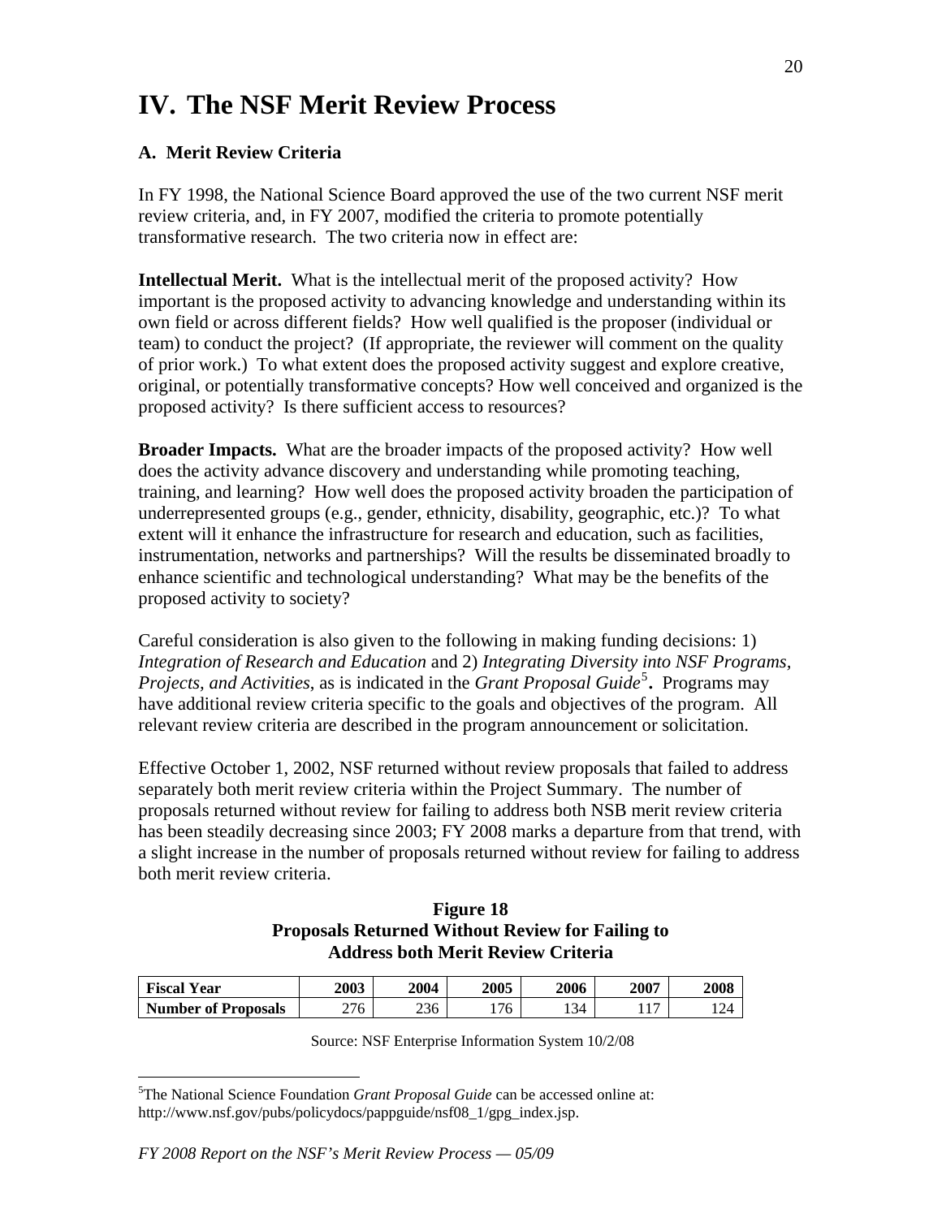# IV. The NSF Merit Review Process

### A. Merit Review Criteria

In FY 1998, the National Science Board approved the use of the two current NSF merit review criteria, and, in FY 2007, modified the criteria to promote potentially transformative research. The two criteria now in effect are:

**Intellectual Merit.** What is the intellectual merit of the proposed activity? How important is the proposed activity to advancing knowledge and understanding within its own field or across different fields? How well qualified is the proposer (individual or team) to conduct the project? (If appropriate, the reviewer will comment on the quality of prior work.) To what extent does the proposed activity suggest and explore creative, original, or potentially transformative concepts? How well conceived and organized is the proposed activity? Is there sufficient access to resources?

**Broader Impacts.** What are the broader impacts of the proposed activity? How well does the activity advance discovery and understanding while promoting teaching, training, and learning? How well does the proposed activity broaden the participation of underrepresented groups (e.g., gender, ethnicity, disability, geographic, etc.)? To what extent will it enhance the infrastructure for research and education, such as facilities, instrumentation, networks and partnerships? Will the results be disseminated broadly to enhance scientific and technological understanding? What may be the benefits of the proposed activity to society?

Careful consideration is also given to the following in making funding decisions: 1) *Integration of Research and Education* and 2) *Integrating Diversity into NSF Programs, Projects, and Activities*, as is indicated in the *Grant Proposal Guide*[5]**.** Programs may have additional review criteria specific to the goals and objectives of the program. All relevant review criteria are described in the program announcement or solicitation.

Effective October 1, 2002, NSF returned without review proposals that failed to address separately both merit review criteria within the Project Summary. The number of proposals returned without review for failing to address both NSB merit review criteria has been steadily decreasing since 2003; FY 2008 marks a departure from that trend, with a slight increase in the number of proposals returned without review for failing to address both merit review criteria.

**Figure 18**
**Proposals Returned Without Review for Failing to Address both Merit Review Criteria**

| Fiscal Year | 2003 | 2004 | 2005 | 2006 | 2007 | 2008 |
|---|---|---|---|---|---|---|
| Number of Proposals | 276 | 236 | 176 | 134 | 117 | 124 |

Source: NSF Enterprise Information System 10/2/08

[5] The National Science Foundation *Grant Proposal Guide* can be accessed online at: http://www.nsf.gov/pubs/policydocs/pappguide/nsf08_1/gpg_index.jsp.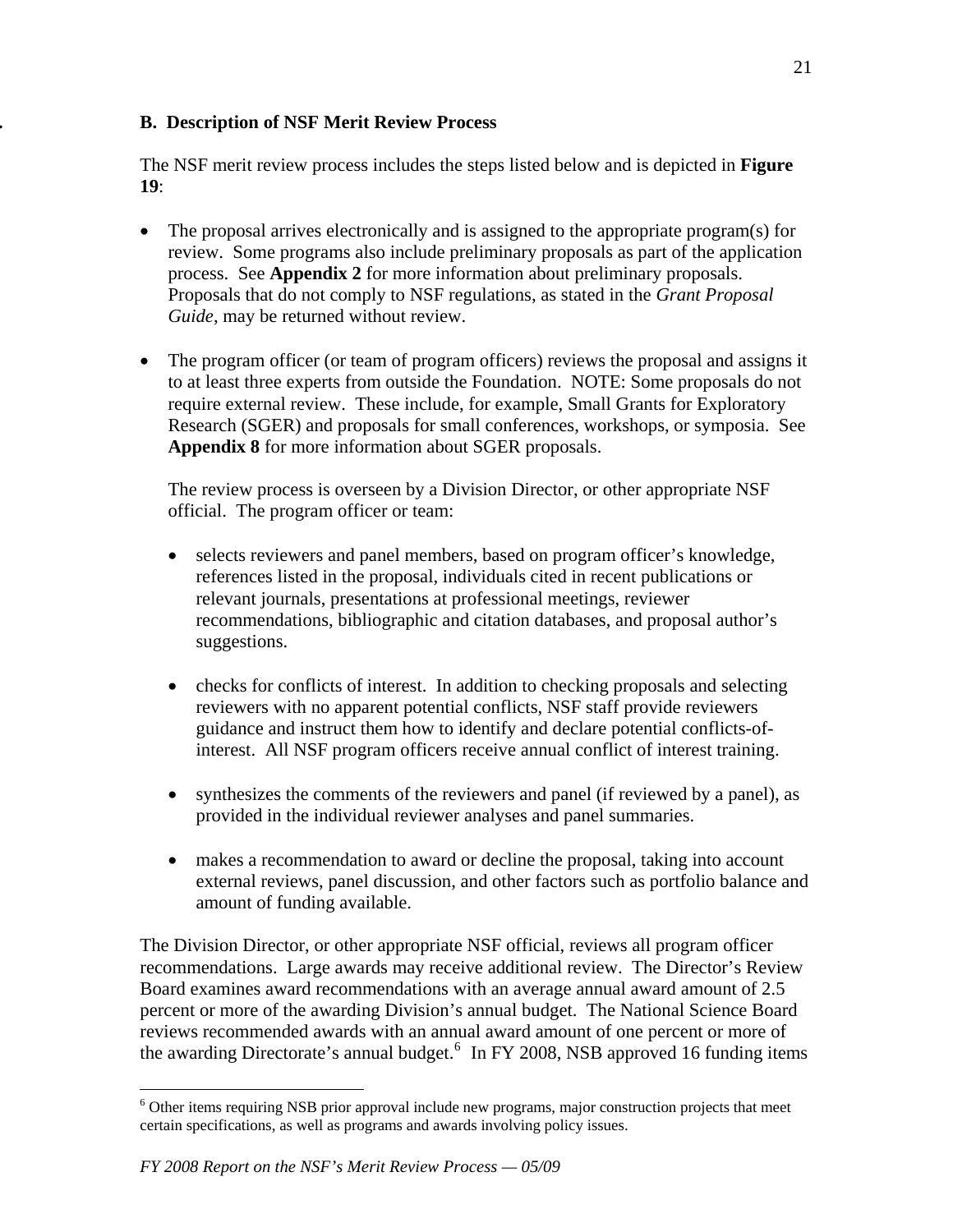## B. Description of NSF Merit Review Process

The NSF merit review process includes the steps listed below and is depicted in **Figure 19**:

- The proposal arrives electronically and is assigned to the appropriate program(s) for review. Some programs also include preliminary proposals as part of the application process. See **Appendix 2** for more information about preliminary proposals. Proposals that do not comply to NSF regulations, as stated in the *Grant Proposal Guide*, may be returned without review.

- The program officer (or team of program officers) reviews the proposal and assigns it to at least three experts from outside the Foundation. NOTE: Some proposals do not require external review. These include, for example, Small Grants for Exploratory Research (SGER) and proposals for small conferences, workshops, or symposia. See **Appendix 8** for more information about SGER proposals.

  The review process is overseen by a Division Director, or other appropriate NSF official. The program officer or team:

  - selects reviewers and panel members, based on program officer's knowledge, references listed in the proposal, individuals cited in recent publications or relevant journals, presentations at professional meetings, reviewer recommendations, bibliographic and citation databases, and proposal author's suggestions.

  - checks for conflicts of interest. In addition to checking proposals and selecting reviewers with no apparent potential conflicts, NSF staff provide reviewers guidance and instruct them how to identify and declare potential conflicts-of-interest. All NSF program officers receive annual conflict of interest training.

  - synthesizes the comments of the reviewers and panel (if reviewed by a panel), as provided in the individual reviewer analyses and panel summaries.

  - makes a recommendation to award or decline the proposal, taking into account external reviews, panel discussion, and other factors such as portfolio balance and amount of funding available.

The Division Director, or other appropriate NSF official, reviews all program officer recommendations. Large awards may receive additional review. The Director's Review Board examines award recommendations with an average annual award amount of 2.5 percent or more of the awarding Division's annual budget. The National Science Board reviews recommended awards with an annual award amount of one percent or more of the awarding Directorate's annual budget.[6] In FY 2008, NSB approved 16 funding items

[6] Other items requiring NSB prior approval include new programs, major construction projects that meet certain specifications, as well as programs and awards involving policy issues.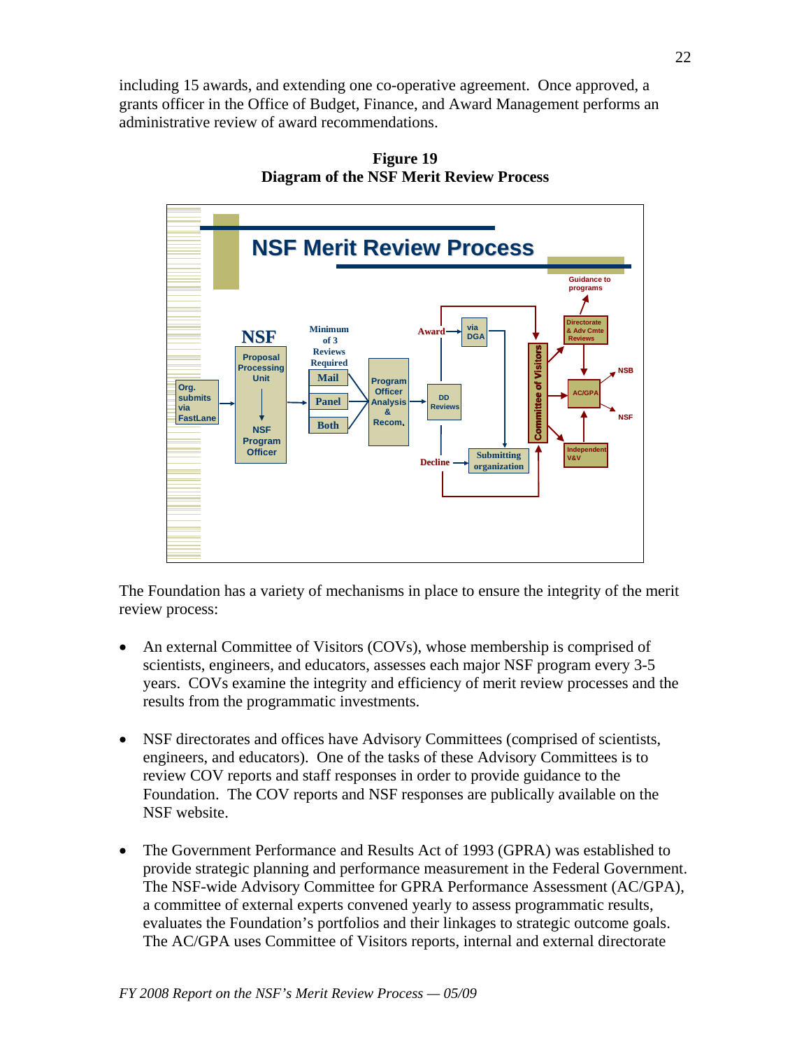including 15 awards, and extending one co-operative agreement. Once approved, a grants officer in the Office of Budget, Finance, and Award Management performs an administrative review of award recommendations.

**Figure 19**
**Diagram of the NSF Merit Review Process**

The Foundation has a variety of mechanisms in place to ensure the integrity of the merit review process:

- An external Committee of Visitors (COVs), whose membership is comprised of scientists, engineers, and educators, assesses each major NSF program every 3-5 years. COVs examine the integrity and efficiency of merit review processes and the results from the programmatic investments.

- NSF directorates and offices have Advisory Committees (comprised of scientists, engineers, and educators). One of the tasks of these Advisory Committees is to review COV reports and staff responses in order to provide guidance to the Foundation. The COV reports and NSF responses are publically available on the NSF website.

- The Government Performance and Results Act of 1993 (GPRA) was established to provide strategic planning and performance measurement in the Federal Government. The NSF-wide Advisory Committee for GPRA Performance Assessment (AC/GPA), a committee of external experts convened yearly to assess programmatic results, evaluates the Foundation's portfolios and their linkages to strategic outcome goals. The AC/GPA uses Committee of Visitors reports, internal and external directorate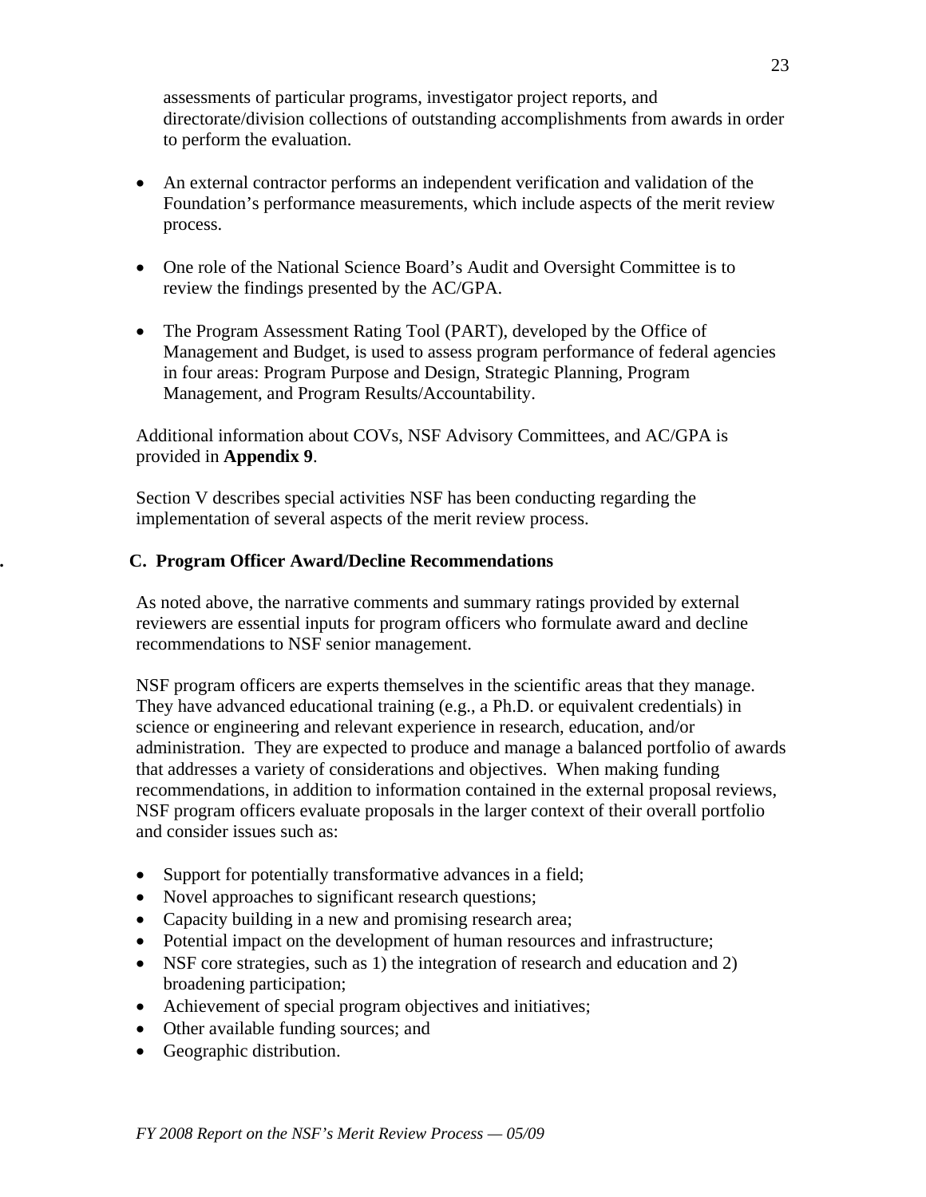assessments of particular programs, investigator project reports, and directorate/division collections of outstanding accomplishments from awards in order to perform the evaluation.

- An external contractor performs an independent verification and validation of the Foundation's performance measurements, which include aspects of the merit review process.

- One role of the National Science Board's Audit and Oversight Committee is to review the findings presented by the AC/GPA.

- The Program Assessment Rating Tool (PART), developed by the Office of Management and Budget, is used to assess program performance of federal agencies in four areas: Program Purpose and Design, Strategic Planning, Program Management, and Program Results/Accountability.

Additional information about COVs, NSF Advisory Committees, and AC/GPA is provided in **Appendix 9**.

Section V describes special activities NSF has been conducting regarding the implementation of several aspects of the merit review process.

### C. Program Officer Award/Decline Recommendations

As noted above, the narrative comments and summary ratings provided by external reviewers are essential inputs for program officers who formulate award and decline recommendations to NSF senior management.

NSF program officers are experts themselves in the scientific areas that they manage. They have advanced educational training (e.g., a Ph.D. or equivalent credentials) in science or engineering and relevant experience in research, education, and/or administration. They are expected to produce and manage a balanced portfolio of awards that addresses a variety of considerations and objectives. When making funding recommendations, in addition to information contained in the external proposal reviews, NSF program officers evaluate proposals in the larger context of their overall portfolio and consider issues such as:

- Support for potentially transformative advances in a field;
- Novel approaches to significant research questions;
- Capacity building in a new and promising research area;
- Potential impact on the development of human resources and infrastructure;
- NSF core strategies, such as 1) the integration of research and education and 2) broadening participation;
- Achievement of special program objectives and initiatives;
- Other available funding sources; and
- Geographic distribution.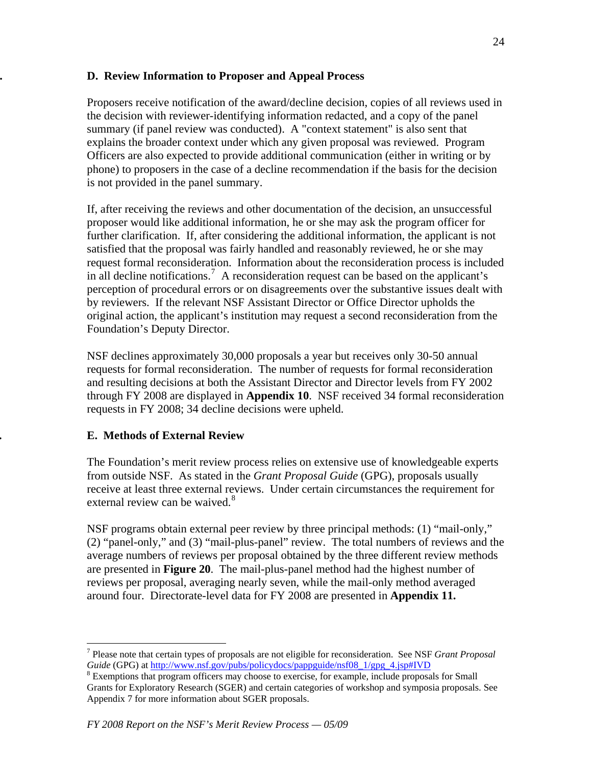## D. Review Information to Proposer and Appeal Process

Proposers receive notification of the award/decline decision, copies of all reviews used in the decision with reviewer-identifying information redacted, and a copy of the panel summary (if panel review was conducted). A "context statement" is also sent that explains the broader context under which any given proposal was reviewed. Program Officers are also expected to provide additional communication (either in writing or by phone) to proposers in the case of a decline recommendation if the basis for the decision is not provided in the panel summary.

If, after receiving the reviews and other documentation of the decision, an unsuccessful proposer would like additional information, he or she may ask the program officer for further clarification. If, after considering the additional information, the applicant is not satisfied that the proposal was fairly handled and reasonably reviewed, he or she may request formal reconsideration. Information about the reconsideration process is included in all decline notifications.[7] A reconsideration request can be based on the applicant's perception of procedural errors or on disagreements over the substantive issues dealt with by reviewers. If the relevant NSF Assistant Director or Office Director upholds the original action, the applicant's institution may request a second reconsideration from the Foundation's Deputy Director.

NSF declines approximately 30,000 proposals a year but receives only 30-50 annual requests for formal reconsideration. The number of requests for formal reconsideration and resulting decisions at both the Assistant Director and Director levels from FY 2002 through FY 2008 are displayed in **Appendix 10**. NSF received 34 formal reconsideration requests in FY 2008; 34 decline decisions were upheld.

## E. Methods of External Review

The Foundation's merit review process relies on extensive use of knowledgeable experts from outside NSF. As stated in the *Grant Proposal Guide* (GPG), proposals usually receive at least three external reviews. Under certain circumstances the requirement for external review can be waived.[8]

NSF programs obtain external peer review by three principal methods: (1) "mail-only," (2) "panel-only," and (3) "mail-plus-panel" review. The total numbers of reviews and the average numbers of reviews per proposal obtained by the three different review methods are presented in **Figure 20**. The mail-plus-panel method had the highest number of reviews per proposal, averaging nearly seven, while the mail-only method averaged around four. Directorate-level data for FY 2008 are presented in **Appendix 11.**

---

[7] Please note that certain types of proposals are not eligible for reconsideration. See NSF *Grant Proposal Guide* (GPG) at http://www.nsf.gov/pubs/policydocs/pappguide/nsf08_1/gpg_4.jsp#IVD

[8] Exemptions that program officers may choose to exercise, for example, include proposals for Small Grants for Exploratory Research (SGER) and certain categories of workshop and symposia proposals. See Appendix 7 for more information about SGER proposals.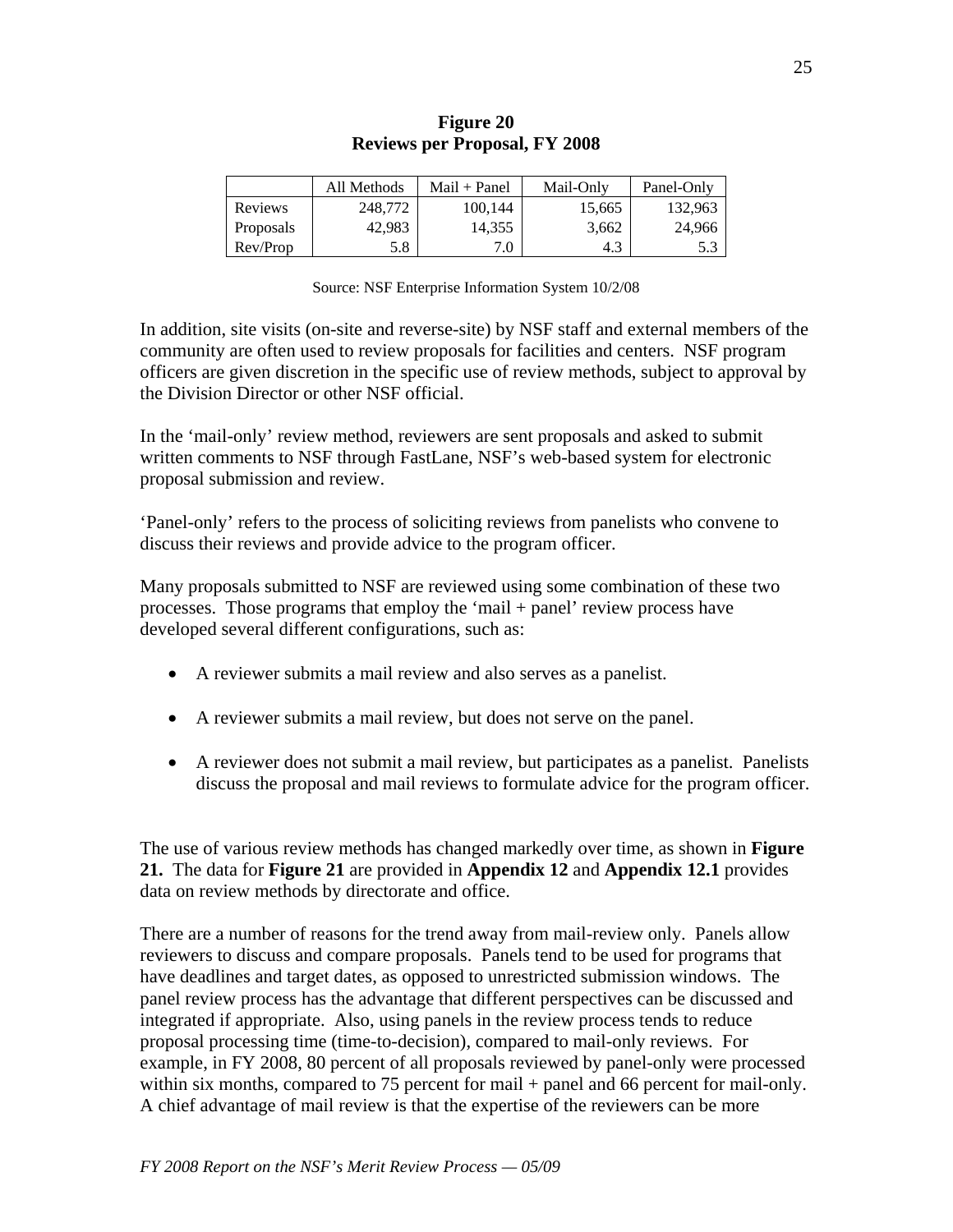**Figure 20**
**Reviews per Proposal, FY 2008**

| | All Methods | Mail + Panel | Mail-Only | Panel-Only |
|---|---|---|---|---|
| Reviews | 248,772 | 100,144 | 15,665 | 132,963 |
| Proposals | 42,983 | 14,355 | 3,662 | 24,966 |
| Rev/Prop | 5.8 | 7.0 | 4.3 | 5.3 |

Source: NSF Enterprise Information System 10/2/08

In addition, site visits (on-site and reverse-site) by NSF staff and external members of the community are often used to review proposals for facilities and centers. NSF program officers are given discretion in the specific use of review methods, subject to approval by the Division Director or other NSF official.

In the 'mail-only' review method, reviewers are sent proposals and asked to submit written comments to NSF through FastLane, NSF's web-based system for electronic proposal submission and review.

'Panel-only' refers to the process of soliciting reviews from panelists who convene to discuss their reviews and provide advice to the program officer.

Many proposals submitted to NSF are reviewed using some combination of these two processes. Those programs that employ the 'mail + panel' review process have developed several different configurations, such as:

- A reviewer submits a mail review and also serves as a panelist.
- A reviewer submits a mail review, but does not serve on the panel.
- A reviewer does not submit a mail review, but participates as a panelist. Panelists discuss the proposal and mail reviews to formulate advice for the program officer.

The use of various review methods has changed markedly over time, as shown in **Figure 21.** The data for **Figure 21** are provided in **Appendix 12** and **Appendix 12.1** provides data on review methods by directorate and office.

There are a number of reasons for the trend away from mail-review only. Panels allow reviewers to discuss and compare proposals. Panels tend to be used for programs that have deadlines and target dates, as opposed to unrestricted submission windows. The panel review process has the advantage that different perspectives can be discussed and integrated if appropriate. Also, using panels in the review process tends to reduce proposal processing time (time-to-decision), compared to mail-only reviews. For example, in FY 2008, 80 percent of all proposals reviewed by panel-only were processed within six months, compared to 75 percent for mail + panel and 66 percent for mail-only. A chief advantage of mail review is that the expertise of the reviewers can be more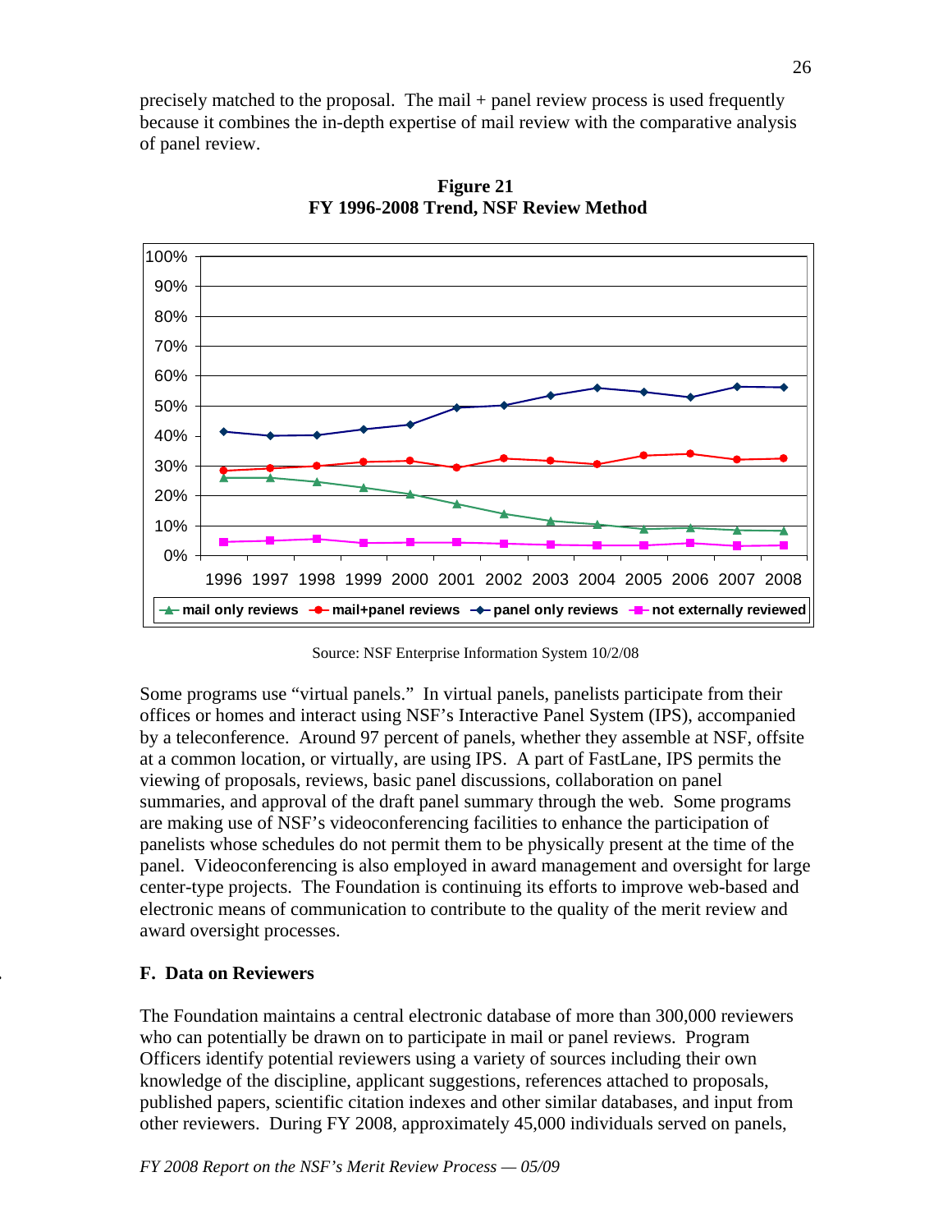precisely matched to the proposal. The mail + panel review process is used frequently because it combines the in-depth expertise of mail review with the comparative analysis of panel review.

**Figure 21**
**FY 1996-2008 Trend, NSF Review Method**

Source: NSF Enterprise Information System 10/2/08

Some programs use "virtual panels." In virtual panels, panelists participate from their offices or homes and interact using NSF's Interactive Panel System (IPS), accompanied by a teleconference. Around 97 percent of panels, whether they assemble at NSF, offsite at a common location, or virtually, are using IPS. A part of FastLane, IPS permits the viewing of proposals, reviews, basic panel discussions, collaboration on panel summaries, and approval of the draft panel summary through the web. Some programs are making use of NSF's videoconferencing facilities to enhance the participation of panelists whose schedules do not permit them to be physically present at the time of the panel. Videoconferencing is also employed in award management and oversight for large center-type projects. The Foundation is continuing its efforts to improve web-based and electronic means of communication to contribute to the quality of the merit review and award oversight processes.

### F. Data on Reviewers

The Foundation maintains a central electronic database of more than 300,000 reviewers who can potentially be drawn on to participate in mail or panel reviews. Program Officers identify potential reviewers using a variety of sources including their own knowledge of the discipline, applicant suggestions, references attached to proposals, published papers, scientific citation indexes and other similar databases, and input from other reviewers. During FY 2008, approximately 45,000 individuals served on panels,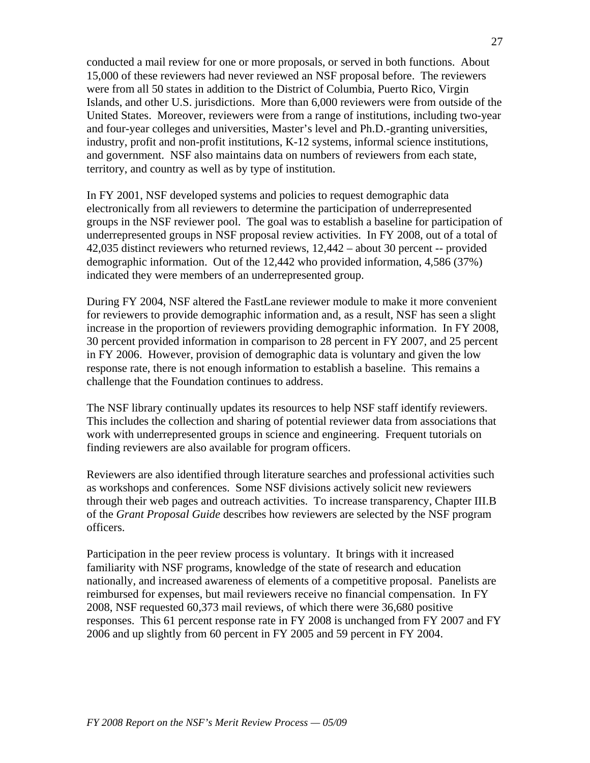conducted a mail review for one or more proposals, or served in both functions. About 15,000 of these reviewers had never reviewed an NSF proposal before. The reviewers were from all 50 states in addition to the District of Columbia, Puerto Rico, Virgin Islands, and other U.S. jurisdictions. More than 6,000 reviewers were from outside of the United States. Moreover, reviewers were from a range of institutions, including two-year and four-year colleges and universities, Master's level and Ph.D.-granting universities, industry, profit and non-profit institutions, K-12 systems, informal science institutions, and government. NSF also maintains data on numbers of reviewers from each state, territory, and country as well as by type of institution.

In FY 2001, NSF developed systems and policies to request demographic data electronically from all reviewers to determine the participation of underrepresented groups in the NSF reviewer pool. The goal was to establish a baseline for participation of underrepresented groups in NSF proposal review activities. In FY 2008, out of a total of 42,035 distinct reviewers who returned reviews, 12,442 – about 30 percent -- provided demographic information. Out of the 12,442 who provided information, 4,586 (37%) indicated they were members of an underrepresented group.

During FY 2004, NSF altered the FastLane reviewer module to make it more convenient for reviewers to provide demographic information and, as a result, NSF has seen a slight increase in the proportion of reviewers providing demographic information. In FY 2008, 30 percent provided information in comparison to 28 percent in FY 2007, and 25 percent in FY 2006. However, provision of demographic data is voluntary and given the low response rate, there is not enough information to establish a baseline. This remains a challenge that the Foundation continues to address.

The NSF library continually updates its resources to help NSF staff identify reviewers. This includes the collection and sharing of potential reviewer data from associations that work with underrepresented groups in science and engineering. Frequent tutorials on finding reviewers are also available for program officers.

Reviewers are also identified through literature searches and professional activities such as workshops and conferences. Some NSF divisions actively solicit new reviewers through their web pages and outreach activities. To increase transparency, Chapter III.B of the *Grant Proposal Guide* describes how reviewers are selected by the NSF program officers.

Participation in the peer review process is voluntary. It brings with it increased familiarity with NSF programs, knowledge of the state of research and education nationally, and increased awareness of elements of a competitive proposal. Panelists are reimbursed for expenses, but mail reviewers receive no financial compensation. In FY 2008, NSF requested 60,373 mail reviews, of which there were 36,680 positive responses. This 61 percent response rate in FY 2008 is unchanged from FY 2007 and FY 2006 and up slightly from 60 percent in FY 2005 and 59 percent in FY 2004.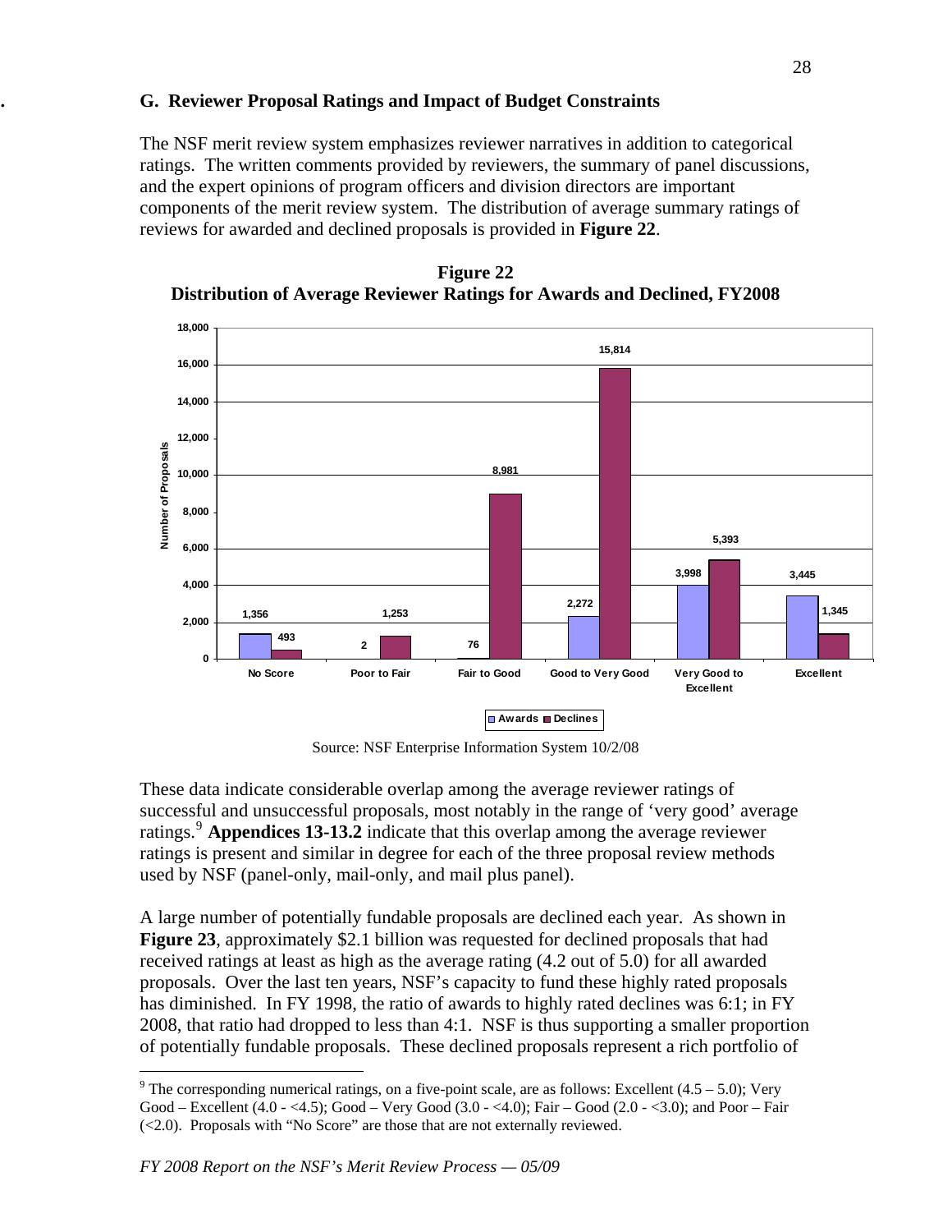## G. Reviewer Proposal Ratings and Impact of Budget Constraints

The NSF merit review system emphasizes reviewer narratives in addition to categorical ratings. The written comments provided by reviewers, the summary of panel discussions, and the expert opinions of program officers and division directors are important components of the merit review system. The distribution of average summary ratings of reviews for awarded and declined proposals is provided in **Figure 22**.

**Figure 22**
**Distribution of Average Reviewer Ratings for Awards and Declined, FY2008**

| | No Score | Poor to Fair | Fair to Good | Good to Very Good | Very Good to Excellent | Excellent |
|---|---|---|---|---|---|---|
| Awards | 1,356 | 2 | 76 | 2,272 | 3,998 | 3,445 |
| Declines | 493 | 1,253 | 8,981 | 15,814 | 5,393 | 1,345 |

Source: NSF Enterprise Information System 10/2/08

These data indicate considerable overlap among the average reviewer ratings of successful and unsuccessful proposals, most notably in the range of 'very good' average ratings.[9] **Appendices 13-13.2** indicate that this overlap among the average reviewer ratings is present and similar in degree for each of the three proposal review methods used by NSF (panel-only, mail-only, and mail plus panel).

A large number of potentially fundable proposals are declined each year. As shown in **Figure 23**, approximately \$2.1 billion was requested for declined proposals that had received ratings at least as high as the average rating (4.2 out of 5.0) for all awarded proposals. Over the last ten years, NSF's capacity to fund these highly rated proposals has diminished. In FY 1998, the ratio of awards to highly rated declines was 6:1; in FY 2008, that ratio had dropped to less than 4:1. NSF is thus supporting a smaller proportion of potentially fundable proposals. These declined proposals represent a rich portfolio of

[9] The corresponding numerical ratings, on a five-point scale, are as follows: Excellent (4.5 – 5.0); Very Good – Excellent (4.0 - <4.5); Good – Very Good (3.0 - <4.0); Fair – Good (2.0 - <3.0); and Poor – Fair (<2.0). Proposals with "No Score" are those that are not externally reviewed.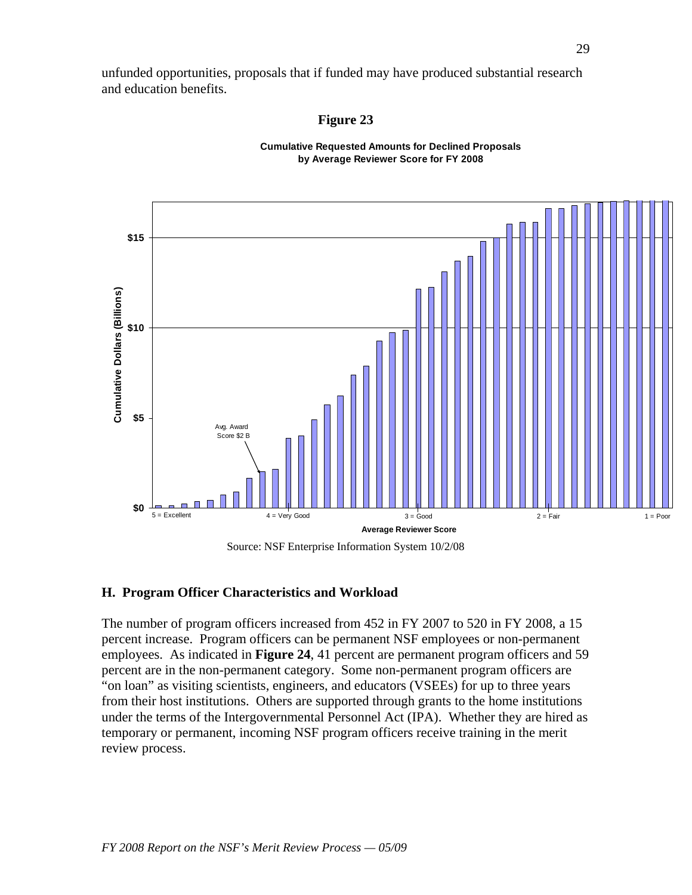unfunded opportunities, proposals that if funded may have produced substantial research and education benefits.

**Figure 23**

**Cumulative Requested Amounts for Declined Proposals by Average Reviewer Score for FY 2008**

Source: NSF Enterprise Information System 10/2/08

### H. Program Officer Characteristics and Workload

The number of program officers increased from 452 in FY 2007 to 520 in FY 2008, a 15 percent increase. Program officers can be permanent NSF employees or non-permanent employees. As indicated in **Figure 24**, 41 percent are permanent program officers and 59 percent are in the non-permanent category. Some non-permanent program officers are "on loan" as visiting scientists, engineers, and educators (VSEEs) for up to three years from their host institutions. Others are supported through grants to the home institutions under the terms of the Intergovernmental Personnel Act (IPA). Whether they are hired as temporary or permanent, incoming NSF program officers receive training in the merit review process.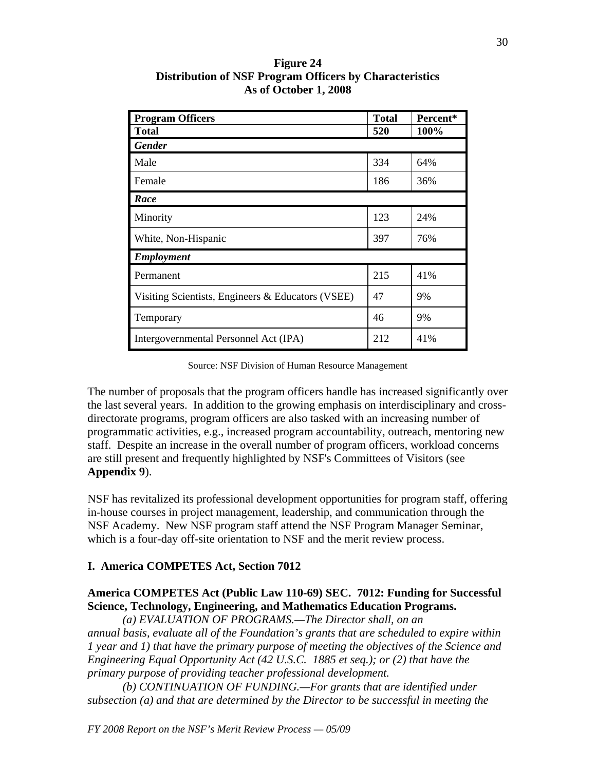**Figure 24**
**Distribution of NSF Program Officers by Characteristics**
**As of October 1, 2008**

| Program Officers | Total | Percent* |
|---|---|---|
| **Total** | **520** | **100%** |
| ***Gender*** | | |
| Male | 334 | 64% |
| Female | 186 | 36% |
| ***Race*** | | |
| Minority | 123 | 24% |
| White, Non-Hispanic | 397 | 76% |
| ***Employment*** | | |
| Permanent | 215 | 41% |
| Visiting Scientists, Engineers & Educators (VSEE) | 47 | 9% |
| Temporary | 46 | 9% |
| Intergovernmental Personnel Act (IPA) | 212 | 41% |

Source: NSF Division of Human Resource Management

The number of proposals that the program officers handle has increased significantly over the last several years. In addition to the growing emphasis on interdisciplinary and cross-directorate programs, program officers are also tasked with an increasing number of programmatic activities, e.g., increased program accountability, outreach, mentoring new staff. Despite an increase in the overall number of program officers, workload concerns are still present and frequently highlighted by NSF's Committees of Visitors (see **Appendix 9**).

NSF has revitalized its professional development opportunities for program staff, offering in-house courses in project management, leadership, and communication through the NSF Academy. New NSF program staff attend the NSF Program Manager Seminar, which is a four-day off-site orientation to NSF and the merit review process.

## I. America COMPETES Act, Section 7012

**America COMPETES Act (Public Law 110-69) SEC. 7012: Funding for Successful Science, Technology, Engineering, and Mathematics Education Programs.**

*(a) EVALUATION OF PROGRAMS.—The Director shall, on an annual basis, evaluate all of the Foundation's grants that are scheduled to expire within 1 year and 1) that have the primary purpose of meeting the objectives of the Science and Engineering Equal Opportunity Act (42 U.S.C. 1885 et seq.); or (2) that have the primary purpose of providing teacher professional development.*

*(b) CONTINUATION OF FUNDING.—For grants that are identified under subsection (a) and that are determined by the Director to be successful in meeting the*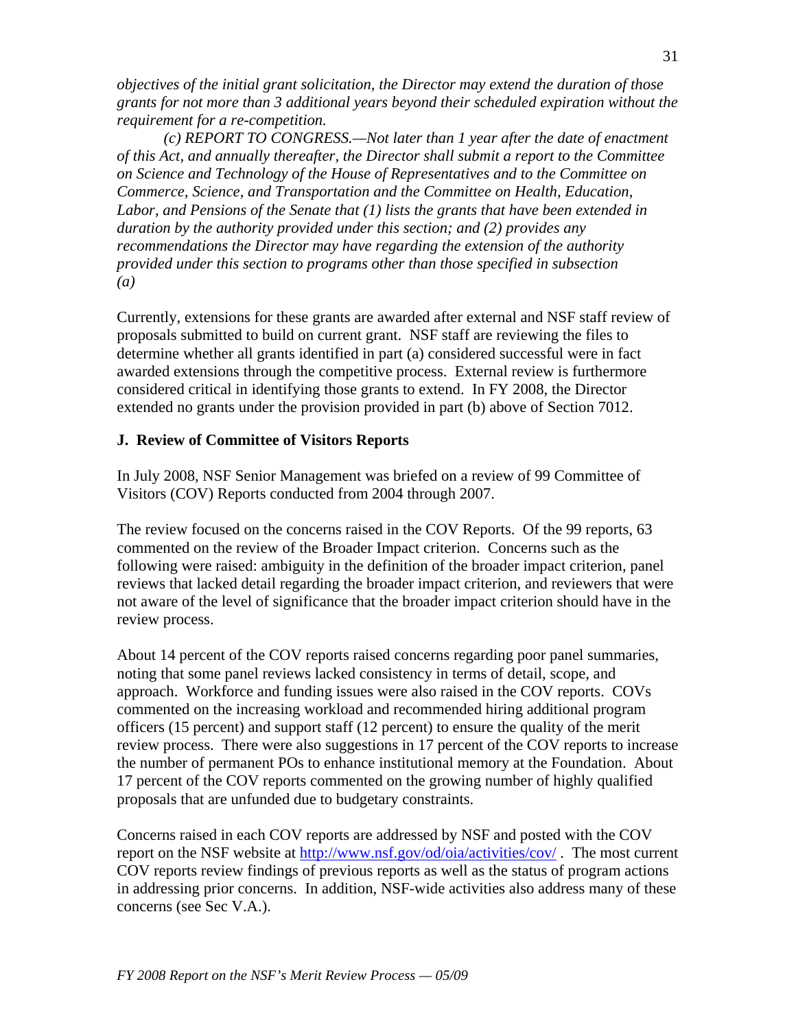*objectives of the initial grant solicitation, the Director may extend the duration of those grants for not more than 3 additional years beyond their scheduled expiration without the requirement for a re-competition.*

*(c) REPORT TO CONGRESS.—Not later than 1 year after the date of enactment of this Act, and annually thereafter, the Director shall submit a report to the Committee on Science and Technology of the House of Representatives and to the Committee on Commerce, Science, and Transportation and the Committee on Health, Education, Labor, and Pensions of the Senate that (1) lists the grants that have been extended in duration by the authority provided under this section; and (2) provides any recommendations the Director may have regarding the extension of the authority provided under this section to programs other than those specified in subsection (a)*

Currently, extensions for these grants are awarded after external and NSF staff review of proposals submitted to build on current grant. NSF staff are reviewing the files to determine whether all grants identified in part (a) considered successful were in fact awarded extensions through the competitive process. External review is furthermore considered critical in identifying those grants to extend. In FY 2008, the Director extended no grants under the provision provided in part (b) above of Section 7012.

## J. Review of Committee of Visitors Reports

In July 2008, NSF Senior Management was briefed on a review of 99 Committee of Visitors (COV) Reports conducted from 2004 through 2007.

The review focused on the concerns raised in the COV Reports. Of the 99 reports, 63 commented on the review of the Broader Impact criterion. Concerns such as the following were raised: ambiguity in the definition of the broader impact criterion, panel reviews that lacked detail regarding the broader impact criterion, and reviewers that were not aware of the level of significance that the broader impact criterion should have in the review process.

About 14 percent of the COV reports raised concerns regarding poor panel summaries, noting that some panel reviews lacked consistency in terms of detail, scope, and approach. Workforce and funding issues were also raised in the COV reports. COVs commented on the increasing workload and recommended hiring additional program officers (15 percent) and support staff (12 percent) to ensure the quality of the merit review process. There were also suggestions in 17 percent of the COV reports to increase the number of permanent POs to enhance institutional memory at the Foundation. About 17 percent of the COV reports commented on the growing number of highly qualified proposals that are unfunded due to budgetary constraints.

Concerns raised in each COV reports are addressed by NSF and posted with the COV report on the NSF website at http://www.nsf.gov/od/oia/activities/cov/ . The most current COV reports review findings of previous reports as well as the status of program actions in addressing prior concerns. In addition, NSF-wide activities also address many of these concerns (see Sec V.A.).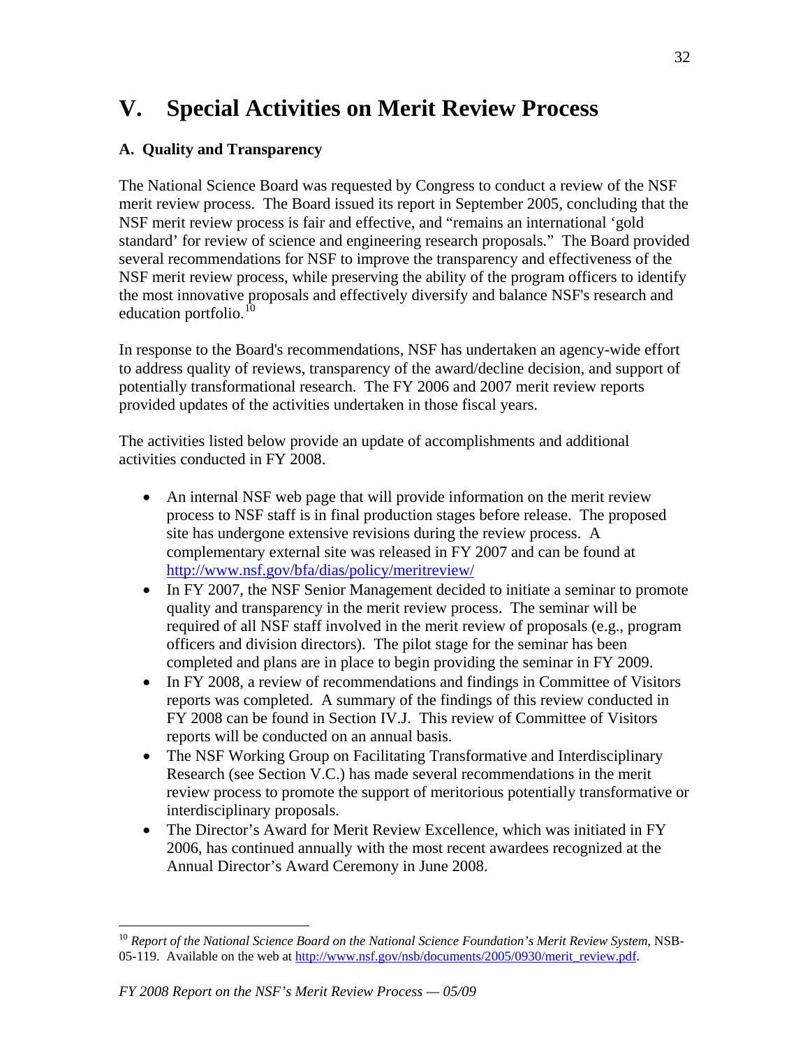# V. Special Activities on Merit Review Process

## A. Quality and Transparency

The National Science Board was requested by Congress to conduct a review of the NSF merit review process. The Board issued its report in September 2005, concluding that the NSF merit review process is fair and effective, and "remains an international 'gold standard' for review of science and engineering research proposals." The Board provided several recommendations for NSF to improve the transparency and effectiveness of the NSF merit review process, while preserving the ability of the program officers to identify the most innovative proposals and effectively diversify and balance NSF's research and education portfolio.[10]

In response to the Board's recommendations, NSF has undertaken an agency-wide effort to address quality of reviews, transparency of the award/decline decision, and support of potentially transformational research. The FY 2006 and 2007 merit review reports provided updates of the activities undertaken in those fiscal years.

The activities listed below provide an update of accomplishments and additional activities conducted in FY 2008.

- An internal NSF web page that will provide information on the merit review process to NSF staff is in final production stages before release. The proposed site has undergone extensive revisions during the review process. A complementary external site was released in FY 2007 and can be found at http://www.nsf.gov/bfa/dias/policy/meritreview/
- In FY 2007, the NSF Senior Management decided to initiate a seminar to promote quality and transparency in the merit review process. The seminar will be required of all NSF staff involved in the merit review of proposals (e.g., program officers and division directors). The pilot stage for the seminar has been completed and plans are in place to begin providing the seminar in FY 2009.
- In FY 2008, a review of recommendations and findings in Committee of Visitors reports was completed. A summary of the findings of this review conducted in FY 2008 can be found in Section IV.J. This review of Committee of Visitors reports will be conducted on an annual basis.
- The NSF Working Group on Facilitating Transformative and Interdisciplinary Research (see Section V.C.) has made several recommendations in the merit review process to promote the support of meritorious potentially transformative or interdisciplinary proposals.
- The Director's Award for Merit Review Excellence, which was initiated in FY 2006, has continued annually with the most recent awardees recognized at the Annual Director's Award Ceremony in June 2008.

---

[10] *Report of the National Science Board on the National Science Foundation's Merit Review System*, NSB-05-119. Available on the web at http://www.nsf.gov/nsb/documents/2005/0930/merit_review.pdf.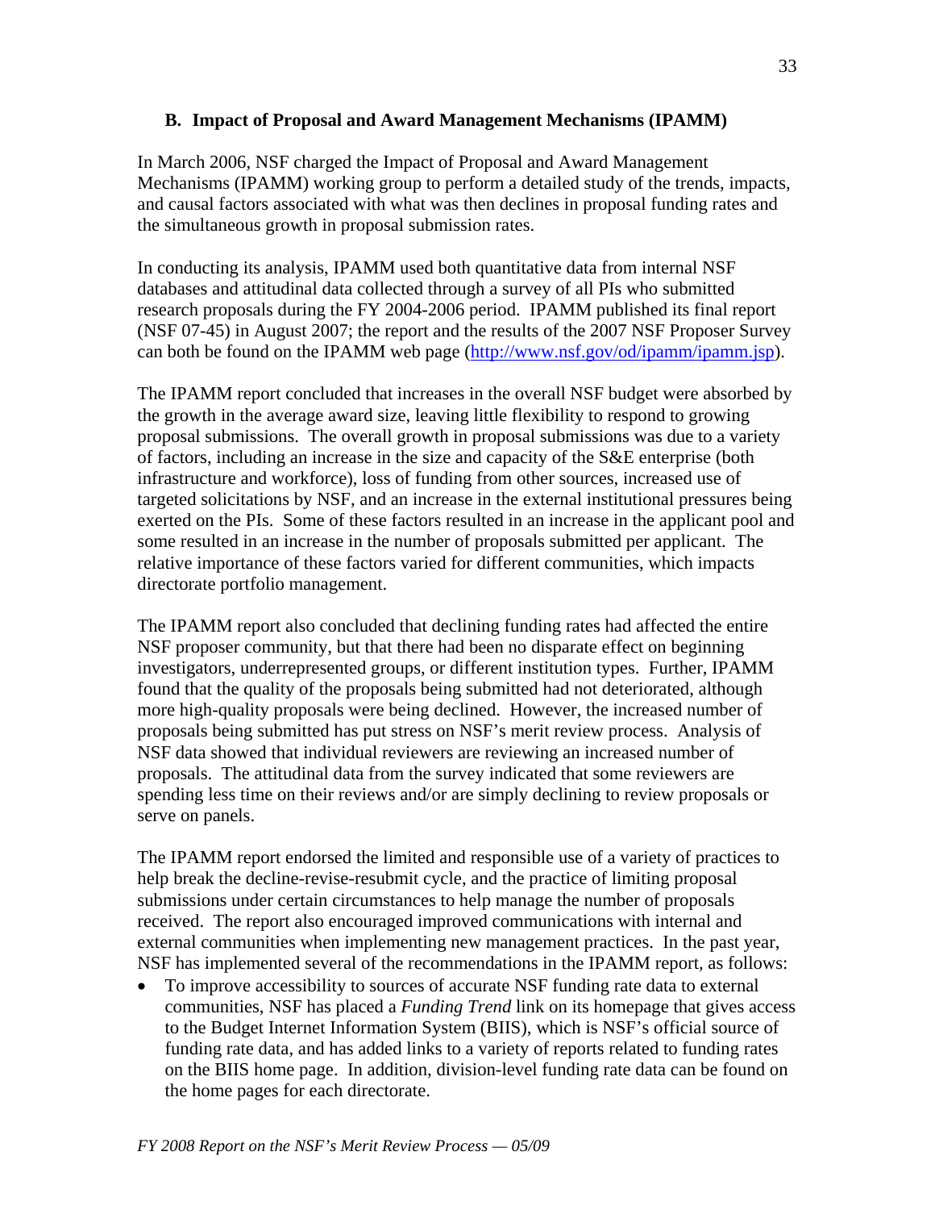### B. Impact of Proposal and Award Management Mechanisms (IPAMM)

In March 2006, NSF charged the Impact of Proposal and Award Management Mechanisms (IPAMM) working group to perform a detailed study of the trends, impacts, and causal factors associated with what was then declines in proposal funding rates and the simultaneous growth in proposal submission rates.

In conducting its analysis, IPAMM used both quantitative data from internal NSF databases and attitudinal data collected through a survey of all PIs who submitted research proposals during the FY 2004-2006 period. IPAMM published its final report (NSF 07-45) in August 2007; the report and the results of the 2007 NSF Proposer Survey can both be found on the IPAMM web page (http://www.nsf.gov/od/ipamm/ipamm.jsp).

The IPAMM report concluded that increases in the overall NSF budget were absorbed by the growth in the average award size, leaving little flexibility to respond to growing proposal submissions. The overall growth in proposal submissions was due to a variety of factors, including an increase in the size and capacity of the S&E enterprise (both infrastructure and workforce), loss of funding from other sources, increased use of targeted solicitations by NSF, and an increase in the external institutional pressures being exerted on the PIs. Some of these factors resulted in an increase in the applicant pool and some resulted in an increase in the number of proposals submitted per applicant. The relative importance of these factors varied for different communities, which impacts directorate portfolio management.

The IPAMM report also concluded that declining funding rates had affected the entire NSF proposer community, but that there had been no disparate effect on beginning investigators, underrepresented groups, or different institution types. Further, IPAMM found that the quality of the proposals being submitted had not deteriorated, although more high-quality proposals were being declined. However, the increased number of proposals being submitted has put stress on NSF's merit review process. Analysis of NSF data showed that individual reviewers are reviewing an increased number of proposals. The attitudinal data from the survey indicated that some reviewers are spending less time on their reviews and/or are simply declining to review proposals or serve on panels.

The IPAMM report endorsed the limited and responsible use of a variety of practices to help break the decline-revise-resubmit cycle, and the practice of limiting proposal submissions under certain circumstances to help manage the number of proposals received. The report also encouraged improved communications with internal and external communities when implementing new management practices. In the past year, NSF has implemented several of the recommendations in the IPAMM report, as follows:

- To improve accessibility to sources of accurate NSF funding rate data to external communities, NSF has placed a *Funding Trend* link on its homepage that gives access to the Budget Internet Information System (BIIS), which is NSF's official source of funding rate data, and has added links to a variety of reports related to funding rates on the BIIS home page. In addition, division-level funding rate data can be found on the home pages for each directorate.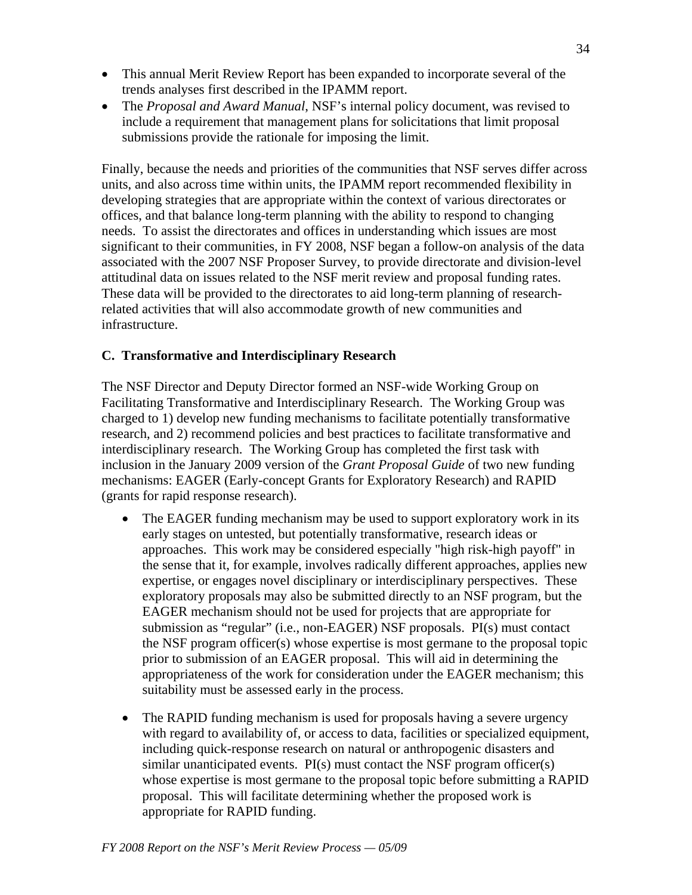- This annual Merit Review Report has been expanded to incorporate several of the trends analyses first described in the IPAMM report.
- The *Proposal and Award Manual*, NSF's internal policy document, was revised to include a requirement that management plans for solicitations that limit proposal submissions provide the rationale for imposing the limit.

Finally, because the needs and priorities of the communities that NSF serves differ across units, and also across time within units, the IPAMM report recommended flexibility in developing strategies that are appropriate within the context of various directorates or offices, and that balance long-term planning with the ability to respond to changing needs. To assist the directorates and offices in understanding which issues are most significant to their communities, in FY 2008, NSF began a follow-on analysis of the data associated with the 2007 NSF Proposer Survey, to provide directorate and division-level attitudinal data on issues related to the NSF merit review and proposal funding rates. These data will be provided to the directorates to aid long-term planning of research-related activities that will also accommodate growth of new communities and infrastructure.

### C. Transformative and Interdisciplinary Research

The NSF Director and Deputy Director formed an NSF-wide Working Group on Facilitating Transformative and Interdisciplinary Research. The Working Group was charged to 1) develop new funding mechanisms to facilitate potentially transformative research, and 2) recommend policies and best practices to facilitate transformative and interdisciplinary research. The Working Group has completed the first task with inclusion in the January 2009 version of the *Grant Proposal Guide* of two new funding mechanisms: EAGER (Early-concept Grants for Exploratory Research) and RAPID (grants for rapid response research).

- The EAGER funding mechanism may be used to support exploratory work in its early stages on untested, but potentially transformative, research ideas or approaches. This work may be considered especially "high risk-high payoff" in the sense that it, for example, involves radically different approaches, applies new expertise, or engages novel disciplinary or interdisciplinary perspectives. These exploratory proposals may also be submitted directly to an NSF program, but the EAGER mechanism should not be used for projects that are appropriate for submission as "regular" (i.e., non-EAGER) NSF proposals. PI(s) must contact the NSF program officer(s) whose expertise is most germane to the proposal topic prior to submission of an EAGER proposal. This will aid in determining the appropriateness of the work for consideration under the EAGER mechanism; this suitability must be assessed early in the process.

- The RAPID funding mechanism is used for proposals having a severe urgency with regard to availability of, or access to data, facilities or specialized equipment, including quick-response research on natural or anthropogenic disasters and similar unanticipated events. PI(s) must contact the NSF program officer(s) whose expertise is most germane to the proposal topic before submitting a RAPID proposal. This will facilitate determining whether the proposed work is appropriate for RAPID funding.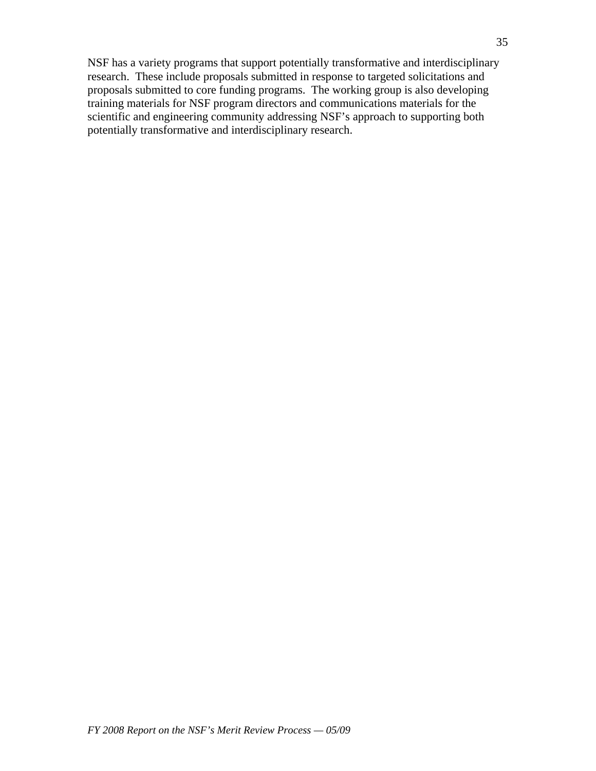NSF has a variety programs that support potentially transformative and interdisciplinary research. These include proposals submitted in response to targeted solicitations and proposals submitted to core funding programs. The working group is also developing training materials for NSF program directors and communications materials for the scientific and engineering community addressing NSF's approach to supporting both potentially transformative and interdisciplinary research.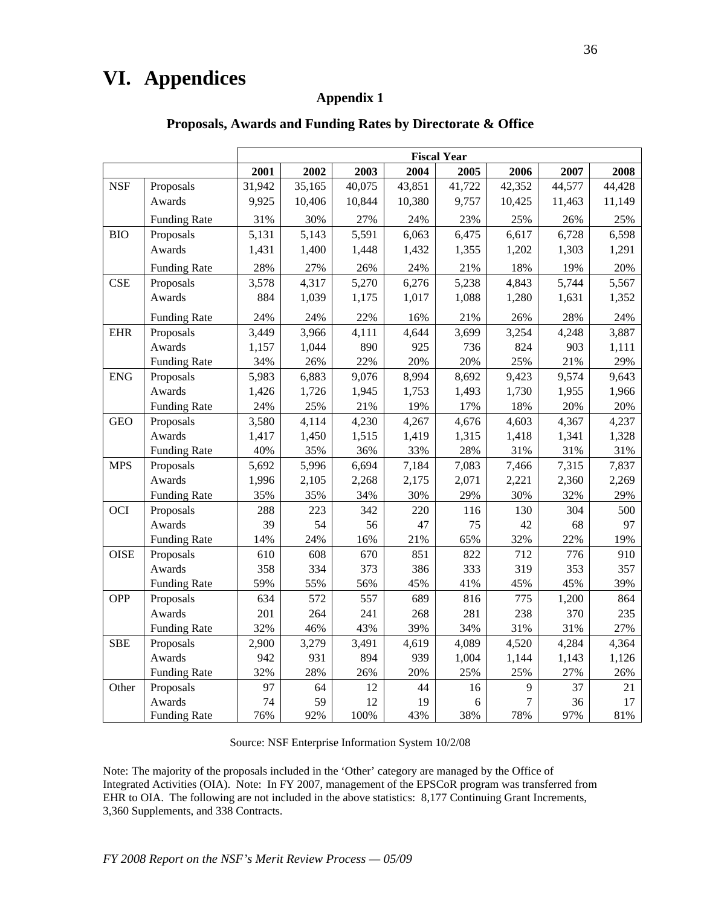# VI. Appendices

## Appendix 1

### Proposals, Awards and Funding Rates by Directorate & Office

| | | Fiscal Year | | | | | | | |
|---|---|---|---|---|---|---|---|---|---|
| | | 2001 | 2002 | 2003 | 2004 | 2005 | 2006 | 2007 | 2008 |
| NSF | Proposals | 31,942 | 35,165 | 40,075 | 43,851 | 41,722 | 42,352 | 44,577 | 44,428 |
| | Awards | 9,925 | 10,406 | 10,844 | 10,380 | 9,757 | 10,425 | 11,463 | 11,149 |
| | Funding Rate | 31% | 30% | 27% | 24% | 23% | 25% | 26% | 25% |
| BIO | Proposals | 5,131 | 5,143 | 5,591 | 6,063 | 6,475 | 6,617 | 6,728 | 6,598 |
| | Awards | 1,431 | 1,400 | 1,448 | 1,432 | 1,355 | 1,202 | 1,303 | 1,291 |
| | Funding Rate | 28% | 27% | 26% | 24% | 21% | 18% | 19% | 20% |
| CSE | Proposals | 3,578 | 4,317 | 5,270 | 6,276 | 5,238 | 4,843 | 5,744 | 5,567 |
| | Awards | 884 | 1,039 | 1,175 | 1,017 | 1,088 | 1,280 | 1,631 | 1,352 |
| | Funding Rate | 24% | 24% | 22% | 16% | 21% | 26% | 28% | 24% |
| EHR | Proposals | 3,449 | 3,966 | 4,111 | 4,644 | 3,699 | 3,254 | 4,248 | 3,887 |
| | Awards | 1,157 | 1,044 | 890 | 925 | 736 | 824 | 903 | 1,111 |
| | Funding Rate | 34% | 26% | 22% | 20% | 20% | 25% | 21% | 29% |
| ENG | Proposals | 5,983 | 6,883 | 9,076 | 8,994 | 8,692 | 9,423 | 9,574 | 9,643 |
| | Awards | 1,426 | 1,726 | 1,945 | 1,753 | 1,493 | 1,730 | 1,955 | 1,966 |
| | Funding Rate | 24% | 25% | 21% | 19% | 17% | 18% | 20% | 20% |
| GEO | Proposals | 3,580 | 4,114 | 4,230 | 4,267 | 4,676 | 4,603 | 4,367 | 4,237 |
| | Awards | 1,417 | 1,450 | 1,515 | 1,419 | 1,315 | 1,418 | 1,341 | 1,328 |
| | Funding Rate | 40% | 35% | 36% | 33% | 28% | 31% | 31% | 31% |
| MPS | Proposals | 5,692 | 5,996 | 6,694 | 7,184 | 7,083 | 7,466 | 7,315 | 7,837 |
| | Awards | 1,996 | 2,105 | 2,268 | 2,175 | 2,071 | 2,221 | 2,360 | 2,269 |
| | Funding Rate | 35% | 35% | 34% | 30% | 29% | 30% | 32% | 29% |
| OCI | Proposals | 288 | 223 | 342 | 220 | 116 | 130 | 304 | 500 |
| | Awards | 39 | 54 | 56 | 47 | 75 | 42 | 68 | 97 |
| | Funding Rate | 14% | 24% | 16% | 21% | 65% | 32% | 22% | 19% |
| OISE | Proposals | 610 | 608 | 670 | 851 | 822 | 712 | 776 | 910 |
| | Awards | 358 | 334 | 373 | 386 | 333 | 319 | 353 | 357 |
| | Funding Rate | 59% | 55% | 56% | 45% | 41% | 45% | 45% | 39% |
| OPP | Proposals | 634 | 572 | 557 | 689 | 816 | 775 | 1,200 | 864 |
| | Awards | 201 | 264 | 241 | 268 | 281 | 238 | 370 | 235 |
| | Funding Rate | 32% | 46% | 43% | 39% | 34% | 31% | 31% | 27% |
| SBE | Proposals | 2,900 | 3,279 | 3,491 | 4,619 | 4,089 | 4,520 | 4,284 | 4,364 |
| | Awards | 942 | 931 | 894 | 939 | 1,004 | 1,144 | 1,143 | 1,126 |
| | Funding Rate | 32% | 28% | 26% | 20% | 25% | 25% | 27% | 26% |
| Other | Proposals | 97 | 64 | 12 | 44 | 16 | 9 | 37 | 21 |
| | Awards | 74 | 59 | 12 | 19 | 6 | 7 | 36 | 17 |
| | Funding Rate | 76% | 92% | 100% | 43% | 38% | 78% | 97% | 81% |

Source: NSF Enterprise Information System 10/2/08

Note: The majority of the proposals included in the 'Other' category are managed by the Office of Integrated Activities (OIA). Note: In FY 2007, management of the EPSCoR program was transferred from EHR to OIA. The following are not included in the above statistics: 8,177 Continuing Grant Increments, 3,360 Supplements, and 338 Contracts.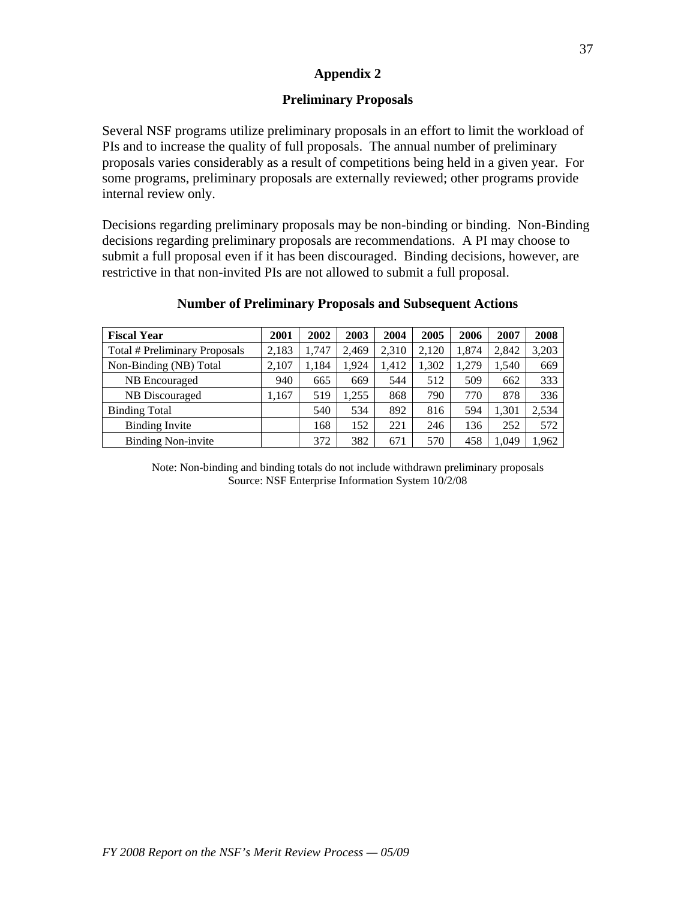## Appendix 2

### Preliminary Proposals

Several NSF programs utilize preliminary proposals in an effort to limit the workload of PIs and to increase the quality of full proposals. The annual number of preliminary proposals varies considerably as a result of competitions being held in a given year. For some programs, preliminary proposals are externally reviewed; other programs provide internal review only.

Decisions regarding preliminary proposals may be non-binding or binding. Non-Binding decisions regarding preliminary proposals are recommendations. A PI may choose to submit a full proposal even if it has been discouraged. Binding decisions, however, are restrictive in that non-invited PIs are not allowed to submit a full proposal.

**Number of Preliminary Proposals and Subsequent Actions**

| Fiscal Year | 2001 | 2002 | 2003 | 2004 | 2005 | 2006 | 2007 | 2008 |
|---|---|---|---|---|---|---|---|---|
| Total # Preliminary Proposals | 2,183 | 1,747 | 2,469 | 2,310 | 2,120 | 1,874 | 2,842 | 3,203 |
| Non-Binding (NB) Total | 2,107 | 1,184 | 1,924 | 1,412 | 1,302 | 1,279 | 1,540 | 669 |
| NB Encouraged | 940 | 665 | 669 | 544 | 512 | 509 | 662 | 333 |
| NB Discouraged | 1,167 | 519 | 1,255 | 868 | 790 | 770 | 878 | 336 |
| Binding Total | | 540 | 534 | 892 | 816 | 594 | 1,301 | 2,534 |
| Binding Invite | | 168 | 152 | 221 | 246 | 136 | 252 | 572 |
| Binding Non-invite | | 372 | 382 | 671 | 570 | 458 | 1,049 | 1,962 |

Note: Non-binding and binding totals do not include withdrawn preliminary proposals
Source: NSF Enterprise Information System 10/2/08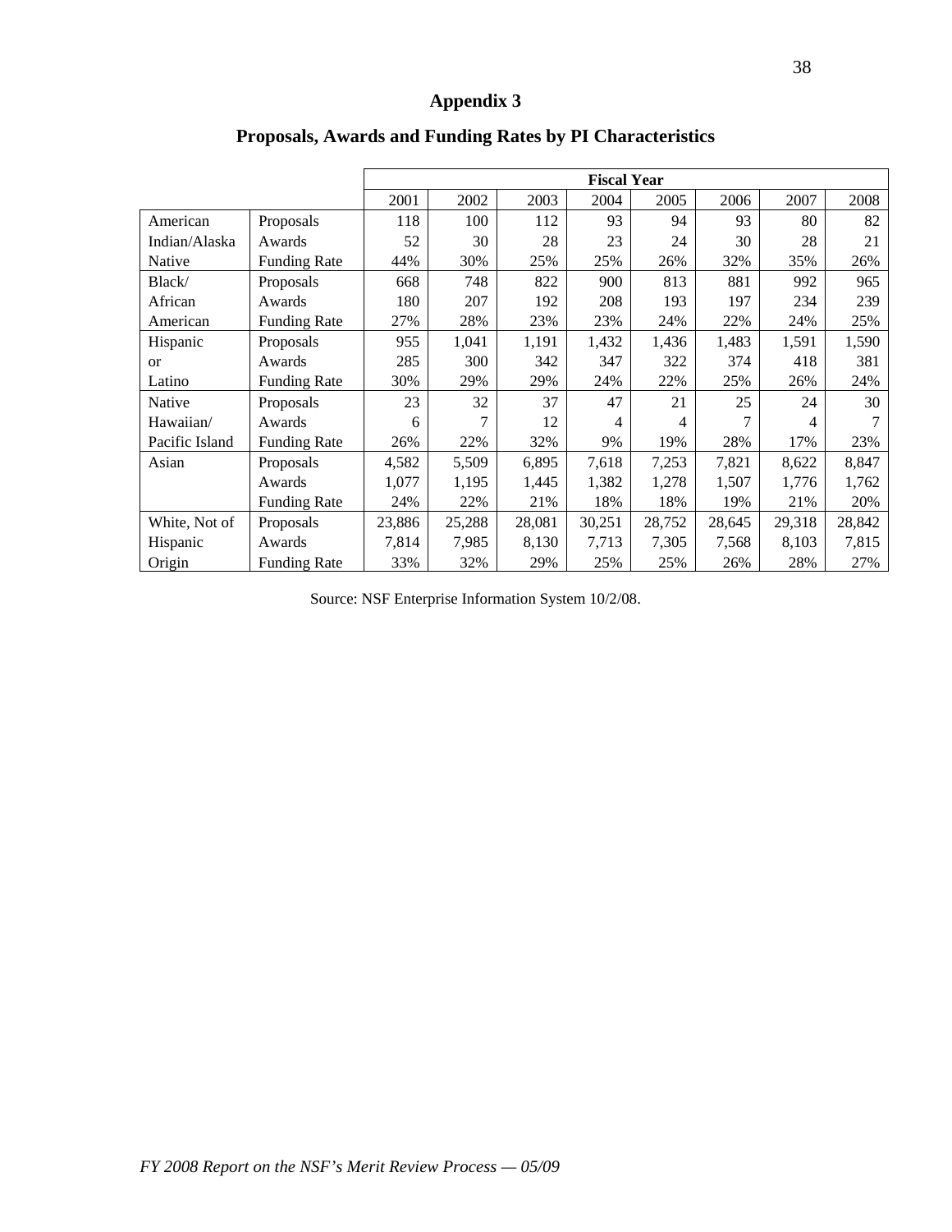# Appendix 3

## Proposals, Awards and Funding Rates by PI Characteristics

| | | Fiscal Year | | | | | | | |
|---|---|---|---|---|---|---|---|---|---|
| | | 2001 | 2002 | 2003 | 2004 | 2005 | 2006 | 2007 | 2008 |
| American Indian/Alaska Native | Proposals | 118 | 100 | 112 | 93 | 94 | 93 | 80 | 82 |
| | Awards | 52 | 30 | 28 | 23 | 24 | 30 | 28 | 21 |
| | Funding Rate | 44% | 30% | 25% | 25% | 26% | 32% | 35% | 26% |
| Black/ African American | Proposals | 668 | 748 | 822 | 900 | 813 | 881 | 992 | 965 |
| | Awards | 180 | 207 | 192 | 208 | 193 | 197 | 234 | 239 |
| | Funding Rate | 27% | 28% | 23% | 23% | 24% | 22% | 24% | 25% |
| Hispanic or Latino | Proposals | 955 | 1,041 | 1,191 | 1,432 | 1,436 | 1,483 | 1,591 | 1,590 |
| | Awards | 285 | 300 | 342 | 347 | 322 | 374 | 418 | 381 |
| | Funding Rate | 30% | 29% | 29% | 24% | 22% | 25% | 26% | 24% |
| Native Hawaiian/ Pacific Island | Proposals | 23 | 32 | 37 | 47 | 21 | 25 | 24 | 30 |
| | Awards | 6 | 7 | 12 | 4 | 4 | 7 | 4 | 7 |
| | Funding Rate | 26% | 22% | 32% | 9% | 19% | 28% | 17% | 23% |
| Asian | Proposals | 4,582 | 5,509 | 6,895 | 7,618 | 7,253 | 7,821 | 8,622 | 8,847 |
| | Awards | 1,077 | 1,195 | 1,445 | 1,382 | 1,278 | 1,507 | 1,776 | 1,762 |
| | Funding Rate | 24% | 22% | 21% | 18% | 18% | 19% | 21% | 20% |
| White, Not of Hispanic Origin | Proposals | 23,886 | 25,288 | 28,081 | 30,251 | 28,752 | 28,645 | 29,318 | 28,842 |
| | Awards | 7,814 | 7,985 | 8,130 | 7,713 | 7,305 | 7,568 | 8,103 | 7,815 |
| | Funding Rate | 33% | 32% | 29% | 25% | 25% | 26% | 28% | 27% |

Source: NSF Enterprise Information System 10/2/08.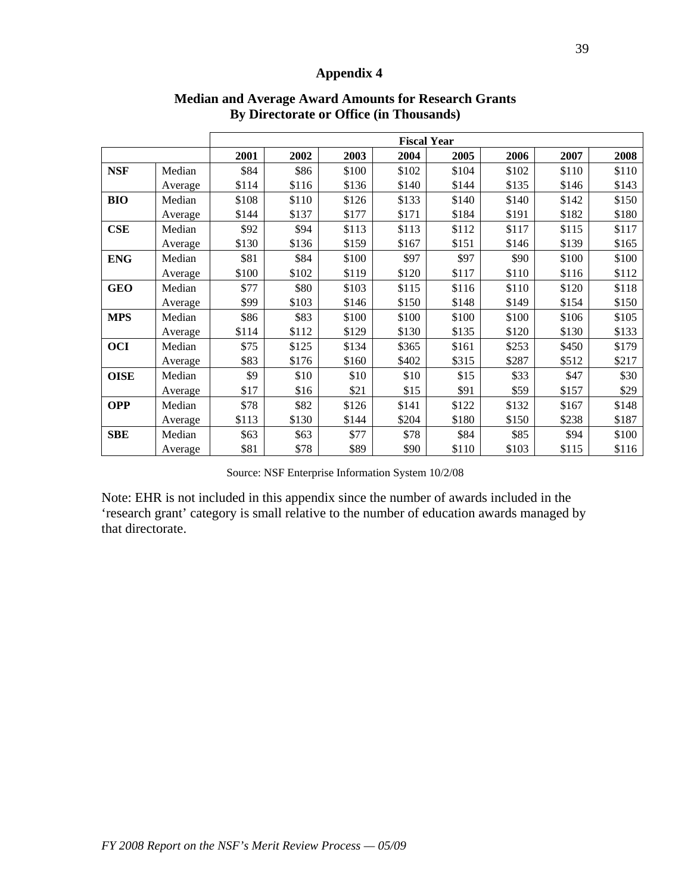# Appendix 4

## Median and Average Award Amounts for Research Grants By Directorate or Office (in Thousands)

| | | Fiscal Year | | | | | | | |
|---|---|---|---|---|---|---|---|---|---|
| | | **2001** | **2002** | **2003** | **2004** | **2005** | **2006** | **2007** | **2008** |
| **NSF** | Median | $84 | $86 | $100 | $102 | $104 | $102 | $110 | $110 |
| | Average | $114 | $116 | $136 | $140 | $144 | $135 | $146 | $143 |
| **BIO** | Median | $108 | $110 | $126 | $133 | $140 | $140 | $142 | $150 |
| | Average | $144 | $137 | $177 | $171 | $184 | $191 | $182 | $180 |
| **CSE** | Median | $92 | $94 | $113 | $113 | $112 | $117 | $115 | $117 |
| | Average | $130 | $136 | $159 | $167 | $151 | $146 | $139 | $165 |
| **ENG** | Median | $81 | $84 | $100 | $97 | $97 | $90 | $100 | $100 |
| | Average | $100 | $102 | $119 | $120 | $117 | $110 | $116 | $112 |
| **GEO** | Median | $77 | $80 | $103 | $115 | $116 | $110 | $120 | $118 |
| | Average | $99 | $103 | $146 | $150 | $148 | $149 | $154 | $150 |
| **MPS** | Median | $86 | $83 | $100 | $100 | $100 | $100 | $106 | $105 |
| | Average | $114 | $112 | $129 | $130 | $135 | $120 | $130 | $133 |
| **OCI** | Median | $75 | $125 | $134 | $365 | $161 | $253 | $450 | $179 |
| | Average | $83 | $176 | $160 | $402 | $315 | $287 | $512 | $217 |
| **OISE** | Median | $9 | $10 | $10 | $10 | $15 | $33 | $47 | $30 |
| | Average | $17 | $16 | $21 | $15 | $91 | $59 | $157 | $29 |
| **OPP** | Median | $78 | $82 | $126 | $141 | $122 | $132 | $167 | $148 |
| | Average | $113 | $130 | $144 | $204 | $180 | $150 | $238 | $187 |
| **SBE** | Median | $63 | $63 | $77 | $78 | $84 | $85 | $94 | $100 |
| | Average | $81 | $78 | $89 | $90 | $110 | $103 | $115 | $116 |

Source: NSF Enterprise Information System 10/2/08

Note: EHR is not included in this appendix since the number of awards included in the 'research grant' category is small relative to the number of education awards managed by that directorate.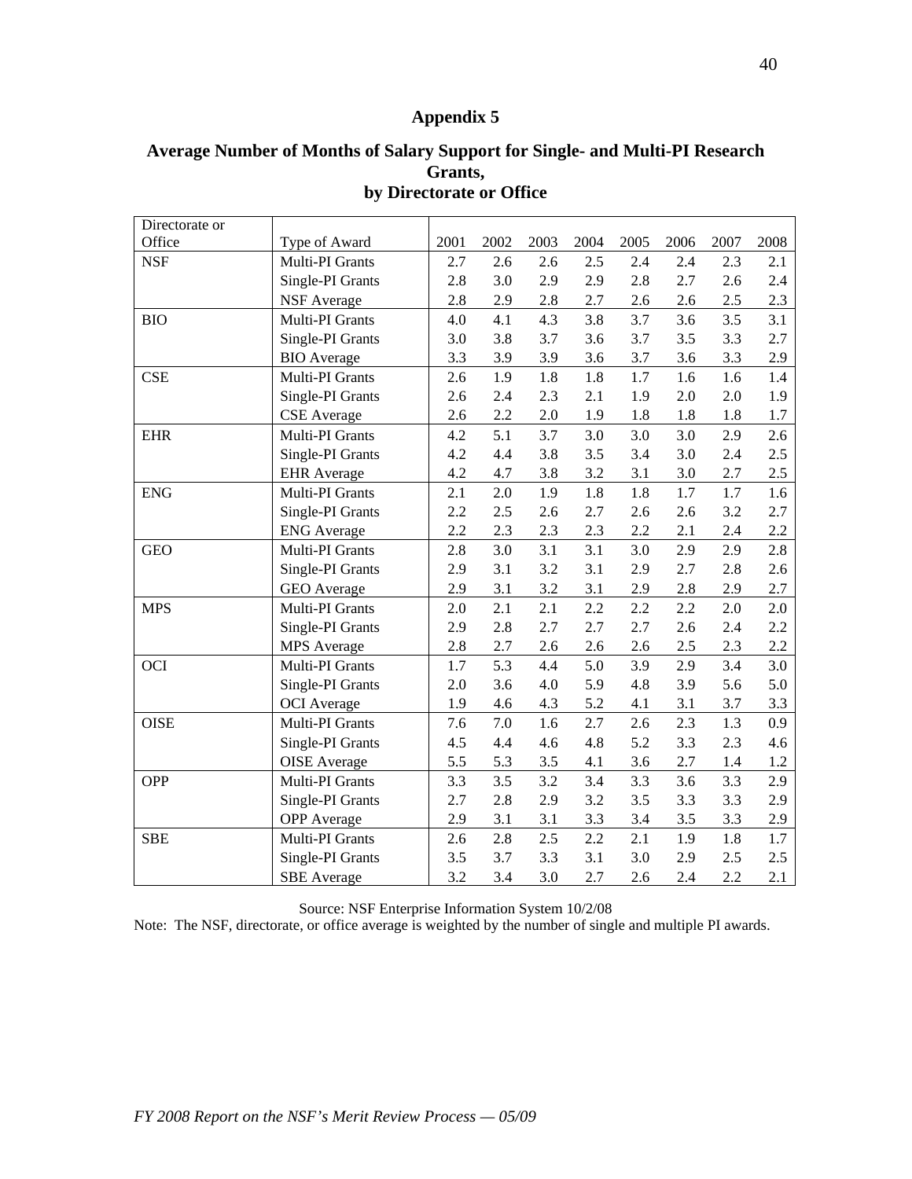# Appendix 5

## Average Number of Months of Salary Support for Single- and Multi-PI Research Grants, by Directorate or Office

| Directorate or Office | Type of Award | 2001 | 2002 | 2003 | 2004 | 2005 | 2006 | 2007 | 2008 |
|---|---|---|---|---|---|---|---|---|---|
| NSF | Multi-PI Grants | 2.7 | 2.6 | 2.6 | 2.5 | 2.4 | 2.4 | 2.3 | 2.1 |
| | Single-PI Grants | 2.8 | 3.0 | 2.9 | 2.9 | 2.8 | 2.7 | 2.6 | 2.4 |
| | NSF Average | 2.8 | 2.9 | 2.8 | 2.7 | 2.6 | 2.6 | 2.5 | 2.3 |
| BIO | Multi-PI Grants | 4.0 | 4.1 | 4.3 | 3.8 | 3.7 | 3.6 | 3.5 | 3.1 |
| | Single-PI Grants | 3.0 | 3.8 | 3.7 | 3.6 | 3.7 | 3.5 | 3.3 | 2.7 |
| | BIO Average | 3.3 | 3.9 | 3.9 | 3.6 | 3.7 | 3.6 | 3.3 | 2.9 |
| CSE | Multi-PI Grants | 2.6 | 1.9 | 1.8 | 1.8 | 1.7 | 1.6 | 1.6 | 1.4 |
| | Single-PI Grants | 2.6 | 2.4 | 2.3 | 2.1 | 1.9 | 2.0 | 2.0 | 1.9 |
| | CSE Average | 2.6 | 2.2 | 2.0 | 1.9 | 1.8 | 1.8 | 1.8 | 1.7 |
| EHR | Multi-PI Grants | 4.2 | 5.1 | 3.7 | 3.0 | 3.0 | 3.0 | 2.9 | 2.6 |
| | Single-PI Grants | 4.2 | 4.4 | 3.8 | 3.5 | 3.4 | 3.0 | 2.4 | 2.5 |
| | EHR Average | 4.2 | 4.7 | 3.8 | 3.2 | 3.1 | 3.0 | 2.7 | 2.5 |
| ENG | Multi-PI Grants | 2.1 | 2.0 | 1.9 | 1.8 | 1.8 | 1.7 | 1.7 | 1.6 |
| | Single-PI Grants | 2.2 | 2.5 | 2.6 | 2.7 | 2.6 | 2.6 | 3.2 | 2.7 |
| | ENG Average | 2.2 | 2.3 | 2.3 | 2.3 | 2.2 | 2.1 | 2.4 | 2.2 |
| GEO | Multi-PI Grants | 2.8 | 3.0 | 3.1 | 3.1 | 3.0 | 2.9 | 2.9 | 2.8 |
| | Single-PI Grants | 2.9 | 3.1 | 3.2 | 3.1 | 2.9 | 2.7 | 2.8 | 2.6 |
| | GEO Average | 2.9 | 3.1 | 3.2 | 3.1 | 2.9 | 2.8 | 2.9 | 2.7 |
| MPS | Multi-PI Grants | 2.0 | 2.1 | 2.1 | 2.2 | 2.2 | 2.2 | 2.0 | 2.0 |
| | Single-PI Grants | 2.9 | 2.8 | 2.7 | 2.7 | 2.7 | 2.6 | 2.4 | 2.2 |
| | MPS Average | 2.8 | 2.7 | 2.6 | 2.6 | 2.6 | 2.5 | 2.3 | 2.2 |
| OCI | Multi-PI Grants | 1.7 | 5.3 | 4.4 | 5.0 | 3.9 | 2.9 | 3.4 | 3.0 |
| | Single-PI Grants | 2.0 | 3.6 | 4.0 | 5.9 | 4.8 | 3.9 | 5.6 | 5.0 |
| | OCI Average | 1.9 | 4.6 | 4.3 | 5.2 | 4.1 | 3.1 | 3.7 | 3.3 |
| OISE | Multi-PI Grants | 7.6 | 7.0 | 1.6 | 2.7 | 2.6 | 2.3 | 1.3 | 0.9 |
| | Single-PI Grants | 4.5 | 4.4 | 4.6 | 4.8 | 5.2 | 3.3 | 2.3 | 4.6 |
| | OISE Average | 5.5 | 5.3 | 3.5 | 4.1 | 3.6 | 2.7 | 1.4 | 1.2 |
| OPP | Multi-PI Grants | 3.3 | 3.5 | 3.2 | 3.4 | 3.3 | 3.6 | 3.3 | 2.9 |
| | Single-PI Grants | 2.7 | 2.8 | 2.9 | 3.2 | 3.5 | 3.3 | 3.3 | 2.9 |
| | OPP Average | 2.9 | 3.1 | 3.1 | 3.3 | 3.4 | 3.5 | 3.3 | 2.9 |
| SBE | Multi-PI Grants | 2.6 | 2.8 | 2.5 | 2.2 | 2.1 | 1.9 | 1.8 | 1.7 |
| | Single-PI Grants | 3.5 | 3.7 | 3.3 | 3.1 | 3.0 | 2.9 | 2.5 | 2.5 |
| | SBE Average | 3.2 | 3.4 | 3.0 | 2.7 | 2.6 | 2.4 | 2.2 | 2.1 |

Source: NSF Enterprise Information System 10/2/08

Note: The NSF, directorate, or office average is weighted by the number of single and multiple PI awards.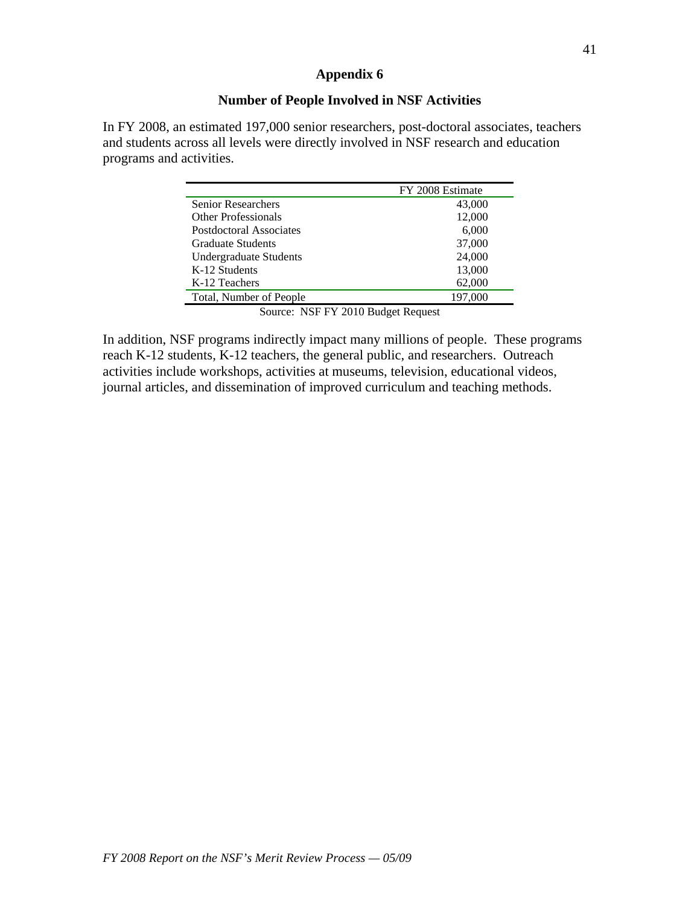# Appendix 6

## Number of People Involved in NSF Activities

In FY 2008, an estimated 197,000 senior researchers, post-doctoral associates, teachers and students across all levels were directly involved in NSF research and education programs and activities.

| | FY 2008 Estimate |
|---|---|
| Senior Researchers | 43,000 |
| Other Professionals | 12,000 |
| Postdoctoral Associates | 6,000 |
| Graduate Students | 37,000 |
| Undergraduate Students | 24,000 |
| K-12 Students | 13,000 |
| K-12 Teachers | 62,000 |
| Total, Number of People | 197,000 |

Source: NSF FY 2010 Budget Request

In addition, NSF programs indirectly impact many millions of people. These programs reach K-12 students, K-12 teachers, the general public, and researchers. Outreach activities include workshops, activities at museums, television, educational videos, journal articles, and dissemination of improved curriculum and teaching methods.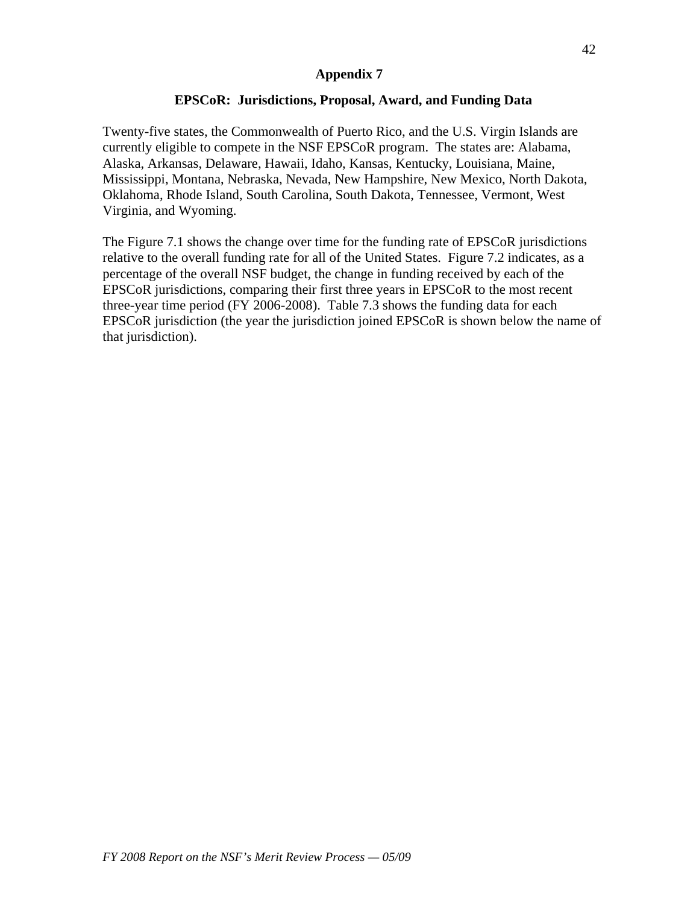## Appendix 7

### EPSCoR: Jurisdictions, Proposal, Award, and Funding Data

Twenty-five states, the Commonwealth of Puerto Rico, and the U.S. Virgin Islands are currently eligible to compete in the NSF EPSCoR program. The states are: Alabama, Alaska, Arkansas, Delaware, Hawaii, Idaho, Kansas, Kentucky, Louisiana, Maine, Mississippi, Montana, Nebraska, Nevada, New Hampshire, New Mexico, North Dakota, Oklahoma, Rhode Island, South Carolina, South Dakota, Tennessee, Vermont, West Virginia, and Wyoming.

The Figure 7.1 shows the change over time for the funding rate of EPSCoR jurisdictions relative to the overall funding rate for all of the United States. Figure 7.2 indicates, as a percentage of the overall NSF budget, the change in funding received by each of the EPSCoR jurisdictions, comparing their first three years in EPSCoR to the most recent three-year time period (FY 2006-2008). Table 7.3 shows the funding data for each EPSCoR jurisdiction (the year the jurisdiction joined EPSCoR is shown below the name of that jurisdiction).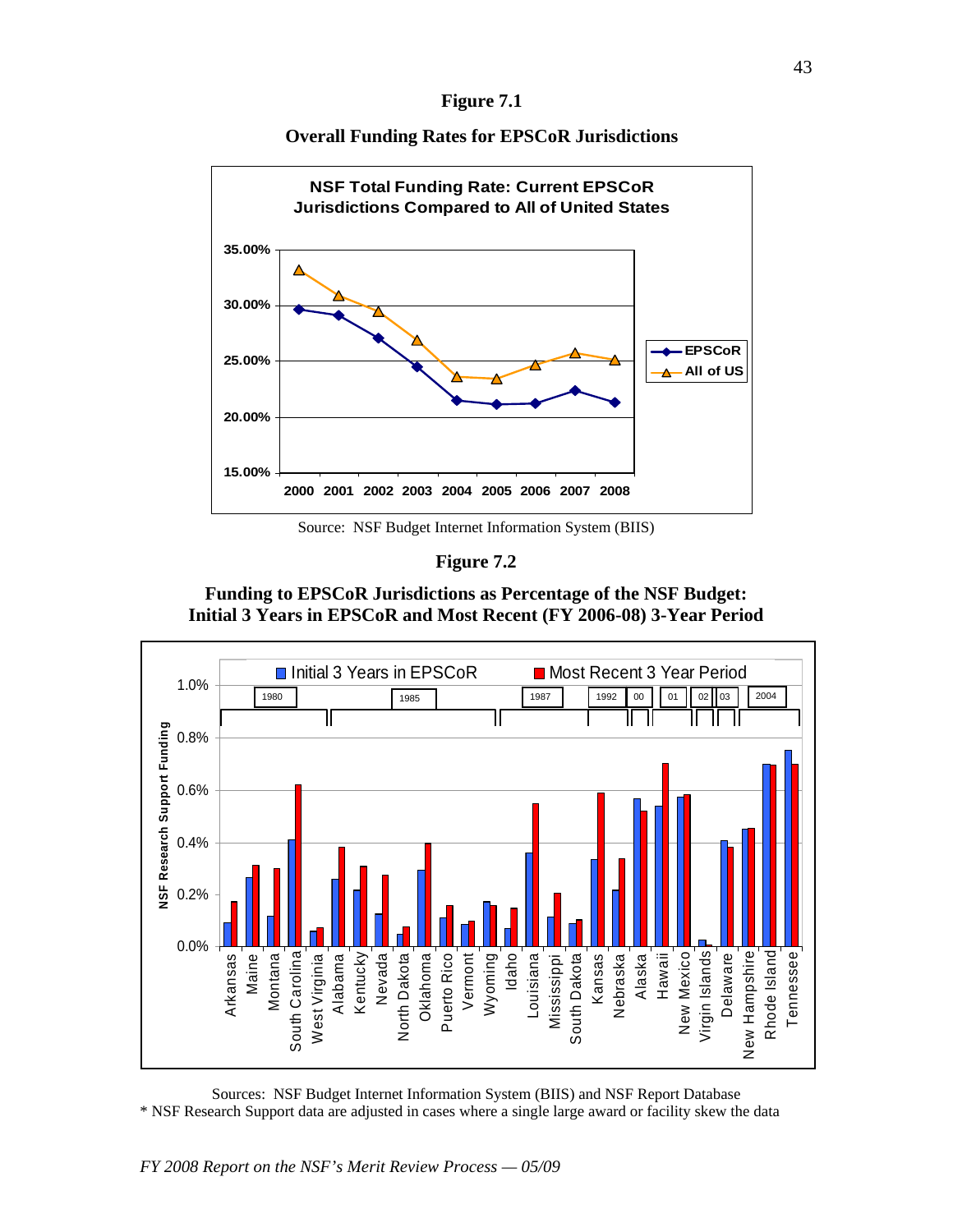**Figure 7.1**

**Overall Funding Rates for EPSCoR Jurisdictions**

**NSF Total Funding Rate: Current EPSCoR Jurisdictions Compared to All of United States**

Source: NSF Budget Internet Information System (BIIS)

**Figure 7.2**

**Funding to EPSCoR Jurisdictions as Percentage of the NSF Budget: Initial 3 Years in EPSCoR and Most Recent (FY 2006-08) 3-Year Period**

Sources: NSF Budget Internet Information System (BIIS) and NSF Report Database

\* NSF Research Support data are adjusted in cases where a single large award or facility skew the data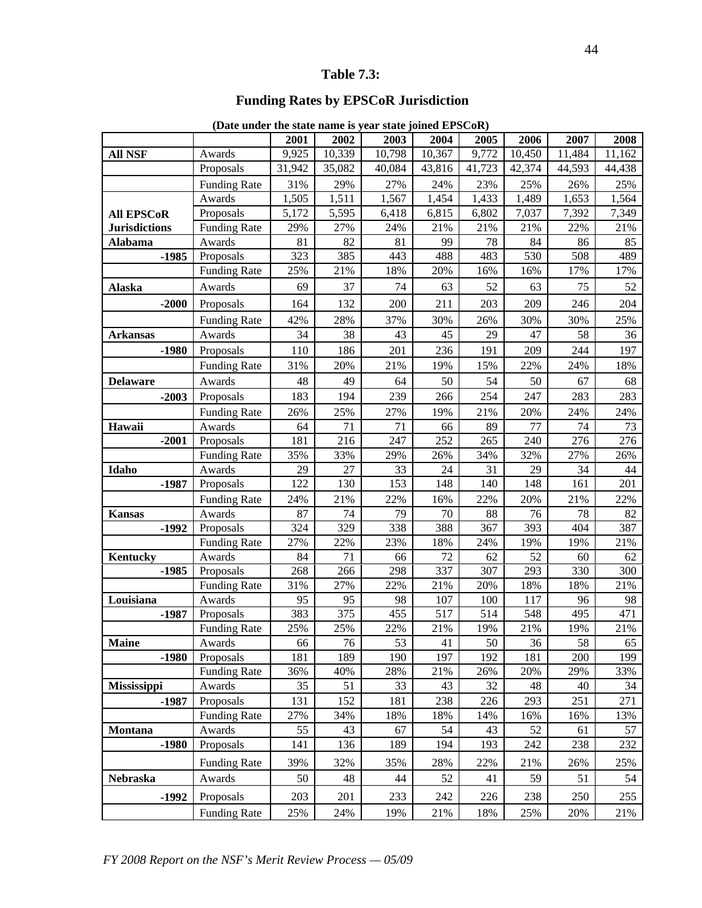## Table 7.3:

## Funding Rates by EPSCoR Jurisdiction

**(Date under the state name is year state joined EPSCoR)**

| | | 2001 | 2002 | 2003 | 2004 | 2005 | 2006 | 2007 | 2008 |
|---|---|---|---|---|---|---|---|---|---|
| **All NSF** | Awards | 9,925 | 10,339 | 10,798 | 10,367 | 9,772 | 10,450 | 11,484 | 11,162 |
| | Proposals | 31,942 | 35,082 | 40,084 | 43,816 | 41,723 | 42,374 | 44,593 | 44,438 |
| | Funding Rate | 31% | 29% | 27% | 24% | 23% | 25% | 26% | 25% |
| | Awards | 1,505 | 1,511 | 1,567 | 1,454 | 1,433 | 1,489 | 1,653 | 1,564 |
| **All EPSCoR** | Proposals | 5,172 | 5,595 | 6,418 | 6,815 | 6,802 | 7,037 | 7,392 | 7,349 |
| **Jurisdictions** | Funding Rate | 29% | 27% | 24% | 21% | 21% | 21% | 22% | 21% |
| **Alabama** | Awards | 81 | 82 | 81 | 99 | 78 | 84 | 86 | 85 |
| **-1985** | Proposals | 323 | 385 | 443 | 488 | 483 | 530 | 508 | 489 |
| | Funding Rate | 25% | 21% | 18% | 20% | 16% | 16% | 17% | 17% |
| **Alaska** | Awards | 69 | 37 | 74 | 63 | 52 | 63 | 75 | 52 |
| **-2000** | Proposals | 164 | 132 | 200 | 211 | 203 | 209 | 246 | 204 |
| | Funding Rate | 42% | 28% | 37% | 30% | 26% | 30% | 30% | 25% |
| **Arkansas** | Awards | 34 | 38 | 43 | 45 | 29 | 47 | 58 | 36 |
| **-1980** | Proposals | 110 | 186 | 201 | 236 | 191 | 209 | 244 | 197 |
| | Funding Rate | 31% | 20% | 21% | 19% | 15% | 22% | 24% | 18% |
| **Delaware** | Awards | 48 | 49 | 64 | 50 | 54 | 50 | 67 | 68 |
| **-2003** | Proposals | 183 | 194 | 239 | 266 | 254 | 247 | 283 | 283 |
| | Funding Rate | 26% | 25% | 27% | 19% | 21% | 20% | 24% | 24% |
| **Hawaii** | Awards | 64 | 71 | 71 | 66 | 89 | 77 | 74 | 73 |
| **-2001** | Proposals | 181 | 216 | 247 | 252 | 265 | 240 | 276 | 276 |
| | Funding Rate | 35% | 33% | 29% | 26% | 34% | 32% | 27% | 26% |
| **Idaho** | Awards | 29 | 27 | 33 | 24 | 31 | 29 | 34 | 44 |
| **-1987** | Proposals | 122 | 130 | 153 | 148 | 140 | 148 | 161 | 201 |
| | Funding Rate | 24% | 21% | 22% | 16% | 22% | 20% | 21% | 22% |
| **Kansas** | Awards | 87 | 74 | 79 | 70 | 88 | 76 | 78 | 82 |
| **-1992** | Proposals | 324 | 329 | 338 | 388 | 367 | 393 | 404 | 387 |
| | Funding Rate | 27% | 22% | 23% | 18% | 24% | 19% | 19% | 21% |
| **Kentucky** | Awards | 84 | 71 | 66 | 72 | 62 | 52 | 60 | 62 |
| **-1985** | Proposals | 268 | 266 | 298 | 337 | 307 | 293 | 330 | 300 |
| | Funding Rate | 31% | 27% | 22% | 21% | 20% | 18% | 18% | 21% |
| **Louisiana** | Awards | 95 | 95 | 98 | 107 | 100 | 117 | 96 | 98 |
| **-1987** | Proposals | 383 | 375 | 455 | 517 | 514 | 548 | 495 | 471 |
| | Funding Rate | 25% | 25% | 22% | 21% | 19% | 21% | 19% | 21% |
| **Maine** | Awards | 66 | 76 | 53 | 41 | 50 | 36 | 58 | 65 |
| **-1980** | Proposals | 181 | 189 | 190 | 197 | 192 | 181 | 200 | 199 |
| | Funding Rate | 36% | 40% | 28% | 21% | 26% | 20% | 29% | 33% |
| **Mississippi** | Awards | 35 | 51 | 33 | 43 | 32 | 48 | 40 | 34 |
| **-1987** | Proposals | 131 | 152 | 181 | 238 | 226 | 293 | 251 | 271 |
| | Funding Rate | 27% | 34% | 18% | 18% | 14% | 16% | 16% | 13% |
| **Montana** | Awards | 55 | 43 | 67 | 54 | 43 | 52 | 61 | 57 |
| **-1980** | Proposals | 141 | 136 | 189 | 194 | 193 | 242 | 238 | 232 |
| | Funding Rate | 39% | 32% | 35% | 28% | 22% | 21% | 26% | 25% |
| **Nebraska** | Awards | 50 | 48 | 44 | 52 | 41 | 59 | 51 | 54 |
| **-1992** | Proposals | 203 | 201 | 233 | 242 | 226 | 238 | 250 | 255 |
| | Funding Rate | 25% | 24% | 19% | 21% | 18% | 25% | 20% | 21% |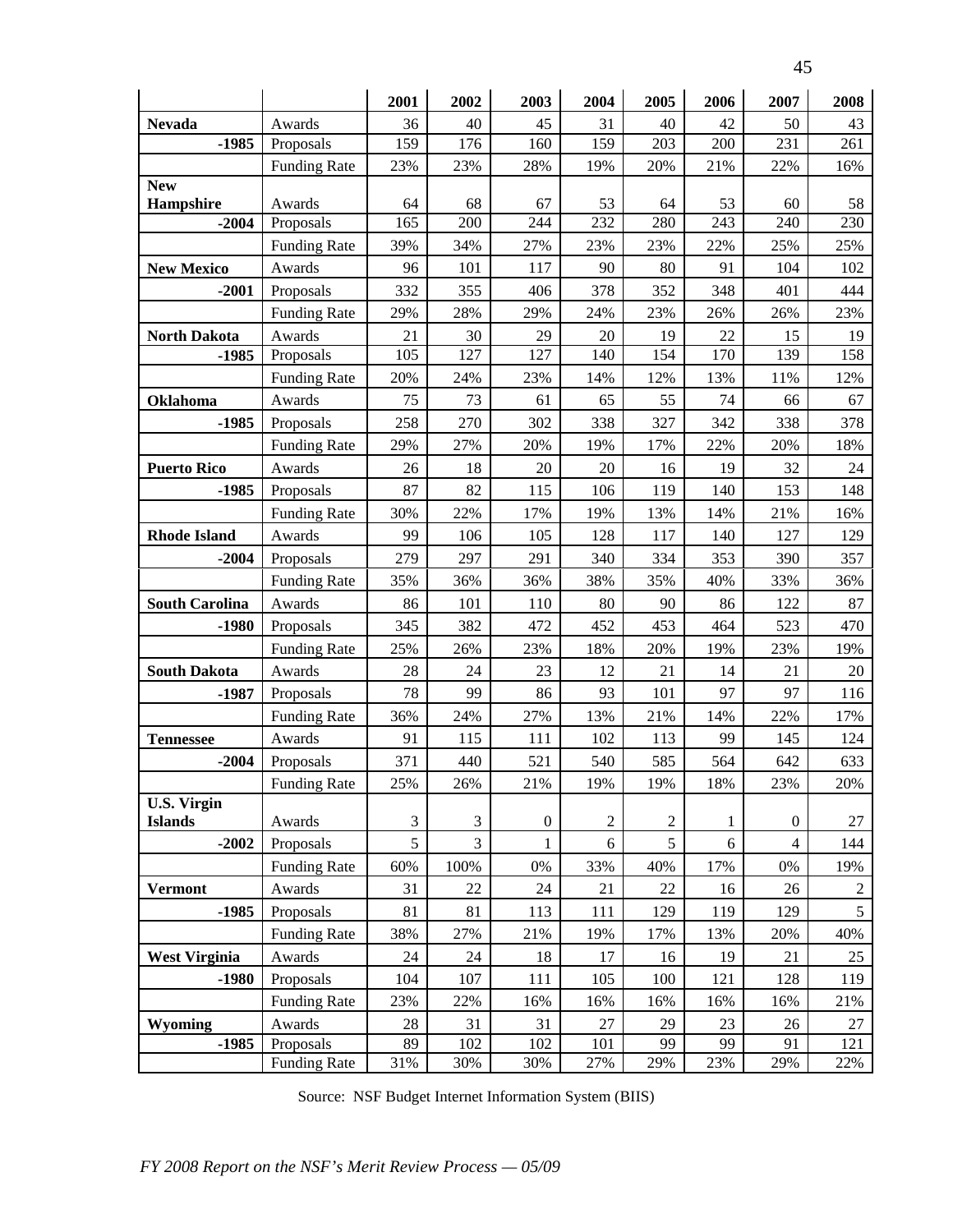| | | 2001 | 2002 | 2003 | 2004 | 2005 | 2006 | 2007 | 2008 |
|---|---|---|---|---|---|---|---|---|---|
| **Nevada** | Awards | 36 | 40 | 45 | 31 | 40 | 42 | 50 | 43 |
| **-1985** | Proposals | 159 | 176 | 160 | 159 | 203 | 200 | 231 | 261 |
| | Funding Rate | 23% | 23% | 28% | 19% | 20% | 21% | 22% | 16% |
| **New Hampshire** | Awards | 64 | 68 | 67 | 53 | 64 | 53 | 60 | 58 |
| **-2004** | Proposals | 165 | 200 | 244 | 232 | 280 | 243 | 240 | 230 |
| | Funding Rate | 39% | 34% | 27% | 23% | 23% | 22% | 25% | 25% |
| **New Mexico** | Awards | 96 | 101 | 117 | 90 | 80 | 91 | 104 | 102 |
| **-2001** | Proposals | 332 | 355 | 406 | 378 | 352 | 348 | 401 | 444 |
| | Funding Rate | 29% | 28% | 29% | 24% | 23% | 26% | 26% | 23% |
| **North Dakota** | Awards | 21 | 30 | 29 | 20 | 19 | 22 | 15 | 19 |
| **-1985** | Proposals | 105 | 127 | 127 | 140 | 154 | 170 | 139 | 158 |
| | Funding Rate | 20% | 24% | 23% | 14% | 12% | 13% | 11% | 12% |
| **Oklahoma** | Awards | 75 | 73 | 61 | 65 | 55 | 74 | 66 | 67 |
| **-1985** | Proposals | 258 | 270 | 302 | 338 | 327 | 342 | 338 | 378 |
| | Funding Rate | 29% | 27% | 20% | 19% | 17% | 22% | 20% | 18% |
| **Puerto Rico** | Awards | 26 | 18 | 20 | 20 | 16 | 19 | 32 | 24 |
| **-1985** | Proposals | 87 | 82 | 115 | 106 | 119 | 140 | 153 | 148 |
| | Funding Rate | 30% | 22% | 17% | 19% | 13% | 14% | 21% | 16% |
| **Rhode Island** | Awards | 99 | 106 | 105 | 128 | 117 | 140 | 127 | 129 |
| **-2004** | Proposals | 279 | 297 | 291 | 340 | 334 | 353 | 390 | 357 |
| | Funding Rate | 35% | 36% | 36% | 38% | 35% | 40% | 33% | 36% |
| **South Carolina** | Awards | 86 | 101 | 110 | 80 | 90 | 86 | 122 | 87 |
| **-1980** | Proposals | 345 | 382 | 472 | 452 | 453 | 464 | 523 | 470 |
| | Funding Rate | 25% | 26% | 23% | 18% | 20% | 19% | 23% | 19% |
| **South Dakota** | Awards | 28 | 24 | 23 | 12 | 21 | 14 | 21 | 20 |
| **-1987** | Proposals | 78 | 99 | 86 | 93 | 101 | 97 | 97 | 116 |
| | Funding Rate | 36% | 24% | 27% | 13% | 21% | 14% | 22% | 17% |
| **Tennessee** | Awards | 91 | 115 | 111 | 102 | 113 | 99 | 145 | 124 |
| **-2004** | Proposals | 371 | 440 | 521 | 540 | 585 | 564 | 642 | 633 |
| | Funding Rate | 25% | 26% | 21% | 19% | 19% | 18% | 23% | 20% |
| **U.S. Virgin Islands** | Awards | 3 | 3 | 0 | 2 | 2 | 1 | 0 | 27 |
| **-2002** | Proposals | 5 | 3 | 1 | 6 | 5 | 6 | 4 | 144 |
| | Funding Rate | 60% | 100% | 0% | 33% | 40% | 17% | 0% | 19% |
| **Vermont** | Awards | 31 | 22 | 24 | 21 | 22 | 16 | 26 | 2 |
| **-1985** | Proposals | 81 | 81 | 113 | 111 | 129 | 119 | 129 | 5 |
| | Funding Rate | 38% | 27% | 21% | 19% | 17% | 13% | 20% | 40% |
| **West Virginia** | Awards | 24 | 24 | 18 | 17 | 16 | 19 | 21 | 25 |
| **-1980** | Proposals | 104 | 107 | 111 | 105 | 100 | 121 | 128 | 119 |
| | Funding Rate | 23% | 22% | 16% | 16% | 16% | 16% | 16% | 21% |
| **Wyoming** | Awards | 28 | 31 | 31 | 27 | 29 | 23 | 26 | 27 |
| **-1985** | Proposals | 89 | 102 | 102 | 101 | 99 | 99 | 91 | 121 |
| | Funding Rate | 31% | 30% | 30% | 27% | 29% | 23% | 29% | 22% |

Source: NSF Budget Internet Information System (BIIS)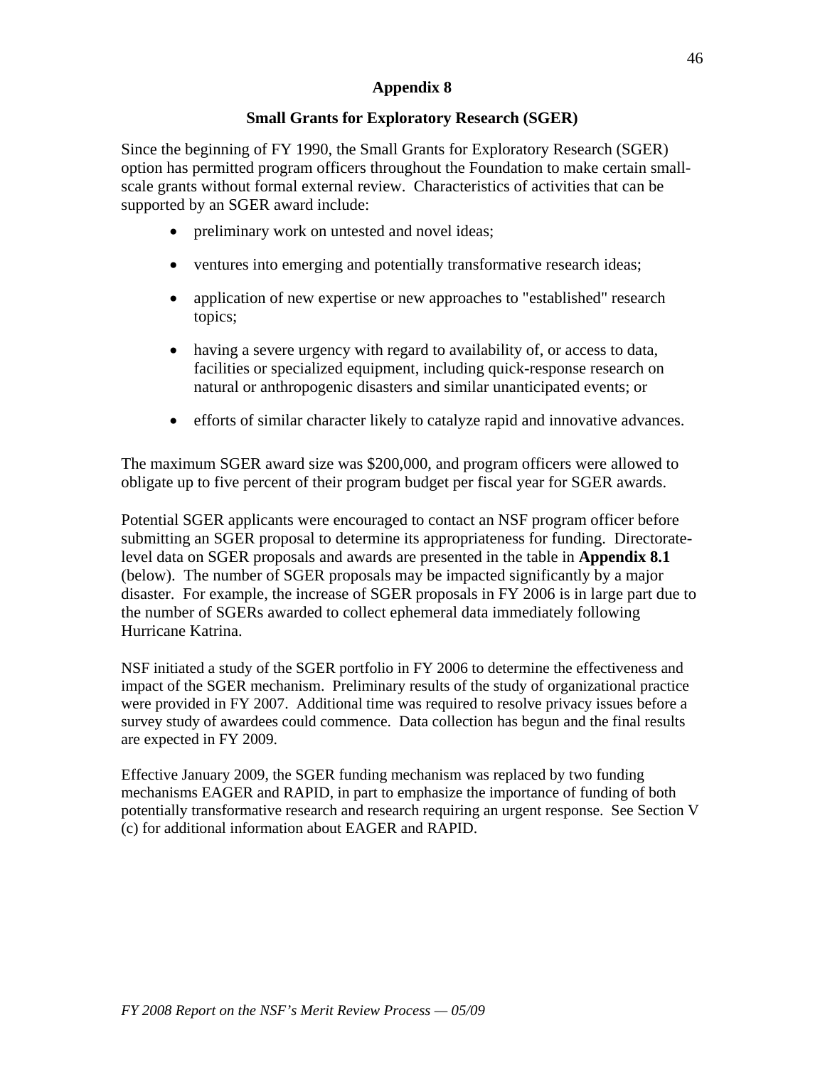## Appendix 8

### Small Grants for Exploratory Research (SGER)

Since the beginning of FY 1990, the Small Grants for Exploratory Research (SGER) option has permitted program officers throughout the Foundation to make certain small-scale grants without formal external review. Characteristics of activities that can be supported by an SGER award include:

- preliminary work on untested and novel ideas;
- ventures into emerging and potentially transformative research ideas;
- application of new expertise or new approaches to "established" research topics;
- having a severe urgency with regard to availability of, or access to data, facilities or specialized equipment, including quick-response research on natural or anthropogenic disasters and similar unanticipated events; or
- efforts of similar character likely to catalyze rapid and innovative advances.

The maximum SGER award size was $200,000, and program officers were allowed to obligate up to five percent of their program budget per fiscal year for SGER awards.

Potential SGER applicants were encouraged to contact an NSF program officer before submitting an SGER proposal to determine its appropriateness for funding. Directorate-level data on SGER proposals and awards are presented in the table in **Appendix 8.1** (below). The number of SGER proposals may be impacted significantly by a major disaster. For example, the increase of SGER proposals in FY 2006 is in large part due to the number of SGERs awarded to collect ephemeral data immediately following Hurricane Katrina.

NSF initiated a study of the SGER portfolio in FY 2006 to determine the effectiveness and impact of the SGER mechanism. Preliminary results of the study of organizational practice were provided in FY 2007. Additional time was required to resolve privacy issues before a survey study of awardees could commence. Data collection has begun and the final results are expected in FY 2009.

Effective January 2009, the SGER funding mechanism was replaced by two funding mechanisms EAGER and RAPID, in part to emphasize the importance of funding of both potentially transformative research and research requiring an urgent response. See Section V (c) for additional information about EAGER and RAPID.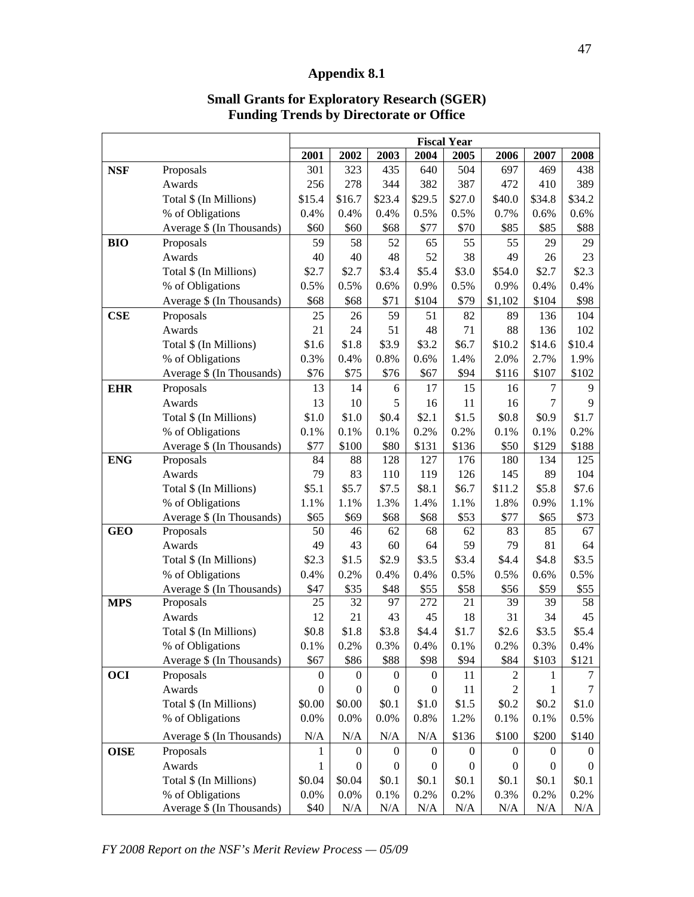# Appendix 8.1

## Small Grants for Exploratory Research (SGER) Funding Trends by Directorate or Office

| | | Fiscal Year | | | | | | | |
|---|---|---|---|---|---|---|---|---|---|
| | | 2001 | 2002 | 2003 | 2004 | 2005 | 2006 | 2007 | 2008 |
| **NSF** | Proposals | 301 | 323 | 435 | 640 | 504 | 697 | 469 | 438 |
| | Awards | 256 | 278 | 344 | 382 | 387 | 472 | 410 | 389 |
| | Total $ (In Millions) | $15.4 | $16.7 | $23.4 | $29.5 | $27.0 | $40.0 | $34.8 | $34.2 |
| | % of Obligations | 0.4% | 0.4% | 0.4% | 0.5% | 0.5% | 0.7% | 0.6% | 0.6% |
| | Average $ (In Thousands) | $60 | $60 | $68 | $77 | $70 | $85 | $85 | $88 |
| **BIO** | Proposals | 59 | 58 | 52 | 65 | 55 | 55 | 29 | 29 |
| | Awards | 40 | 40 | 48 | 52 | 38 | 49 | 26 | 23 |
| | Total $ (In Millions) | $2.7 | $2.7 | $3.4 | $5.4 | $3.0 | $54.0 | $2.7 | $2.3 |
| | % of Obligations | 0.5% | 0.5% | 0.6% | 0.9% | 0.5% | 0.9% | 0.4% | 0.4% |
| | Average $ (In Thousands) | $68 | $68 | $71 | $104 | $79 | $1,102 | $104 | $98 |
| **CSE** | Proposals | 25 | 26 | 59 | 51 | 82 | 89 | 136 | 104 |
| | Awards | 21 | 24 | 51 | 48 | 71 | 88 | 136 | 102 |
| | Total $ (In Millions) | $1.6 | $1.8 | $3.9 | $3.2 | $6.7 | $10.2 | $14.6 | $10.4 |
| | % of Obligations | 0.3% | 0.4% | 0.8% | 0.6% | 1.4% | 2.0% | 2.7% | 1.9% |
| | Average $ (In Thousands) | $76 | $75 | $76 | $67 | $94 | $116 | $107 | $102 |
| **EHR** | Proposals | 13 | 14 | 6 | 17 | 15 | 16 | 7 | 9 |
| | Awards | 13 | 10 | 5 | 16 | 11 | 16 | 7 | 9 |
| | Total $ (In Millions) | $1.0 | $1.0 | $0.4 | $2.1 | $1.5 | $0.8 | $0.9 | $1.7 |
| | % of Obligations | 0.1% | 0.1% | 0.1% | 0.2% | 0.2% | 0.1% | 0.1% | 0.2% |
| | Average $ (In Thousands) | $77 | $100 | $80 | $131 | $136 | $50 | $129 | $188 |
| **ENG** | Proposals | 84 | 88 | 128 | 127 | 176 | 180 | 134 | 125 |
| | Awards | 79 | 83 | 110 | 119 | 126 | 145 | 89 | 104 |
| | Total $ (In Millions) | $5.1 | $5.7 | $7.5 | $8.1 | $6.7 | $11.2 | $5.8 | $7.6 |
| | % of Obligations | 1.1% | 1.1% | 1.3% | 1.4% | 1.1% | 1.8% | 0.9% | 1.1% |
| | Average $ (In Thousands) | $65 | $69 | $68 | $68 | $53 | $77 | $65 | $73 |
| **GEO** | Proposals | 50 | 46 | 62 | 68 | 62 | 83 | 85 | 67 |
| | Awards | 49 | 43 | 60 | 64 | 59 | 79 | 81 | 64 |
| | Total $ (In Millions) | $2.3 | $1.5 | $2.9 | $3.5 | $3.4 | $4.4 | $4.8 | $3.5 |
| | % of Obligations | 0.4% | 0.2% | 0.4% | 0.4% | 0.5% | 0.5% | 0.6% | 0.5% |
| | Average $ (In Thousands) | $47 | $35 | $48 | $55 | $58 | $56 | $59 | $55 |
| **MPS** | Proposals | 25 | 32 | 97 | 272 | 21 | 39 | 39 | 58 |
| | Awards | 12 | 21 | 43 | 45 | 18 | 31 | 34 | 45 |
| | Total $ (In Millions) | $0.8 | $1.8 | $3.8 | $4.4 | $1.7 | $2.6 | $3.5 | $5.4 |
| | % of Obligations | 0.1% | 0.2% | 0.3% | 0.4% | 0.1% | 0.2% | 0.3% | 0.4% |
| | Average $ (In Thousands) | $67 | $86 | $88 | $98 | $94 | $84 | $103 | $121 |
| **OCI** | Proposals | 0 | 0 | 0 | 0 | 11 | 2 | 1 | 7 |
| | Awards | 0 | 0 | 0 | 0 | 11 | 2 | 1 | 7 |
| | Total $ (In Millions) | $0.00 | $0.00 | $0.1 | $1.0 | $1.5 | $0.2 | $0.2 | $1.0 |
| | % of Obligations | 0.0% | 0.0% | 0.0% | 0.8% | 1.2% | 0.1% | 0.1% | 0.5% |
| | Average $ (In Thousands) | N/A | N/A | N/A | N/A | $136 | $100 | $200 | $140 |
| **OISE** | Proposals | 1 | 0 | 0 | 0 | 0 | 0 | 0 | 0 |
| | Awards | 1 | 0 | 0 | 0 | 0 | 0 | 0 | 0 |
| | Total $ (In Millions) | $0.04 | $0.04 | $0.1 | $0.1 | $0.1 | $0.1 | $0.1 | $0.1 |
| | % of Obligations | 0.0% | 0.0% | 0.1% | 0.2% | 0.2% | 0.3% | 0.2% | 0.2% |
| | Average $ (In Thousands) | $40 | N/A | N/A | N/A | N/A | N/A | N/A | N/A |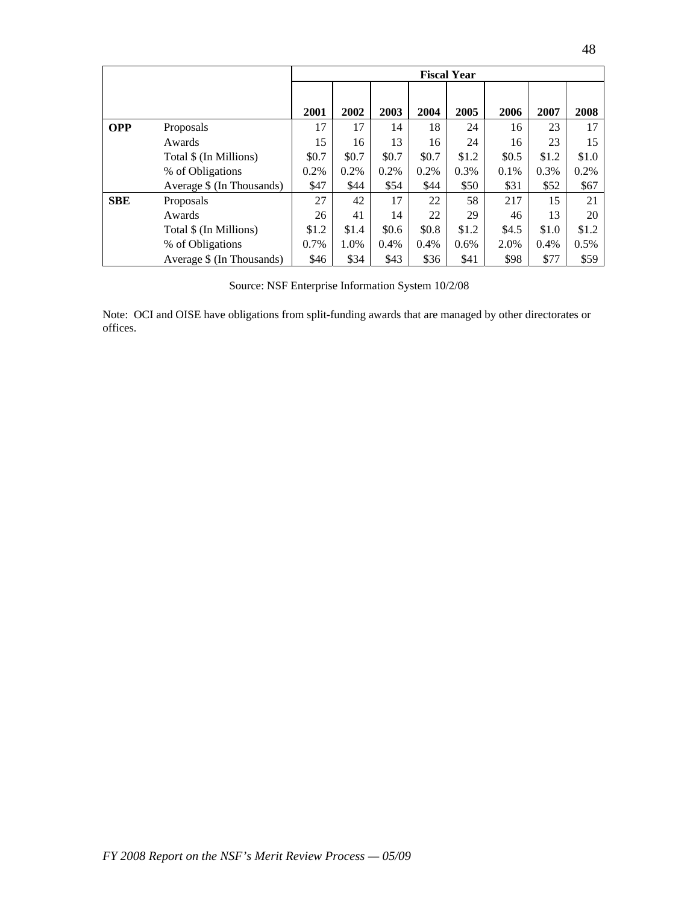| | | Fiscal Year | | | | | | | |
|---|---|---|---|---|---|---|---|---|---|
| | | 2001 | 2002 | 2003 | 2004 | 2005 | 2006 | 2007 | 2008 |
| **OPP** | Proposals | 17 | 17 | 14 | 18 | 24 | 16 | 23 | 17 |
| | Awards | 15 | 16 | 13 | 16 | 24 | 16 | 23 | 15 |
| | Total $ (In Millions) | $0.7 | $0.7 | $0.7 | $0.7 | $1.2 | $0.5 | $1.2 | $1.0 |
| | % of Obligations | 0.2% | 0.2% | 0.2% | 0.2% | 0.3% | 0.1% | 0.3% | 0.2% |
| | Average $ (In Thousands) | $47 | $44 | $54 | $44 | $50 | $31 | $52 | $67 |
| **SBE** | Proposals | 27 | 42 | 17 | 22 | 58 | 217 | 15 | 21 |
| | Awards | 26 | 41 | 14 | 22 | 29 | 46 | 13 | 20 |
| | Total $ (In Millions) | $1.2 | $1.4 | $0.6 | $0.8 | $1.2 | $4.5 | $1.0 | $1.2 |
| | % of Obligations | 0.7% | 1.0% | 0.4% | 0.4% | 0.6% | 2.0% | 0.4% | 0.5% |
| | Average $ (In Thousands) | $46 | $34 | $43 | $36 | $41 | $98 | $77 | $59 |

Source: NSF Enterprise Information System 10/2/08

Note: OCI and OISE have obligations from split-funding awards that are managed by other directorates or offices.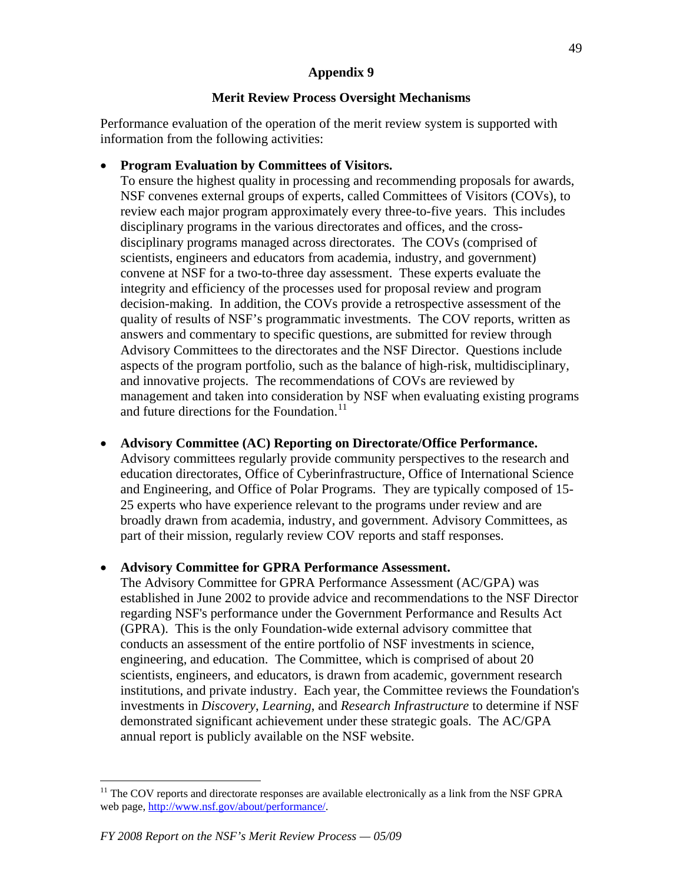# Appendix 9

## Merit Review Process Oversight Mechanisms

Performance evaluation of the operation of the merit review system is supported with information from the following activities:

- **Program Evaluation by Committees of Visitors.**
  To ensure the highest quality in processing and recommending proposals for awards, NSF convenes external groups of experts, called Committees of Visitors (COVs), to review each major program approximately every three-to-five years. This includes disciplinary programs in the various directorates and offices, and the cross-disciplinary programs managed across directorates. The COVs (comprised of scientists, engineers and educators from academia, industry, and government) convene at NSF for a two-to-three day assessment. These experts evaluate the integrity and efficiency of the processes used for proposal review and program decision-making. In addition, the COVs provide a retrospective assessment of the quality of results of NSF's programmatic investments. The COV reports, written as answers and commentary to specific questions, are submitted for review through Advisory Committees to the directorates and the NSF Director. Questions include aspects of the program portfolio, such as the balance of high-risk, multidisciplinary, and innovative projects. The recommendations of COVs are reviewed by management and taken into consideration by NSF when evaluating existing programs and future directions for the Foundation.[11]

- **Advisory Committee (AC) Reporting on Directorate/Office Performance.**
  Advisory committees regularly provide community perspectives to the research and education directorates, Office of Cyberinfrastructure, Office of International Science and Engineering, and Office of Polar Programs. They are typically composed of 15-25 experts who have experience relevant to the programs under review and are broadly drawn from academia, industry, and government. Advisory Committees, as part of their mission, regularly review COV reports and staff responses.

- **Advisory Committee for GPRA Performance Assessment.**
  The Advisory Committee for GPRA Performance Assessment (AC/GPA) was established in June 2002 to provide advice and recommendations to the NSF Director regarding NSF's performance under the Government Performance and Results Act (GPRA). This is the only Foundation-wide external advisory committee that conducts an assessment of the entire portfolio of NSF investments in science, engineering, and education. The Committee, which is comprised of about 20 scientists, engineers, and educators, is drawn from academic, government research institutions, and private industry. Each year, the Committee reviews the Foundation's investments in *Discovery*, *Learning*, and *Research Infrastructure* to determine if NSF demonstrated significant achievement under these strategic goals. The AC/GPA annual report is publicly available on the NSF website.

---

[11] The COV reports and directorate responses are available electronically as a link from the NSF GPRA web page, http://www.nsf.gov/about/performance/.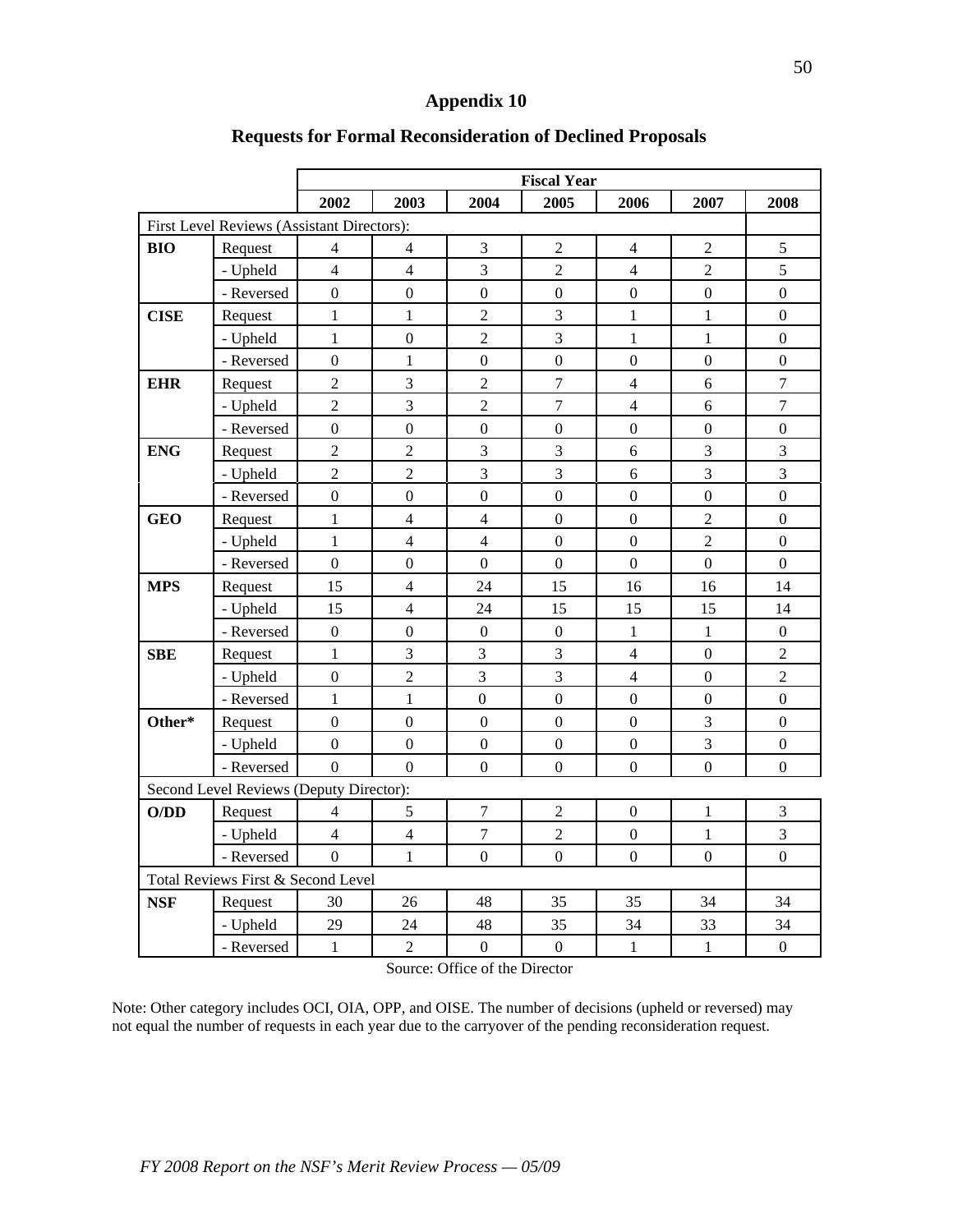# Appendix 10

## Requests for Formal Reconsideration of Declined Proposals

| | | Fiscal Year | | | | | | |
|---|---|---|---|---|---|---|---|---|
| | | 2002 | 2003 | 2004 | 2005 | 2006 | 2007 | 2008 |
| First Level Reviews (Assistant Directors): | | | | | | | | |
| **BIO** | Request | 4 | 4 | 3 | 2 | 4 | 2 | 5 |
| | - Upheld | 4 | 4 | 3 | 2 | 4 | 2 | 5 |
| | - Reversed | 0 | 0 | 0 | 0 | 0 | 0 | 0 |
| **CISE** | Request | 1 | 1 | 2 | 3 | 1 | 1 | 0 |
| | - Upheld | 1 | 0 | 2 | 3 | 1 | 1 | 0 |
| | - Reversed | 0 | 1 | 0 | 0 | 0 | 0 | 0 |
| **EHR** | Request | 2 | 3 | 2 | 7 | 4 | 6 | 7 |
| | - Upheld | 2 | 3 | 2 | 7 | 4 | 6 | 7 |
| | - Reversed | 0 | 0 | 0 | 0 | 0 | 0 | 0 |
| **ENG** | Request | 2 | 2 | 3 | 3 | 6 | 3 | 3 |
| | - Upheld | 2 | 2 | 3 | 3 | 6 | 3 | 3 |
| | - Reversed | 0 | 0 | 0 | 0 | 0 | 0 | 0 |
| **GEO** | Request | 1 | 4 | 4 | 0 | 0 | 2 | 0 |
| | - Upheld | 1 | 4 | 4 | 0 | 0 | 2 | 0 |
| | - Reversed | 0 | 0 | 0 | 0 | 0 | 0 | 0 |
| **MPS** | Request | 15 | 4 | 24 | 15 | 16 | 16 | 14 |
| | - Upheld | 15 | 4 | 24 | 15 | 15 | 15 | 14 |
| | - Reversed | 0 | 0 | 0 | 0 | 1 | 1 | 0 |
| **SBE** | Request | 1 | 3 | 3 | 3 | 4 | 0 | 2 |
| | - Upheld | 0 | 2 | 3 | 3 | 4 | 0 | 2 |
| | - Reversed | 1 | 1 | 0 | 0 | 0 | 0 | 0 |
| **Other*** | Request | 0 | 0 | 0 | 0 | 0 | 3 | 0 |
| | - Upheld | 0 | 0 | 0 | 0 | 0 | 3 | 0 |
| | - Reversed | 0 | 0 | 0 | 0 | 0 | 0 | 0 |
| Second Level Reviews (Deputy Director): | | | | | | | | |
| **O/DD** | Request | 4 | 5 | 7 | 2 | 0 | 1 | 3 |
| | - Upheld | 4 | 4 | 7 | 2 | 0 | 1 | 3 |
| | - Reversed | 0 | 1 | 0 | 0 | 0 | 0 | 0 |
| Total Reviews First & Second Level | | | | | | | | |
| **NSF** | Request | 30 | 26 | 48 | 35 | 35 | 34 | 34 |
| | - Upheld | 29 | 24 | 48 | 35 | 34 | 33 | 34 |
| | - Reversed | 1 | 2 | 0 | 0 | 1 | 1 | 0 |

Source: Office of the Director

Note: Other category includes OCI, OIA, OPP, and OISE. The number of decisions (upheld or reversed) may not equal the number of requests in each year due to the carryover of the pending reconsideration request.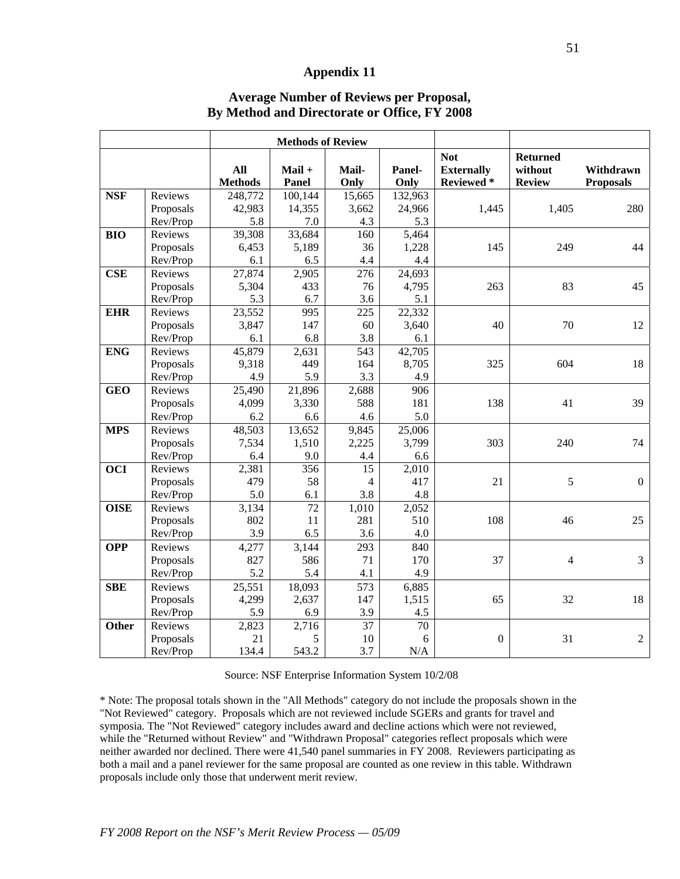# Appendix 11

## Average Number of Reviews per Proposal, By Method and Directorate or Office, FY 2008

| | | Methods of Review | | | | | | |
|---|---|---|---|---|---|---|---|---|
| | | **All Methods** | **Mail + Panel** | **Mail-Only** | **Panel-Only** | **Not Externally Reviewed *** | **Returned without Review** | **Withdrawn Proposals** |
| **NSF** | Reviews | 248,772 | 100,144 | 15,665 | 132,963 | | | |
| | Proposals | 42,983 | 14,355 | 3,662 | 24,966 | 1,445 | 1,405 | 280 |
| | Rev/Prop | 5.8 | 7.0 | 4.3 | 5.3 | | | |
| **BIO** | Reviews | 39,308 | 33,684 | 160 | 5,464 | | | |
| | Proposals | 6,453 | 5,189 | 36 | 1,228 | 145 | 249 | 44 |
| | Rev/Prop | 6.1 | 6.5 | 4.4 | 4.4 | | | |
| **CSE** | Reviews | 27,874 | 2,905 | 276 | 24,693 | | | |
| | Proposals | 5,304 | 433 | 76 | 4,795 | 263 | 83 | 45 |
| | Rev/Prop | 5.3 | 6.7 | 3.6 | 5.1 | | | |
| **EHR** | Reviews | 23,552 | 995 | 225 | 22,332 | | | |
| | Proposals | 3,847 | 147 | 60 | 3,640 | 40 | 70 | 12 |
| | Rev/Prop | 6.1 | 6.8 | 3.8 | 6.1 | | | |
| **ENG** | Reviews | 45,879 | 2,631 | 543 | 42,705 | | | |
| | Proposals | 9,318 | 449 | 164 | 8,705 | 325 | 604 | 18 |
| | Rev/Prop | 4.9 | 5.9 | 3.3 | 4.9 | | | |
| **GEO** | Reviews | 25,490 | 21,896 | 2,688 | 906 | | | |
| | Proposals | 4,099 | 3,330 | 588 | 181 | 138 | 41 | 39 |
| | Rev/Prop | 6.2 | 6.6 | 4.6 | 5.0 | | | |
| **MPS** | Reviews | 48,503 | 13,652 | 9,845 | 25,006 | | | |
| | Proposals | 7,534 | 1,510 | 2,225 | 3,799 | 303 | 240 | 74 |
| | Rev/Prop | 6.4 | 9.0 | 4.4 | 6.6 | | | |
| **OCI** | Reviews | 2,381 | 356 | 15 | 2,010 | | | |
| | Proposals | 479 | 58 | 4 | 417 | 21 | 5 | 0 |
| | Rev/Prop | 5.0 | 6.1 | 3.8 | 4.8 | | | |
| **OISE** | Reviews | 3,134 | 72 | 1,010 | 2,052 | | | |
| | Proposals | 802 | 11 | 281 | 510 | 108 | 46 | 25 |
| | Rev/Prop | 3.9 | 6.5 | 3.6 | 4.0 | | | |
| **OPP** | Reviews | 4,277 | 3,144 | 293 | 840 | | | |
| | Proposals | 827 | 586 | 71 | 170 | 37 | 4 | 3 |
| | Rev/Prop | 5.2 | 5.4 | 4.1 | 4.9 | | | |
| **SBE** | Reviews | 25,551 | 18,093 | 573 | 6,885 | | | |
| | Proposals | 4,299 | 2,637 | 147 | 1,515 | 65 | 32 | 18 |
| | Rev/Prop | 5.9 | 6.9 | 3.9 | 4.5 | | | |
| **Other** | Reviews | 2,823 | 2,716 | 37 | 70 | | | |
| | Proposals | 21 | 5 | 10 | 6 | 0 | 31 | 2 |
| | Rev/Prop | 134.4 | 543.2 | 3.7 | N/A | | | |

Source: NSF Enterprise Information System 10/2/08

* Note: The proposal totals shown in the "All Methods" category do not include the proposals shown in the "Not Reviewed" category. Proposals which are not reviewed include SGERs and grants for travel and symposia. The "Not Reviewed" category includes award and decline actions which were not reviewed, while the "Returned without Review" and "Withdrawn Proposal" categories reflect proposals which were neither awarded nor declined. There were 41,540 panel summaries in FY 2008. Reviewers participating as both a mail and a panel reviewer for the same proposal are counted as one review in this table. Withdrawn proposals include only those that underwent merit review.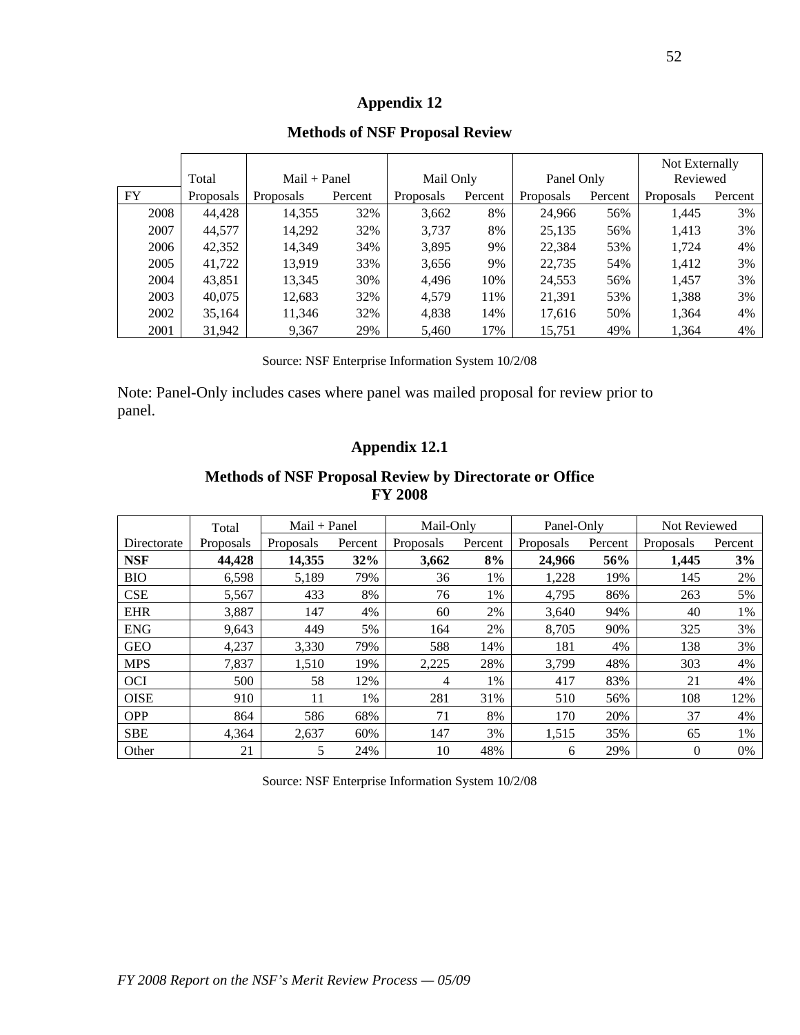# Appendix 12

## Methods of NSF Proposal Review

| FY | Total Proposals | Mail + Panel Proposals | Percent | Mail Only Proposals | Percent | Panel Only Proposals | Percent | Not Externally Reviewed Proposals | Percent |
|---|---|---|---|---|---|---|---|---|---|
| 2008 | 44,428 | 14,355 | 32% | 3,662 | 8% | 24,966 | 56% | 1,445 | 3% |
| 2007 | 44,577 | 14,292 | 32% | 3,737 | 8% | 25,135 | 56% | 1,413 | 3% |
| 2006 | 42,352 | 14,349 | 34% | 3,895 | 9% | 22,384 | 53% | 1,724 | 4% |
| 2005 | 41,722 | 13,919 | 33% | 3,656 | 9% | 22,735 | 54% | 1,412 | 3% |
| 2004 | 43,851 | 13,345 | 30% | 4,496 | 10% | 24,553 | 56% | 1,457 | 3% |
| 2003 | 40,075 | 12,683 | 32% | 4,579 | 11% | 21,391 | 53% | 1,388 | 3% |
| 2002 | 35,164 | 11,346 | 32% | 4,838 | 14% | 17,616 | 50% | 1,364 | 4% |
| 2001 | 31,942 | 9,367 | 29% | 5,460 | 17% | 15,751 | 49% | 1,364 | 4% |

Source: NSF Enterprise Information System 10/2/08

Note: Panel-Only includes cases where panel was mailed proposal for review prior to panel.

# Appendix 12.1

## Methods of NSF Proposal Review by Directorate or Office FY 2008

| Directorate | Total Proposals | Mail + Panel Proposals | Percent | Mail-Only Proposals | Percent | Panel-Only Proposals | Percent | Not Reviewed Proposals | Percent |
|---|---|---|---|---|---|---|---|---|---|
| **NSF** | **44,428** | **14,355** | **32%** | **3,662** | **8%** | **24,966** | **56%** | **1,445** | **3%** |
| BIO | 6,598 | 5,189 | 79% | 36 | 1% | 1,228 | 19% | 145 | 2% |
| CSE | 5,567 | 433 | 8% | 76 | 1% | 4,795 | 86% | 263 | 5% |
| EHR | 3,887 | 147 | 4% | 60 | 2% | 3,640 | 94% | 40 | 1% |
| ENG | 9,643 | 449 | 5% | 164 | 2% | 8,705 | 90% | 325 | 3% |
| GEO | 4,237 | 3,330 | 79% | 588 | 14% | 181 | 4% | 138 | 3% |
| MPS | 7,837 | 1,510 | 19% | 2,225 | 28% | 3,799 | 48% | 303 | 4% |
| OCI | 500 | 58 | 12% | 4 | 1% | 417 | 83% | 21 | 4% |
| OISE | 910 | 11 | 1% | 281 | 31% | 510 | 56% | 108 | 12% |
| OPP | 864 | 586 | 68% | 71 | 8% | 170 | 20% | 37 | 4% |
| SBE | 4,364 | 2,637 | 60% | 147 | 3% | 1,515 | 35% | 65 | 1% |
| Other | 21 | 5 | 24% | 10 | 48% | 6 | 29% | 0 | 0% |

Source: NSF Enterprise Information System 10/2/08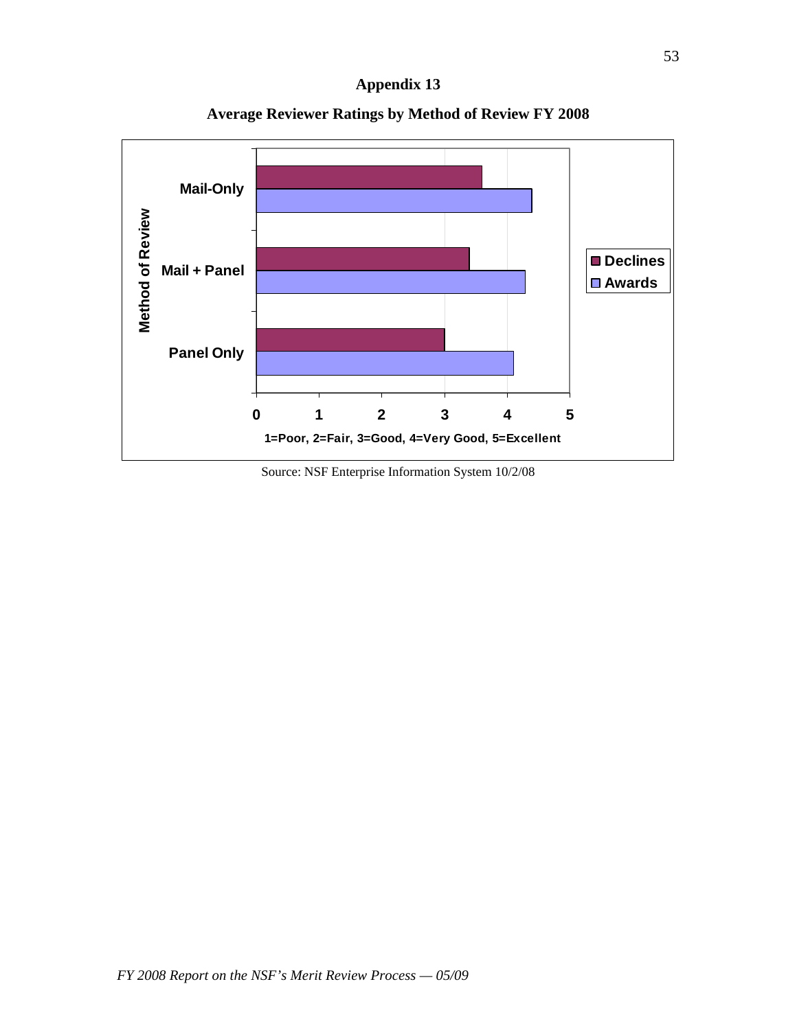# Appendix 13

## Average Reviewer Ratings by Method of Review FY 2008

Method of Review

Mail-Only

Mail + Panel

Panel Only

Declines

Awards

0 1 2 3 4 5

1=Poor, 2=Fair, 3=Good, 4=Very Good, 5=Excellent

Source: NSF Enterprise Information System 10/2/08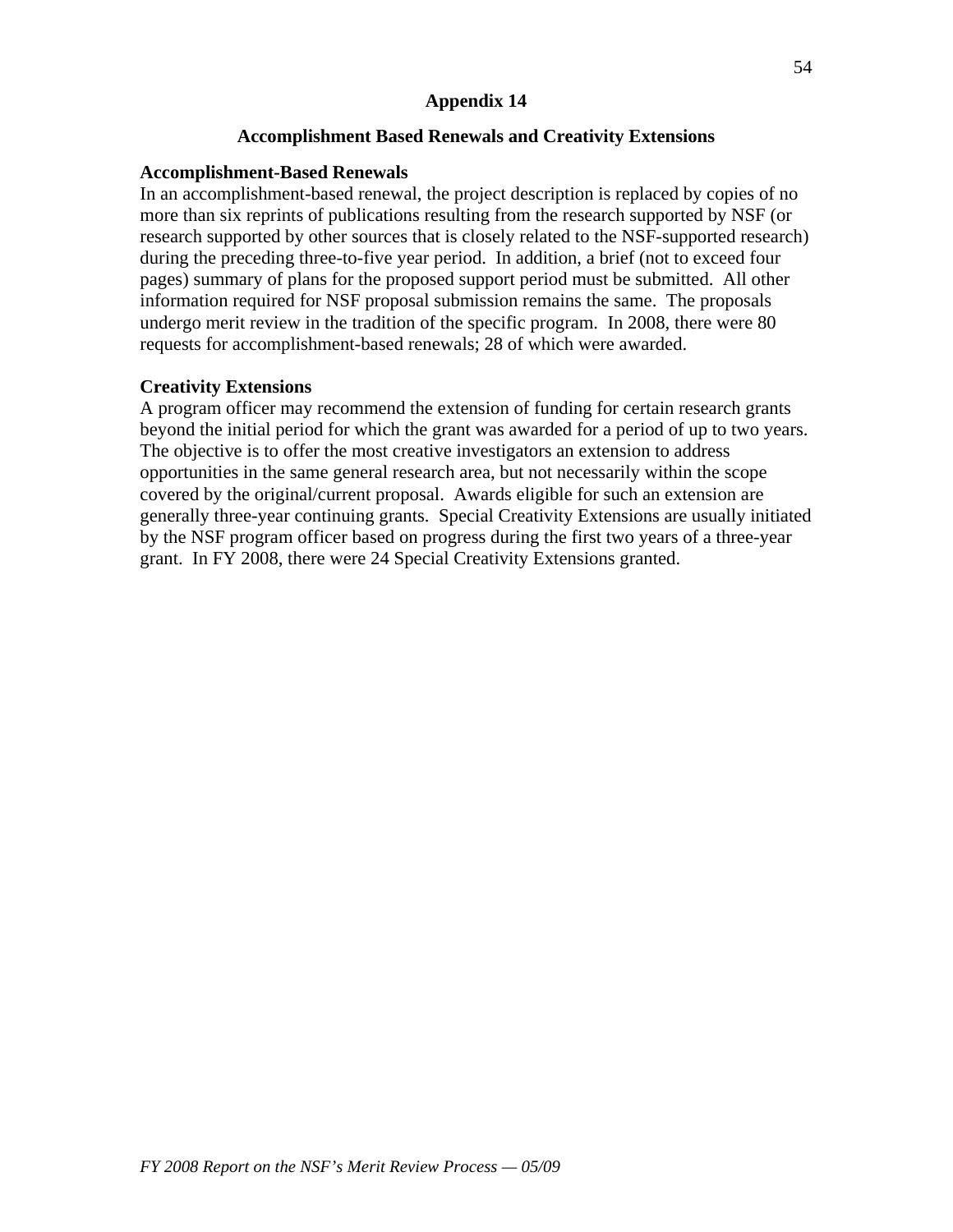# Appendix 14

## Accomplishment Based Renewals and Creativity Extensions

### Accomplishment-Based Renewals

In an accomplishment-based renewal, the project description is replaced by copies of no more than six reprints of publications resulting from the research supported by NSF (or research supported by other sources that is closely related to the NSF-supported research) during the preceding three-to-five year period. In addition, a brief (not to exceed four pages) summary of plans for the proposed support period must be submitted. All other information required for NSF proposal submission remains the same. The proposals undergo merit review in the tradition of the specific program. In 2008, there were 80 requests for accomplishment-based renewals; 28 of which were awarded.

### Creativity Extensions

A program officer may recommend the extension of funding for certain research grants beyond the initial period for which the grant was awarded for a period of up to two years. The objective is to offer the most creative investigators an extension to address opportunities in the same general research area, but not necessarily within the scope covered by the original/current proposal. Awards eligible for such an extension are generally three-year continuing grants. Special Creativity Extensions are usually initiated by the NSF program officer based on progress during the first two years of a three-year grant. In FY 2008, there were 24 Special Creativity Extensions granted.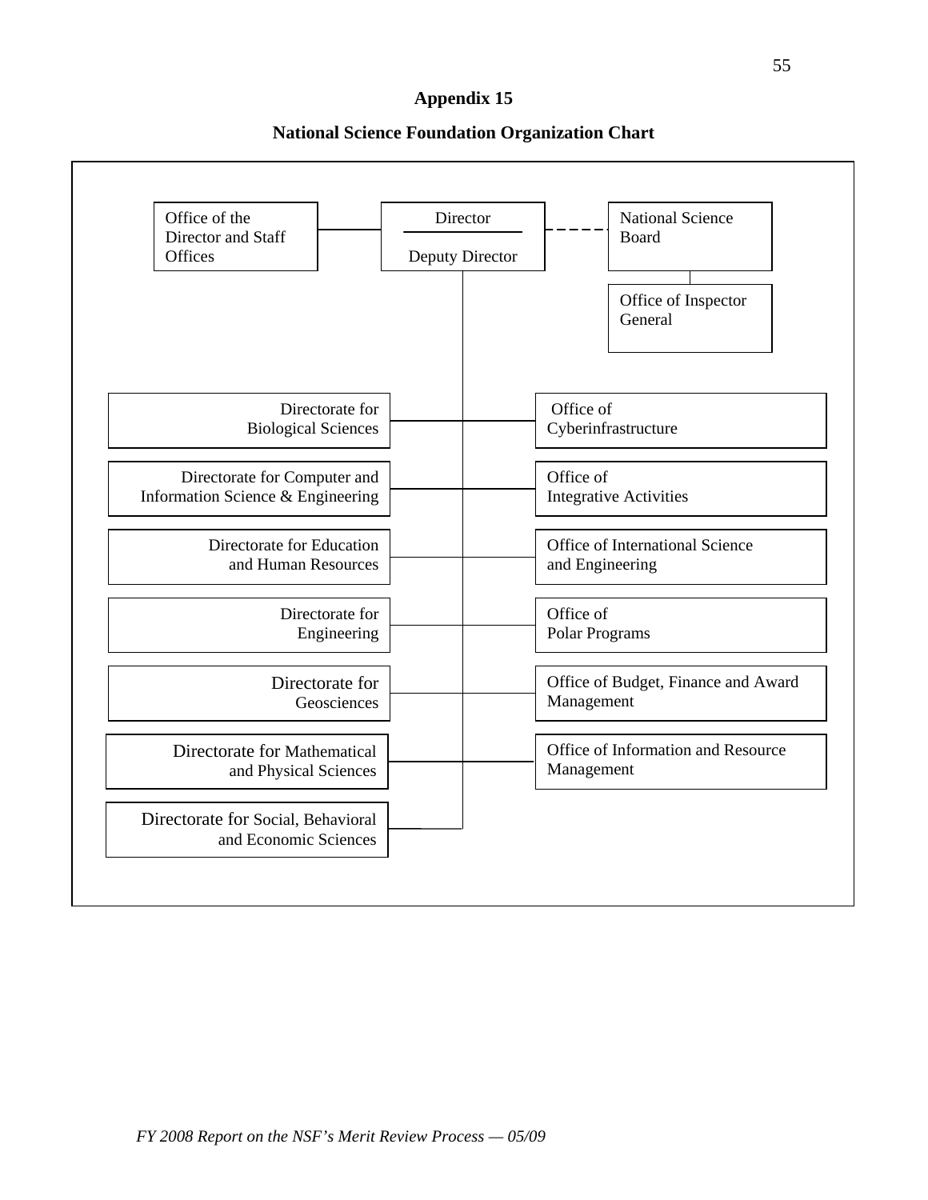## Appendix 15

## National Science Foundation Organization Chart

- Director / Deputy Director
  - Office of the Director and Staff Offices
  - National Science Board (dashed line)
    - Office of Inspector General
  - Directorate for Biological Sciences
  - Directorate for Computer and Information Science & Engineering
  - Directorate for Education and Human Resources
  - Directorate for Engineering
  - Directorate for Geosciences
  - Directorate for Mathematical and Physical Sciences
  - Directorate for Social, Behavioral and Economic Sciences
  - Office of Cyberinfrastructure
  - Office of Integrative Activities
  - Office of International Science and Engineering
  - Office of Polar Programs
  - Office of Budget, Finance and Award Management
  - Office of Information and Resource Management

*FY 2008 Report on the NSF's Merit Review Process — 05/09*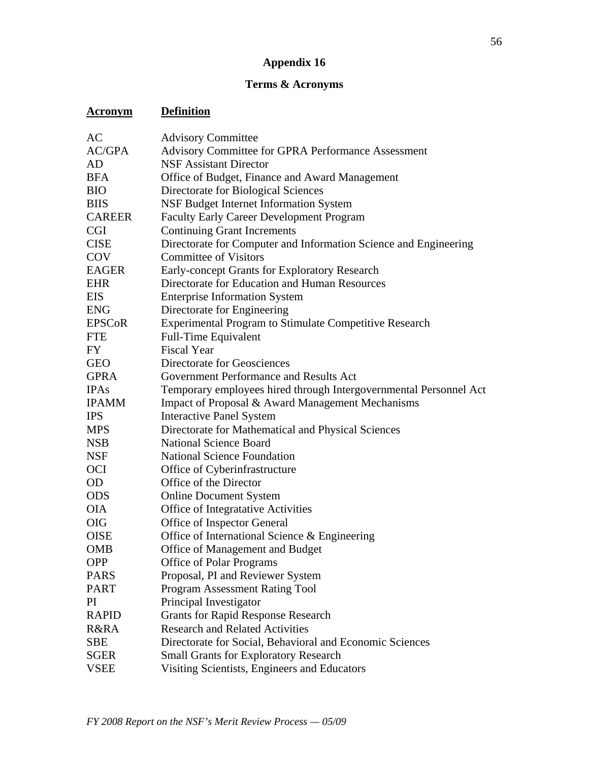# Appendix 16

## Terms & Acronyms

| Acronym | Definition |
|---|---|
| AC | Advisory Committee |
| AC/GPA | Advisory Committee for GPRA Performance Assessment |
| AD | NSF Assistant Director |
| BFA | Office of Budget, Finance and Award Management |
| BIO | Directorate for Biological Sciences |
| BIIS | NSF Budget Internet Information System |
| CAREER | Faculty Early Career Development Program |
| CGI | Continuing Grant Increments |
| CISE | Directorate for Computer and Information Science and Engineering |
| COV | Committee of Visitors |
| EAGER | Early-concept Grants for Exploratory Research |
| EHR | Directorate for Education and Human Resources |
| EIS | Enterprise Information System |
| ENG | Directorate for Engineering |
| EPSCoR | Experimental Program to Stimulate Competitive Research |
| FTE | Full-Time Equivalent |
| FY | Fiscal Year |
| GEO | Directorate for Geosciences |
| GPRA | Government Performance and Results Act |
| IPAs | Temporary employees hired through Intergovernmental Personnel Act |
| IPAMM | Impact of Proposal & Award Management Mechanisms |
| IPS | Interactive Panel System |
| MPS | Directorate for Mathematical and Physical Sciences |
| NSB | National Science Board |
| NSF | National Science Foundation |
| OCI | Office of Cyberinfrastructure |
| OD | Office of the Director |
| ODS | Online Document System |
| OIA | Office of Integratative Activities |
| OIG | Office of Inspector General |
| OISE | Office of International Science & Engineering |
| OMB | Office of Management and Budget |
| OPP | Office of Polar Programs |
| PARS | Proposal, PI and Reviewer System |
| PART | Program Assessment Rating Tool |
| PI | Principal Investigator |
| RAPID | Grants for Rapid Response Research |
| R&RA | Research and Related Activities |
| SBE | Directorate for Social, Behavioral and Economic Sciences |
| SGER | Small Grants for Exploratory Research |
| VSEE | Visiting Scientists, Engineers and Educators |